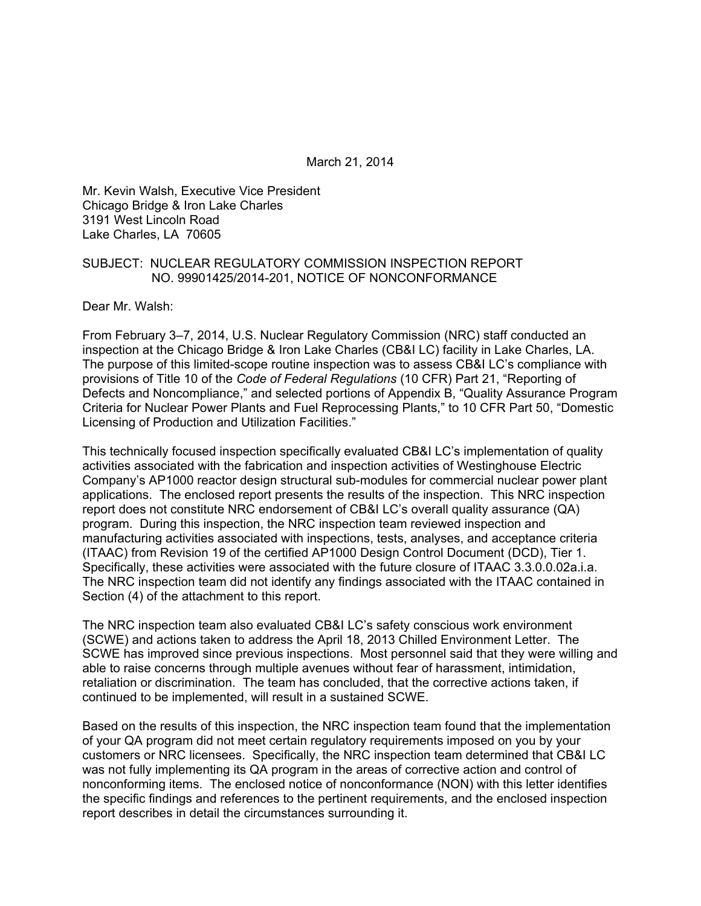March 21, 2014

Mr. Kevin Walsh, Executive Vice President
Chicago Bridge & Iron Lake Charles
3191 West Lincoln Road
Lake Charles, LA 70605

SUBJECT: NUCLEAR REGULATORY COMMISSION INSPECTION REPORT NO. 99901425/2014-201, NOTICE OF NONCONFORMANCE

Dear Mr. Walsh:

From February 3–7, 2014, U.S. Nuclear Regulatory Commission (NRC) staff conducted an inspection at the Chicago Bridge & Iron Lake Charles (CB&I LC) facility in Lake Charles, LA. The purpose of this limited-scope routine inspection was to assess CB&I LC's compliance with provisions of Title 10 of the *Code of Federal Regulations* (10 CFR) Part 21, "Reporting of Defects and Noncompliance," and selected portions of Appendix B, "Quality Assurance Program Criteria for Nuclear Power Plants and Fuel Reprocessing Plants," to 10 CFR Part 50, "Domestic Licensing of Production and Utilization Facilities."

This technically focused inspection specifically evaluated CB&I LC's implementation of quality activities associated with the fabrication and inspection activities of Westinghouse Electric Company's AP1000 reactor design structural sub-modules for commercial nuclear power plant applications. The enclosed report presents the results of the inspection. This NRC inspection report does not constitute NRC endorsement of CB&I LC's overall quality assurance (QA) program. During this inspection, the NRC inspection team reviewed inspection and manufacturing activities associated with inspections, tests, analyses, and acceptance criteria (ITAAC) from Revision 19 of the certified AP1000 Design Control Document (DCD), Tier 1. Specifically, these activities were associated with the future closure of ITAAC 3.3.0.0.02a.i.a. The NRC inspection team did not identify any findings associated with the ITAAC contained in Section (4) of the attachment to this report.

The NRC inspection team also evaluated CB&I LC's safety conscious work environment (SCWE) and actions taken to address the April 18, 2013 Chilled Environment Letter. The SCWE has improved since previous inspections. Most personnel said that they were willing and able to raise concerns through multiple avenues without fear of harassment, intimidation, retaliation or discrimination. The team has concluded, that the corrective actions taken, if continued to be implemented, will result in a sustained SCWE.

Based on the results of this inspection, the NRC inspection team found that the implementation of your QA program did not meet certain regulatory requirements imposed on you by your customers or NRC licensees. Specifically, the NRC inspection team determined that CB&I LC was not fully implementing its QA program in the areas of corrective action and control of nonconforming items. The enclosed notice of nonconformance (NON) with this letter identifies the specific findings and references to the pertinent requirements, and the enclosed inspection report describes in detail the circumstances surrounding it.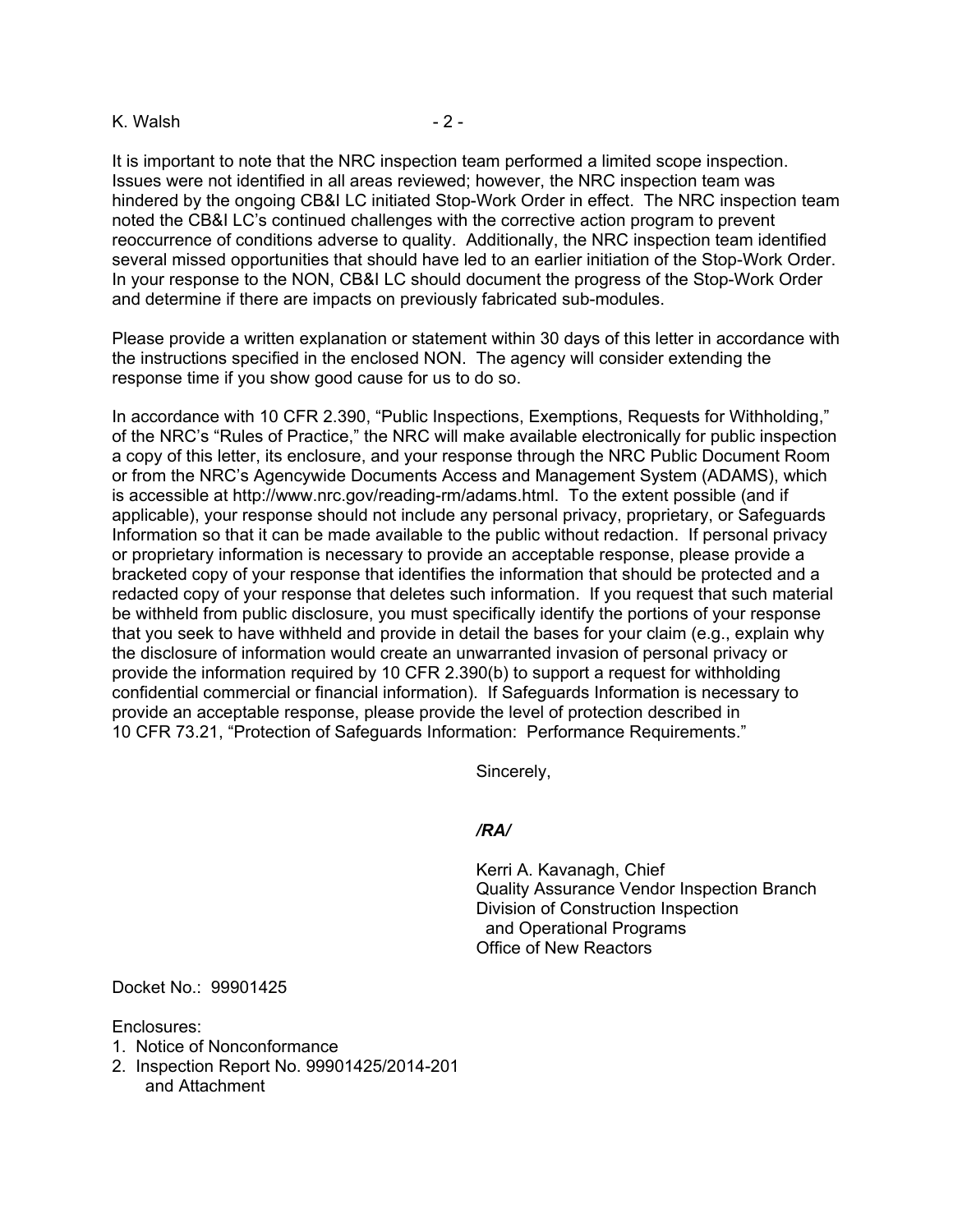It is important to note that the NRC inspection team performed a limited scope inspection. Issues were not identified in all areas reviewed; however, the NRC inspection team was hindered by the ongoing CB&I LC initiated Stop-Work Order in effect. The NRC inspection team noted the CB&I LC's continued challenges with the corrective action program to prevent reoccurrence of conditions adverse to quality. Additionally, the NRC inspection team identified several missed opportunities that should have led to an earlier initiation of the Stop-Work Order. In your response to the NON, CB&I LC should document the progress of the Stop-Work Order and determine if there are impacts on previously fabricated sub-modules.

Please provide a written explanation or statement within 30 days of this letter in accordance with the instructions specified in the enclosed NON. The agency will consider extending the response time if you show good cause for us to do so.

In accordance with 10 CFR 2.390, "Public Inspections, Exemptions, Requests for Withholding," of the NRC's "Rules of Practice," the NRC will make available electronically for public inspection a copy of this letter, its enclosure, and your response through the NRC Public Document Room or from the NRC's Agencywide Documents Access and Management System (ADAMS), which is accessible at http://www.nrc.gov/reading-rm/adams.html. To the extent possible (and if applicable), your response should not include any personal privacy, proprietary, or Safeguards Information so that it can be made available to the public without redaction. If personal privacy or proprietary information is necessary to provide an acceptable response, please provide a bracketed copy of your response that identifies the information that should be protected and a redacted copy of your response that deletes such information. If you request that such material be withheld from public disclosure, you must specifically identify the portions of your response that you seek to have withheld and provide in detail the bases for your claim (e.g., explain why the disclosure of information would create an unwarranted invasion of personal privacy or provide the information required by 10 CFR 2.390(b) to support a request for withholding confidential commercial or financial information). If Safeguards Information is necessary to provide an acceptable response, please provide the level of protection described in 10 CFR 73.21, "Protection of Safeguards Information: Performance Requirements."

Sincerely,

***/RA/***

Kerri A. Kavanagh, Chief
Quality Assurance Vendor Inspection Branch
Division of Construction Inspection
and Operational Programs
Office of New Reactors

Docket No.: 99901425

Enclosures:
1. Notice of Nonconformance
2. Inspection Report No. 99901425/2014-201
   and Attachment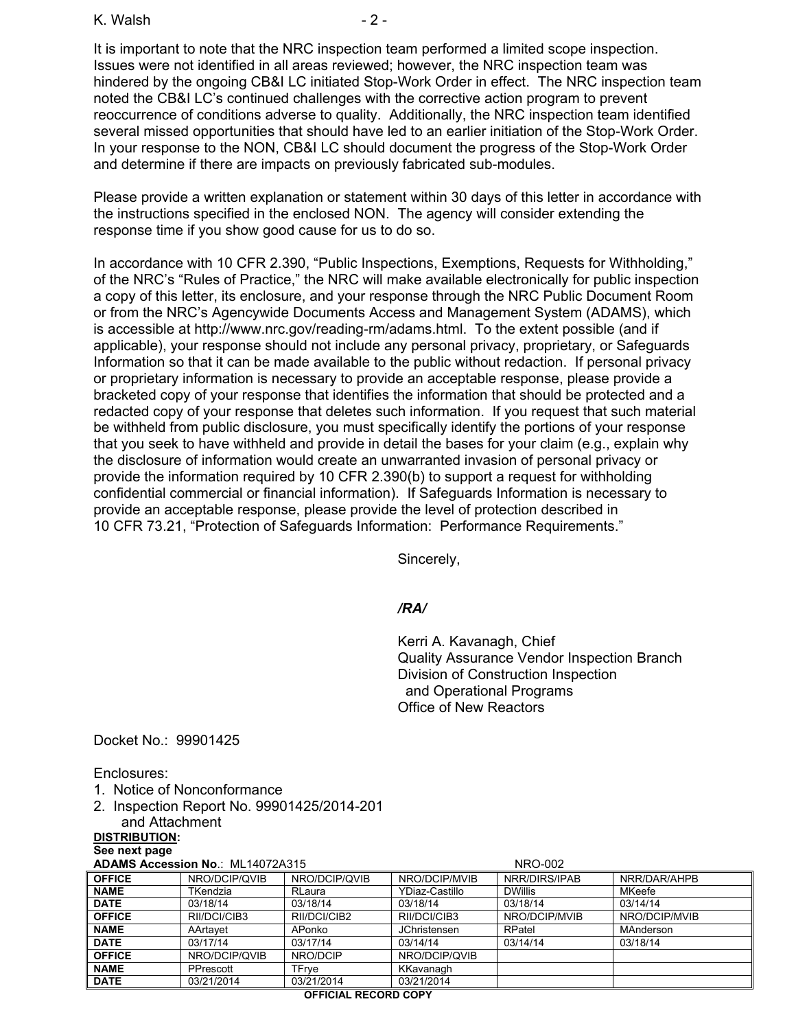It is important to note that the NRC inspection team performed a limited scope inspection. Issues were not identified in all areas reviewed; however, the NRC inspection team was hindered by the ongoing CB&I LC initiated Stop-Work Order in effect. The NRC inspection team noted the CB&I LC's continued challenges with the corrective action program to prevent reoccurrence of conditions adverse to quality. Additionally, the NRC inspection team identified several missed opportunities that should have led to an earlier initiation of the Stop-Work Order. In your response to the NON, CB&I LC should document the progress of the Stop-Work Order and determine if there are impacts on previously fabricated sub-modules.

Please provide a written explanation or statement within 30 days of this letter in accordance with the instructions specified in the enclosed NON. The agency will consider extending the response time if you show good cause for us to do so.

In accordance with 10 CFR 2.390, "Public Inspections, Exemptions, Requests for Withholding," of the NRC's "Rules of Practice," the NRC will make available electronically for public inspection a copy of this letter, its enclosure, and your response through the NRC Public Document Room or from the NRC's Agencywide Documents Access and Management System (ADAMS), which is accessible at http://www.nrc.gov/reading-rm/adams.html. To the extent possible (and if applicable), your response should not include any personal privacy, proprietary, or Safeguards Information so that it can be made available to the public without redaction. If personal privacy or proprietary information is necessary to provide an acceptable response, please provide a bracketed copy of your response that identifies the information that should be protected and a redacted copy of your response that deletes such information. If you request that such material be withheld from public disclosure, you must specifically identify the portions of your response that you seek to have withheld and provide in detail the bases for your claim (e.g., explain why the disclosure of information would create an unwarranted invasion of personal privacy or provide the information required by 10 CFR 2.390(b) to support a request for withholding confidential commercial or financial information). If Safeguards Information is necessary to provide an acceptable response, please provide the level of protection described in 10 CFR 73.21, "Protection of Safeguards Information: Performance Requirements."

Sincerely,

*/RA/*

Kerri A. Kavanagh, Chief
Quality Assurance Vendor Inspection Branch
Division of Construction Inspection
and Operational Programs
Office of New Reactors

Docket No.: 99901425

Enclosures:
1. Notice of Nonconformance
2. Inspection Report No. 99901425/2014-201
   and Attachment

**DISTRIBUTION:**
**See next page**

**ADAMS Accession No**.: ML14072A315 NRO-002

| **OFFICE** | NRO/DCIP/QVIB | NRO/DCIP/QVIB | NRO/DCIP/MVIB | NRR/DIRS/IPAB | NRR/DAR/AHPB |
|---|---|---|---|---|---|
| **NAME** | TKendzia | RLaura | YDiaz-Castillo | DWillis | MKeefe |
| **DATE** | 03/18/14 | 03/18/14 | 03/18/14 | 03/18/14 | 03/14/14 |
| **OFFICE** | RII/DCI/CIB3 | RII/DCI/CIB2 | RII/DCI/CIB3 | NRO/DCIP/MVIB | NRO/DCIP/MVIB |
| **NAME** | AArtayet | APonko | JChristensen | RPatel | MAnderson |
| **DATE** | 03/17/14 | 03/17/14 | 03/14/14 | 03/14/14 | 03/18/14 |
| **OFFICE** | NRO/DCIP/QVIB | NRO/DCIP | NRO/DCIP/QVIB | | |
| **NAME** | PPrescott | TFrye | KKavanagh | | |
| **DATE** | 03/21/2014 | 03/21/2014 | 03/21/2014 | | |

**OFFICIAL RECORD COPY**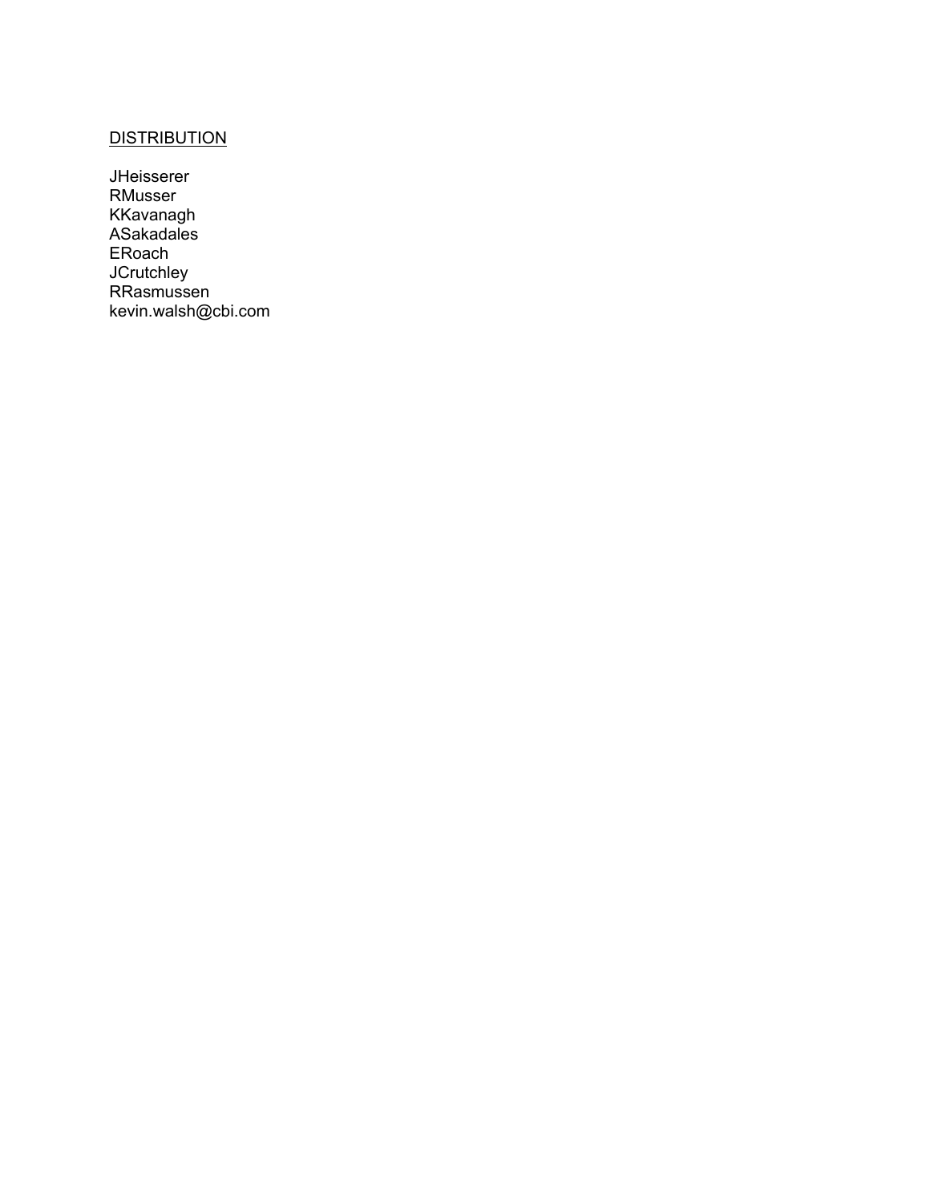<u>DISTRIBUTION</u>

JHeisserer
RMusser
KKavanagh
ASakadales
ERoach
JCrutchley
RRasmussen
kevin.walsh@cbi.com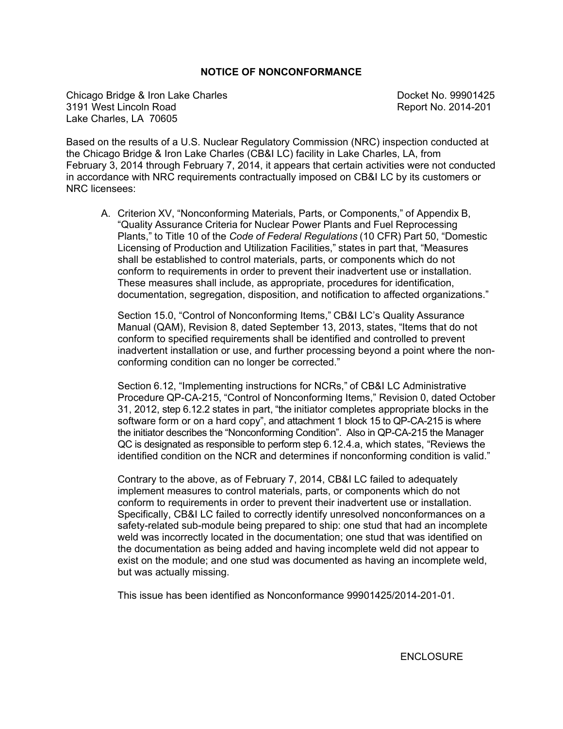# NOTICE OF NONCONFORMANCE

Chicago Bridge & Iron Lake Charles
3191 West Lincoln Road
Lake Charles, LA 70605

Docket No. 99901425
Report No. 2014-201

Based on the results of a U.S. Nuclear Regulatory Commission (NRC) inspection conducted at the Chicago Bridge & Iron Lake Charles (CB&I LC) facility in Lake Charles, LA, from February 3, 2014 through February 7, 2014, it appears that certain activities were not conducted in accordance with NRC requirements contractually imposed on CB&I LC by its customers or NRC licensees:

A. Criterion XV, "Nonconforming Materials, Parts, or Components," of Appendix B, "Quality Assurance Criteria for Nuclear Power Plants and Fuel Reprocessing Plants," to Title 10 of the *Code of Federal Regulations* (10 CFR) Part 50, "Domestic Licensing of Production and Utilization Facilities," states in part that, "Measures shall be established to control materials, parts, or components which do not conform to requirements in order to prevent their inadvertent use or installation. These measures shall include, as appropriate, procedures for identification, documentation, segregation, disposition, and notification to affected organizations."

   Section 15.0, "Control of Nonconforming Items," CB&I LC's Quality Assurance Manual (QAM), Revision 8, dated September 13, 2013, states, "Items that do not conform to specified requirements shall be identified and controlled to prevent inadvertent installation or use, and further processing beyond a point where the non-conforming condition can no longer be corrected."

   Section 6.12, "Implementing instructions for NCRs," of CB&I LC Administrative Procedure QP-CA-215, "Control of Nonconforming Items," Revision 0, dated October 31, 2012, step 6.12.2 states in part, "the initiator completes appropriate blocks in the software form or on a hard copy", and attachment 1 block 15 to QP-CA-215 is where the initiator describes the "Nonconforming Condition". Also in QP-CA-215 the Manager QC is designated as responsible to perform step 6.12.4.a, which states, "Reviews the identified condition on the NCR and determines if nonconforming condition is valid."

   Contrary to the above, as of February 7, 2014, CB&I LC failed to adequately implement measures to control materials, parts, or components which do not conform to requirements in order to prevent their inadvertent use or installation. Specifically, CB&I LC failed to correctly identify unresolved nonconformances on a safety-related sub-module being prepared to ship: one stud that had an incomplete weld was incorrectly located in the documentation; one stud that was identified on the documentation as being added and having incomplete weld did not appear to exist on the module; and one stud was documented as having an incomplete weld, but was actually missing.

   This issue has been identified as Nonconformance 99901425/2014-201-01.

ENCLOSURE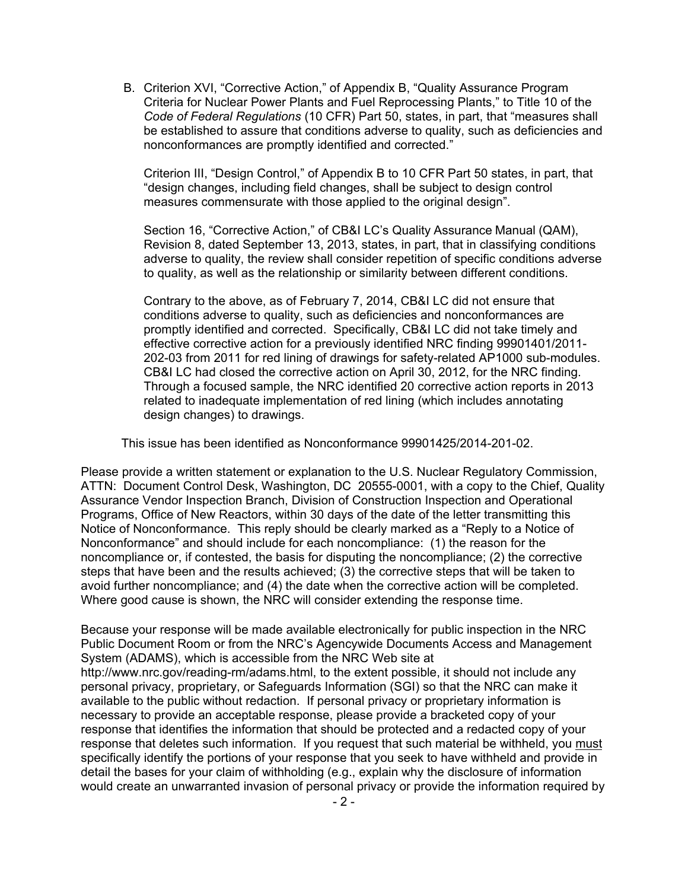B. Criterion XVI, "Corrective Action," of Appendix B, "Quality Assurance Program Criteria for Nuclear Power Plants and Fuel Reprocessing Plants," to Title 10 of the *Code of Federal Regulations* (10 CFR) Part 50, states, in part, that "measures shall be established to assure that conditions adverse to quality, such as deficiencies and nonconformances are promptly identified and corrected."

   Criterion III, "Design Control," of Appendix B to 10 CFR Part 50 states, in part, that "design changes, including field changes, shall be subject to design control measures commensurate with those applied to the original design".

   Section 16, "Corrective Action," of CB&I LC's Quality Assurance Manual (QAM), Revision 8, dated September 13, 2013, states, in part, that in classifying conditions adverse to quality, the review shall consider repetition of specific conditions adverse to quality, as well as the relationship or similarity between different conditions.

   Contrary to the above, as of February 7, 2014, CB&I LC did not ensure that conditions adverse to quality, such as deficiencies and nonconformances are promptly identified and corrected. Specifically, CB&I LC did not take timely and effective corrective action for a previously identified NRC finding 99901401/2011-202-03 from 2011 for red lining of drawings for safety-related AP1000 sub-modules. CB&I LC had closed the corrective action on April 30, 2012, for the NRC finding. Through a focused sample, the NRC identified 20 corrective action reports in 2013 related to inadequate implementation of red lining (which includes annotating design changes) to drawings.

   This issue has been identified as Nonconformance 99901425/2014-201-02.

Please provide a written statement or explanation to the U.S. Nuclear Regulatory Commission, ATTN: Document Control Desk, Washington, DC 20555-0001, with a copy to the Chief, Quality Assurance Vendor Inspection Branch, Division of Construction Inspection and Operational Programs, Office of New Reactors, within 30 days of the date of the letter transmitting this Notice of Nonconformance. This reply should be clearly marked as a "Reply to a Notice of Nonconformance" and should include for each noncompliance: (1) the reason for the noncompliance or, if contested, the basis for disputing the noncompliance; (2) the corrective steps that have been and the results achieved; (3) the corrective steps that will be taken to avoid further noncompliance; and (4) the date when the corrective action will be completed. Where good cause is shown, the NRC will consider extending the response time.

Because your response will be made available electronically for public inspection in the NRC Public Document Room or from the NRC's Agencywide Documents Access and Management System (ADAMS), which is accessible from the NRC Web site at http://www.nrc.gov/reading-rm/adams.html, to the extent possible, it should not include any personal privacy, proprietary, or Safeguards Information (SGI) so that the NRC can make it available to the public without redaction. If personal privacy or proprietary information is necessary to provide an acceptable response, please provide a bracketed copy of your response that identifies the information that should be protected and a redacted copy of your response that deletes such information. If you request that such material be withheld, you <u>must</u> specifically identify the portions of your response that you seek to have withheld and provide in detail the bases for your claim of withholding (e.g., explain why the disclosure of information would create an unwarranted invasion of personal privacy or provide the information required by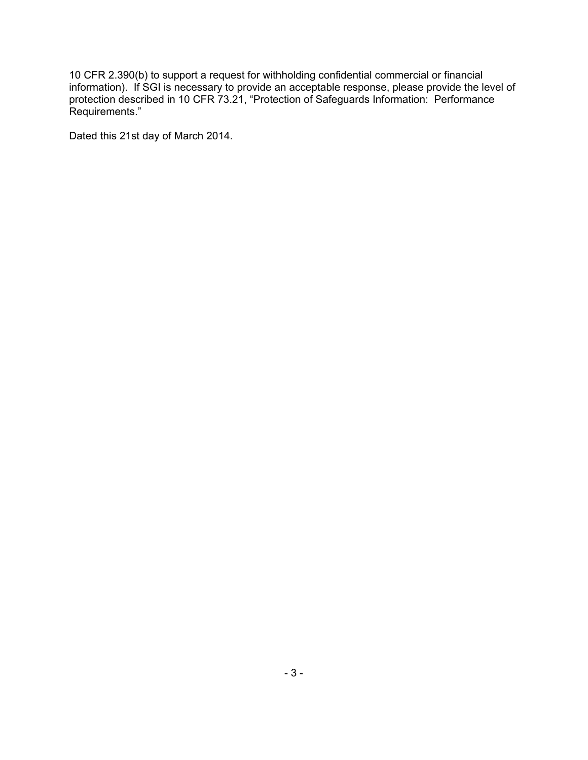10 CFR 2.390(b) to support a request for withholding confidential commercial or financial information). If SGI is necessary to provide an acceptable response, please provide the level of protection described in 10 CFR 73.21, "Protection of Safeguards Information: Performance Requirements."

Dated this 21st day of March 2014.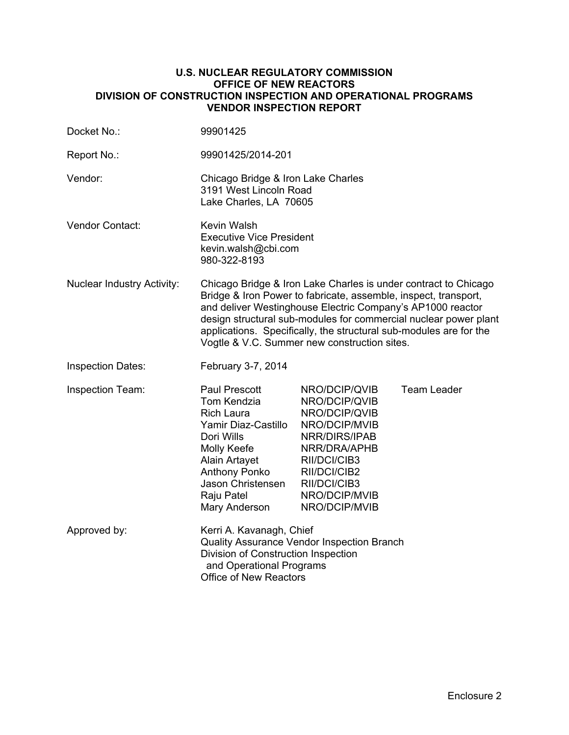**U.S. NUCLEAR REGULATORY COMMISSION**
**OFFICE OF NEW REACTORS**
**DIVISION OF CONSTRUCTION INSPECTION AND OPERATIONAL PROGRAMS**
**VENDOR INSPECTION REPORT**

Docket No.: 99901425

Report No.: 99901425/2014-201

Vendor: Chicago Bridge & Iron Lake Charles
3191 West Lincoln Road
Lake Charles, LA 70605

Vendor Contact: Kevin Walsh
Executive Vice President
kevin.walsh@cbi.com
980-322-8193

Nuclear Industry Activity: Chicago Bridge & Iron Lake Charles is under contract to Chicago Bridge & Iron Power to fabricate, assemble, inspect, transport, and deliver Westinghouse Electric Company's AP1000 reactor design structural sub-modules for commercial nuclear power plant applications. Specifically, the structural sub-modules are for the Vogtle & V.C. Summer new construction sites.

Inspection Dates: February 3-7, 2014

Inspection Team:

| | | |
|---|---|---|
| Paul Prescott | NRO/DCIP/QVIB | Team Leader |
| Tom Kendzia | NRO/DCIP/QVIB | |
| Rich Laura | NRO/DCIP/QVIB | |
| Yamir Diaz-Castillo | NRO/DCIP/MVIB | |
| Dori Wills | NRR/DIRS/IPAB | |
| Molly Keefe | NRR/DRA/APHB | |
| Alain Artayet | RII/DCI/CIB3 | |
| Anthony Ponko | RII/DCI/CIB2 | |
| Jason Christensen | RII/DCI/CIB3 | |
| Raju Patel | NRO/DCIP/MVIB | |
| Mary Anderson | NRO/DCIP/MVIB | |

Approved by: Kerri A. Kavanagh, Chief
Quality Assurance Vendor Inspection Branch
Division of Construction Inspection
and Operational Programs
Office of New Reactors

Enclosure 2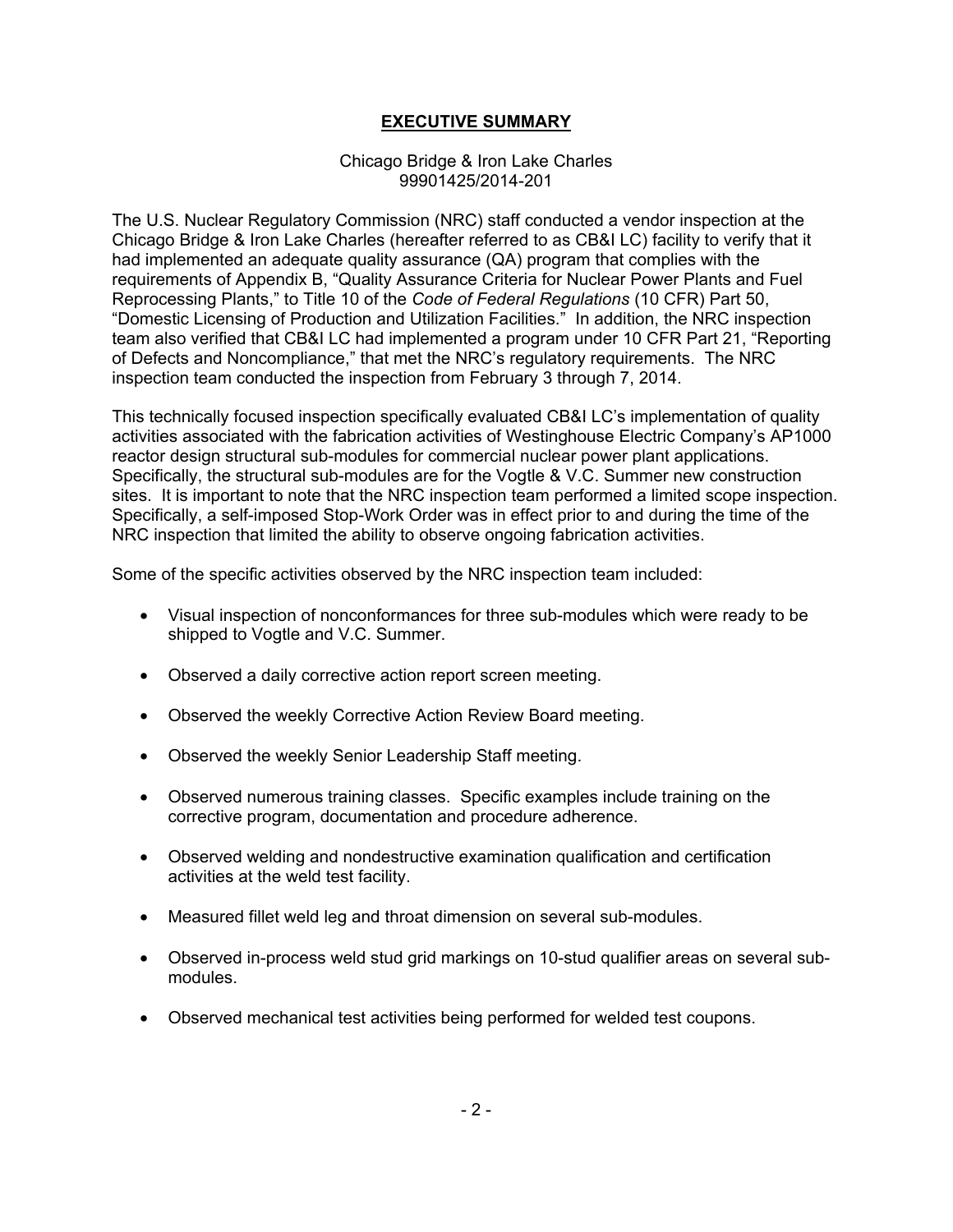# EXECUTIVE SUMMARY

Chicago Bridge & Iron Lake Charles
99901425/2014-201

The U.S. Nuclear Regulatory Commission (NRC) staff conducted a vendor inspection at the Chicago Bridge & Iron Lake Charles (hereafter referred to as CB&I LC) facility to verify that it had implemented an adequate quality assurance (QA) program that complies with the requirements of Appendix B, "Quality Assurance Criteria for Nuclear Power Plants and Fuel Reprocessing Plants," to Title 10 of the *Code of Federal Regulations* (10 CFR) Part 50, "Domestic Licensing of Production and Utilization Facilities." In addition, the NRC inspection team also verified that CB&I LC had implemented a program under 10 CFR Part 21, "Reporting of Defects and Noncompliance," that met the NRC's regulatory requirements. The NRC inspection team conducted the inspection from February 3 through 7, 2014.

This technically focused inspection specifically evaluated CB&I LC's implementation of quality activities associated with the fabrication activities of Westinghouse Electric Company's AP1000 reactor design structural sub-modules for commercial nuclear power plant applications. Specifically, the structural sub-modules are for the Vogtle & V.C. Summer new construction sites. It is important to note that the NRC inspection team performed a limited scope inspection. Specifically, a self-imposed Stop-Work Order was in effect prior to and during the time of the NRC inspection that limited the ability to observe ongoing fabrication activities.

Some of the specific activities observed by the NRC inspection team included:

- Visual inspection of nonconformances for three sub-modules which were ready to be shipped to Vogtle and V.C. Summer.
- Observed a daily corrective action report screen meeting.
- Observed the weekly Corrective Action Review Board meeting.
- Observed the weekly Senior Leadership Staff meeting.
- Observed numerous training classes. Specific examples include training on the corrective program, documentation and procedure adherence.
- Observed welding and nondestructive examination qualification and certification activities at the weld test facility.
- Measured fillet weld leg and throat dimension on several sub-modules.
- Observed in-process weld stud grid markings on 10-stud qualifier areas on several sub-modules.
- Observed mechanical test activities being performed for welded test coupons.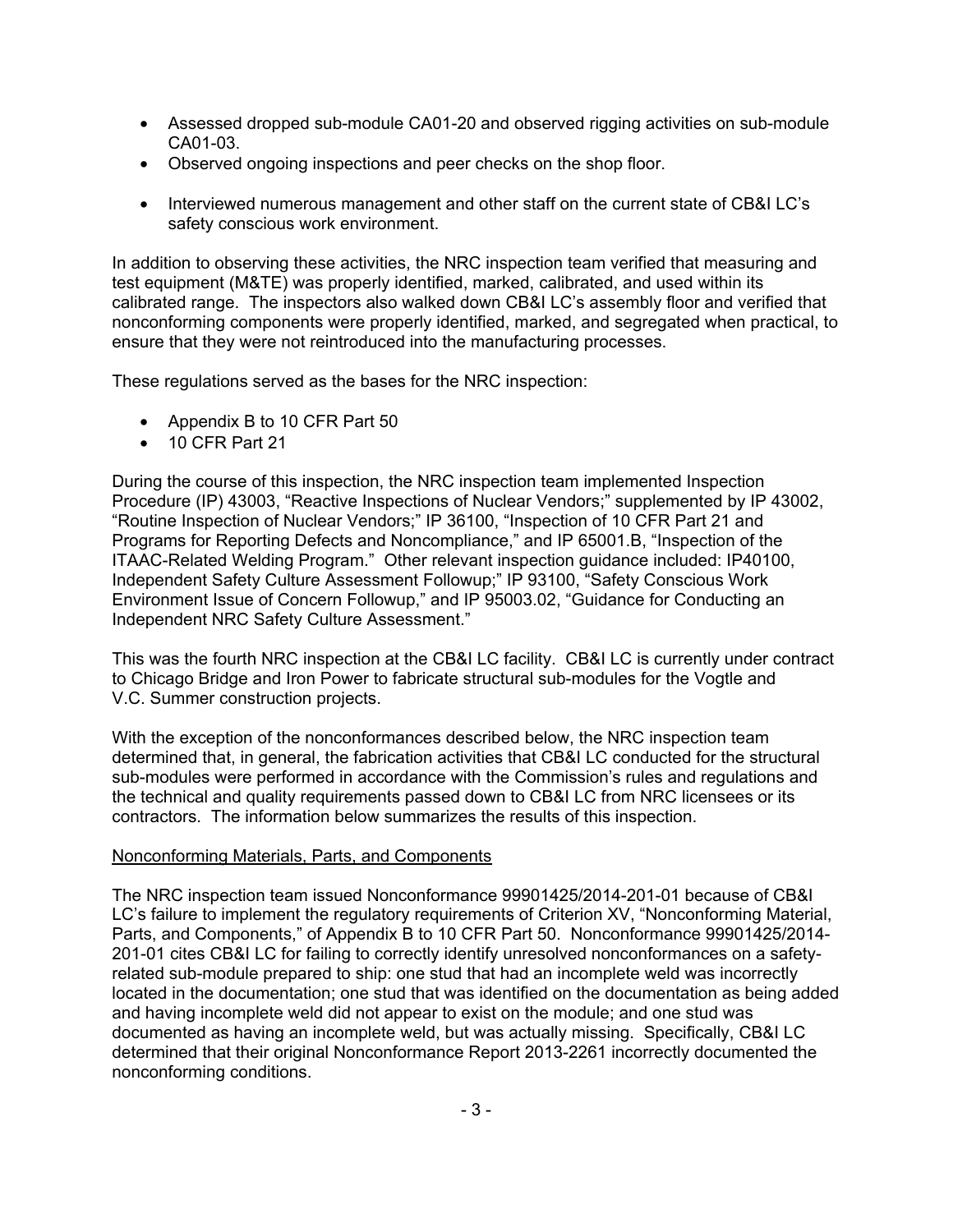- Assessed dropped sub-module CA01-20 and observed rigging activities on sub-module CA01-03.
- Observed ongoing inspections and peer checks on the shop floor.
- Interviewed numerous management and other staff on the current state of CB&I LC's safety conscious work environment.

In addition to observing these activities, the NRC inspection team verified that measuring and test equipment (M&TE) was properly identified, marked, calibrated, and used within its calibrated range. The inspectors also walked down CB&I LC's assembly floor and verified that nonconforming components were properly identified, marked, and segregated when practical, to ensure that they were not reintroduced into the manufacturing processes.

These regulations served as the bases for the NRC inspection:

- Appendix B to 10 CFR Part 50
- 10 CFR Part 21

During the course of this inspection, the NRC inspection team implemented Inspection Procedure (IP) 43003, "Reactive Inspections of Nuclear Vendors;" supplemented by IP 43002, "Routine Inspection of Nuclear Vendors;" IP 36100, "Inspection of 10 CFR Part 21 and Programs for Reporting Defects and Noncompliance," and IP 65001.B, "Inspection of the ITAAC-Related Welding Program." Other relevant inspection guidance included: IP40100, Independent Safety Culture Assessment Followup;" IP 93100, "Safety Conscious Work Environment Issue of Concern Followup," and IP 95003.02, "Guidance for Conducting an Independent NRC Safety Culture Assessment."

This was the fourth NRC inspection at the CB&I LC facility. CB&I LC is currently under contract to Chicago Bridge and Iron Power to fabricate structural sub-modules for the Vogtle and V.C. Summer construction projects.

With the exception of the nonconformances described below, the NRC inspection team determined that, in general, the fabrication activities that CB&I LC conducted for the structural sub-modules were performed in accordance with the Commission's rules and regulations and the technical and quality requirements passed down to CB&I LC from NRC licensees or its contractors. The information below summarizes the results of this inspection.

Nonconforming Materials, Parts, and Components

The NRC inspection team issued Nonconformance 99901425/2014-201-01 because of CB&I LC's failure to implement the regulatory requirements of Criterion XV, "Nonconforming Material, Parts, and Components," of Appendix B to 10 CFR Part 50. Nonconformance 99901425/2014-201-01 cites CB&I LC for failing to correctly identify unresolved nonconformances on a safety-related sub-module prepared to ship: one stud that had an incomplete weld was incorrectly located in the documentation; one stud that was identified on the documentation as being added and having incomplete weld did not appear to exist on the module; and one stud was documented as having an incomplete weld, but was actually missing. Specifically, CB&I LC determined that their original Nonconformance Report 2013-2261 incorrectly documented the nonconforming conditions.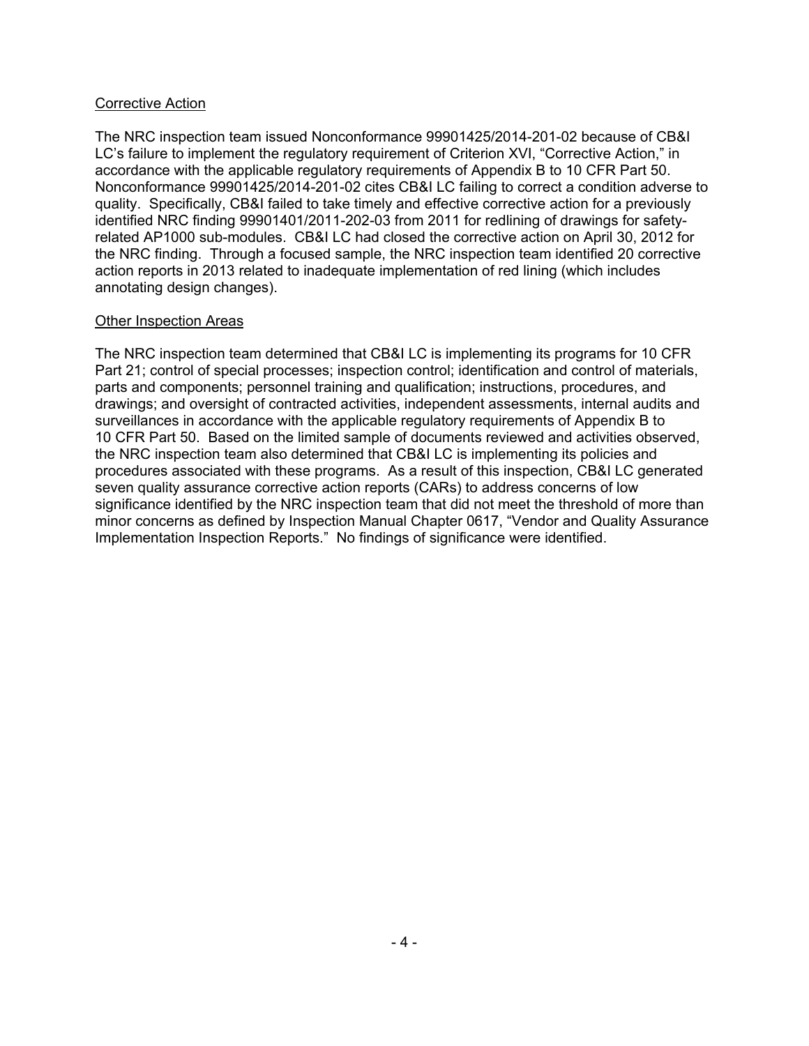## Corrective Action

The NRC inspection team issued Nonconformance 99901425/2014-201-02 because of CB&I LC's failure to implement the regulatory requirement of Criterion XVI, "Corrective Action," in accordance with the applicable regulatory requirements of Appendix B to 10 CFR Part 50. Nonconformance 99901425/2014-201-02 cites CB&I LC failing to correct a condition adverse to quality. Specifically, CB&I failed to take timely and effective corrective action for a previously identified NRC finding 99901401/2011-202-03 from 2011 for redlining of drawings for safety-related AP1000 sub-modules. CB&I LC had closed the corrective action on April 30, 2012 for the NRC finding. Through a focused sample, the NRC inspection team identified 20 corrective action reports in 2013 related to inadequate implementation of red lining (which includes annotating design changes).

## Other Inspection Areas

The NRC inspection team determined that CB&I LC is implementing its programs for 10 CFR Part 21; control of special processes; inspection control; identification and control of materials, parts and components; personnel training and qualification; instructions, procedures, and drawings; and oversight of contracted activities, independent assessments, internal audits and surveillances in accordance with the applicable regulatory requirements of Appendix B to 10 CFR Part 50. Based on the limited sample of documents reviewed and activities observed, the NRC inspection team also determined that CB&I LC is implementing its policies and procedures associated with these programs. As a result of this inspection, CB&I LC generated seven quality assurance corrective action reports (CARs) to address concerns of low significance identified by the NRC inspection team that did not meet the threshold of more than minor concerns as defined by Inspection Manual Chapter 0617, "Vendor and Quality Assurance Implementation Inspection Reports." No findings of significance were identified.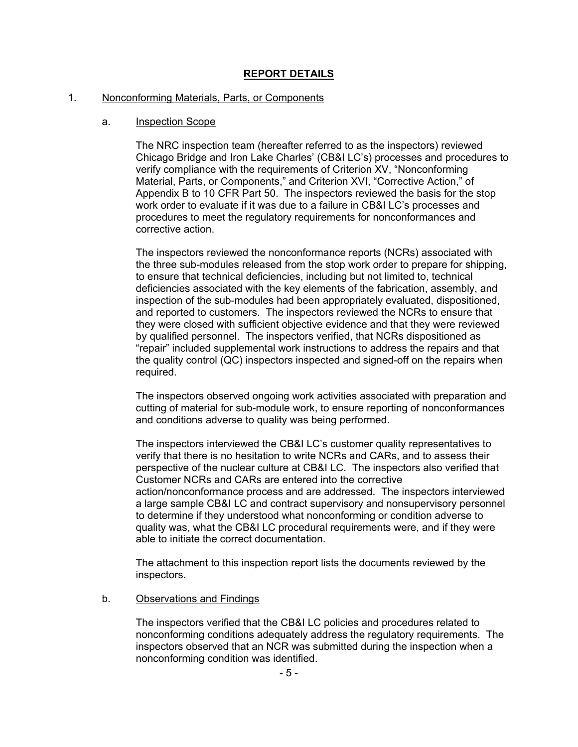## REPORT DETAILS

1. Nonconforming Materials, Parts, or Components

   a. Inspection Scope

   The NRC inspection team (hereafter referred to as the inspectors) reviewed Chicago Bridge and Iron Lake Charles' (CB&I LC's) processes and procedures to verify compliance with the requirements of Criterion XV, "Nonconforming Material, Parts, or Components," and Criterion XVI, "Corrective Action," of Appendix B to 10 CFR Part 50. The inspectors reviewed the basis for the stop work order to evaluate if it was due to a failure in CB&I LC's processes and procedures to meet the regulatory requirements for nonconformances and corrective action.

   The inspectors reviewed the nonconformance reports (NCRs) associated with the three sub-modules released from the stop work order to prepare for shipping, to ensure that technical deficiencies, including but not limited to, technical deficiencies associated with the key elements of the fabrication, assembly, and inspection of the sub-modules had been appropriately evaluated, dispositioned, and reported to customers. The inspectors reviewed the NCRs to ensure that they were closed with sufficient objective evidence and that they were reviewed by qualified personnel. The inspectors verified, that NCRs dispositioned as "repair" included supplemental work instructions to address the repairs and that the quality control (QC) inspectors inspected and signed-off on the repairs when required.

   The inspectors observed ongoing work activities associated with preparation and cutting of material for sub-module work, to ensure reporting of nonconformances and conditions adverse to quality was being performed.

   The inspectors interviewed the CB&I LC's customer quality representatives to verify that there is no hesitation to write NCRs and CARs, and to assess their perspective of the nuclear culture at CB&I LC. The inspectors also verified that Customer NCRs and CARs are entered into the corrective action/nonconformance process and are addressed. The inspectors interviewed a large sample CB&I LC and contract supervisory and nonsupervisory personnel to determine if they understood what nonconforming or condition adverse to quality was, what the CB&I LC procedural requirements were, and if they were able to initiate the correct documentation.

   The attachment to this inspection report lists the documents reviewed by the inspectors.

   b. Observations and Findings

   The inspectors verified that the CB&I LC policies and procedures related to nonconforming conditions adequately address the regulatory requirements. The inspectors observed that an NCR was submitted during the inspection when a nonconforming condition was identified.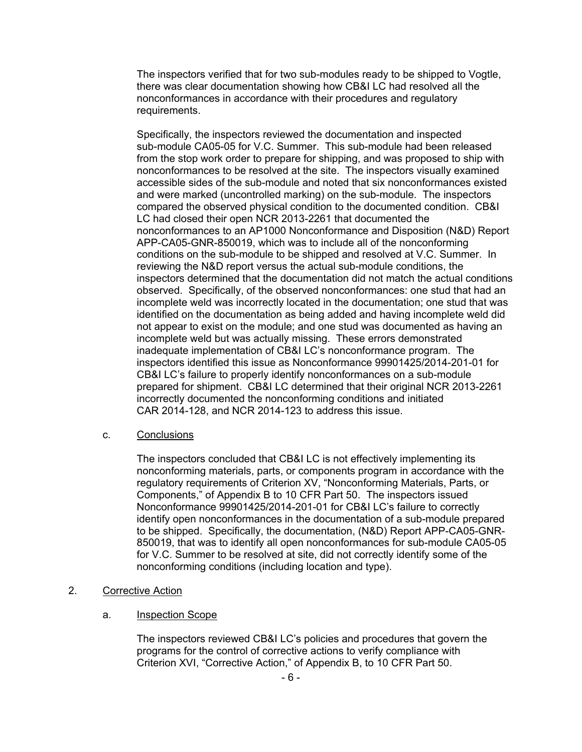The inspectors verified that for two sub-modules ready to be shipped to Vogtle, there was clear documentation showing how CB&I LC had resolved all the nonconformances in accordance with their procedures and regulatory requirements.

Specifically, the inspectors reviewed the documentation and inspected sub-module CA05-05 for V.C. Summer. This sub-module had been released from the stop work order to prepare for shipping, and was proposed to ship with nonconformances to be resolved at the site. The inspectors visually examined accessible sides of the sub-module and noted that six nonconformances existed and were marked (uncontrolled marking) on the sub-module. The inspectors compared the observed physical condition to the documented condition. CB&I LC had closed their open NCR 2013-2261 that documented the nonconformances to an AP1000 Nonconformance and Disposition (N&D) Report APP-CA05-GNR-850019, which was to include all of the nonconforming conditions on the sub-module to be shipped and resolved at V.C. Summer. In reviewing the N&D report versus the actual sub-module conditions, the inspectors determined that the documentation did not match the actual conditions observed. Specifically, of the observed nonconformances: one stud that had an incomplete weld was incorrectly located in the documentation; one stud that was identified on the documentation as being added and having incomplete weld did not appear to exist on the module; and one stud was documented as having an incomplete weld but was actually missing. These errors demonstrated inadequate implementation of CB&I LC's nonconformance program. The inspectors identified this issue as Nonconformance 99901425/2014-201-01 for CB&I LC's failure to properly identify nonconformances on a sub-module prepared for shipment. CB&I LC determined that their original NCR 2013-2261 incorrectly documented the nonconforming conditions and initiated CAR 2014-128, and NCR 2014-123 to address this issue.

c. Conclusions

The inspectors concluded that CB&I LC is not effectively implementing its nonconforming materials, parts, or components program in accordance with the regulatory requirements of Criterion XV, "Nonconforming Materials, Parts, or Components," of Appendix B to 10 CFR Part 50. The inspectors issued Nonconformance 99901425/2014-201-01 for CB&I LC's failure to correctly identify open nonconformances in the documentation of a sub-module prepared to be shipped. Specifically, the documentation, (N&D) Report APP-CA05-GNR-850019, that was to identify all open nonconformances for sub-module CA05-05 for V.C. Summer to be resolved at site, did not correctly identify some of the nonconforming conditions (including location and type).

2. Corrective Action

a. Inspection Scope

The inspectors reviewed CB&I LC's policies and procedures that govern the programs for the control of corrective actions to verify compliance with Criterion XVI, "Corrective Action," of Appendix B, to 10 CFR Part 50.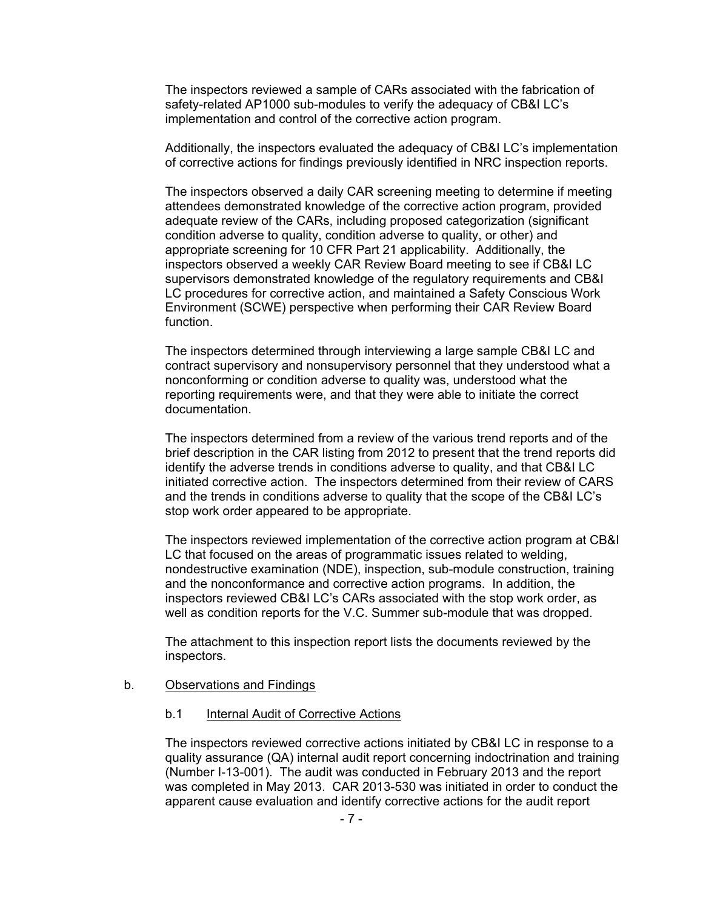The inspectors reviewed a sample of CARs associated with the fabrication of safety-related AP1000 sub-modules to verify the adequacy of CB&I LC's implementation and control of the corrective action program.

Additionally, the inspectors evaluated the adequacy of CB&I LC's implementation of corrective actions for findings previously identified in NRC inspection reports.

The inspectors observed a daily CAR screening meeting to determine if meeting attendees demonstrated knowledge of the corrective action program, provided adequate review of the CARs, including proposed categorization (significant condition adverse to quality, condition adverse to quality, or other) and appropriate screening for 10 CFR Part 21 applicability. Additionally, the inspectors observed a weekly CAR Review Board meeting to see if CB&I LC supervisors demonstrated knowledge of the regulatory requirements and CB&I LC procedures for corrective action, and maintained a Safety Conscious Work Environment (SCWE) perspective when performing their CAR Review Board function.

The inspectors determined through interviewing a large sample CB&I LC and contract supervisory and nonsupervisory personnel that they understood what a nonconforming or condition adverse to quality was, understood what the reporting requirements were, and that they were able to initiate the correct documentation.

The inspectors determined from a review of the various trend reports and of the brief description in the CAR listing from 2012 to present that the trend reports did identify the adverse trends in conditions adverse to quality, and that CB&I LC initiated corrective action. The inspectors determined from their review of CARS and the trends in conditions adverse to quality that the scope of the CB&I LC's stop work order appeared to be appropriate.

The inspectors reviewed implementation of the corrective action program at CB&I LC that focused on the areas of programmatic issues related to welding, nondestructive examination (NDE), inspection, sub-module construction, training and the nonconformance and corrective action programs. In addition, the inspectors reviewed CB&I LC's CARs associated with the stop work order, as well as condition reports for the V.C. Summer sub-module that was dropped.

The attachment to this inspection report lists the documents reviewed by the inspectors.

b. Observations and Findings

b.1 Internal Audit of Corrective Actions

The inspectors reviewed corrective actions initiated by CB&I LC in response to a quality assurance (QA) internal audit report concerning indoctrination and training (Number I-13-001). The audit was conducted in February 2013 and the report was completed in May 2013. CAR 2013-530 was initiated in order to conduct the apparent cause evaluation and identify corrective actions for the audit report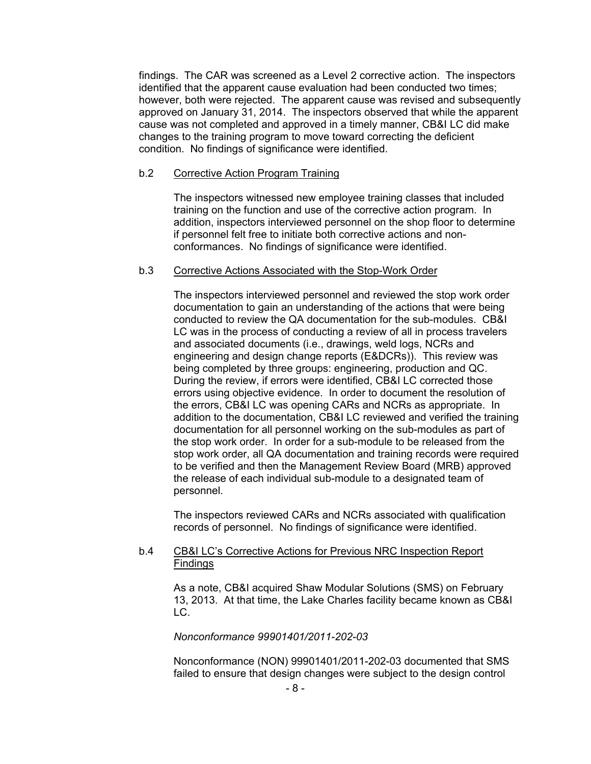findings. The CAR was screened as a Level 2 corrective action. The inspectors identified that the apparent cause evaluation had been conducted two times; however, both were rejected. The apparent cause was revised and subsequently approved on January 31, 2014. The inspectors observed that while the apparent cause was not completed and approved in a timely manner, CB&I LC did make changes to the training program to move toward correcting the deficient condition. No findings of significance were identified.

b.2 Corrective Action Program Training

The inspectors witnessed new employee training classes that included training on the function and use of the corrective action program. In addition, inspectors interviewed personnel on the shop floor to determine if personnel felt free to initiate both corrective actions and non-conformances. No findings of significance were identified.

b.3 Corrective Actions Associated with the Stop-Work Order

The inspectors interviewed personnel and reviewed the stop work order documentation to gain an understanding of the actions that were being conducted to review the QA documentation for the sub-modules. CB&I LC was in the process of conducting a review of all in process travelers and associated documents (i.e., drawings, weld logs, NCRs and engineering and design change reports (E&DCRs)). This review was being completed by three groups: engineering, production and QC. During the review, if errors were identified, CB&I LC corrected those errors using objective evidence. In order to document the resolution of the errors, CB&I LC was opening CARs and NCRs as appropriate. In addition to the documentation, CB&I LC reviewed and verified the training documentation for all personnel working on the sub-modules as part of the stop work order. In order for a sub-module to be released from the stop work order, all QA documentation and training records were required to be verified and then the Management Review Board (MRB) approved the release of each individual sub-module to a designated team of personnel.

The inspectors reviewed CARs and NCRs associated with qualification records of personnel. No findings of significance were identified.

b.4 CB&I LC's Corrective Actions for Previous NRC Inspection Report Findings

As a note, CB&I acquired Shaw Modular Solutions (SMS) on February 13, 2013. At that time, the Lake Charles facility became known as CB&I LC.

*Nonconformance 99901401/2011-202-03*

Nonconformance (NON) 99901401/2011-202-03 documented that SMS failed to ensure that design changes were subject to the design control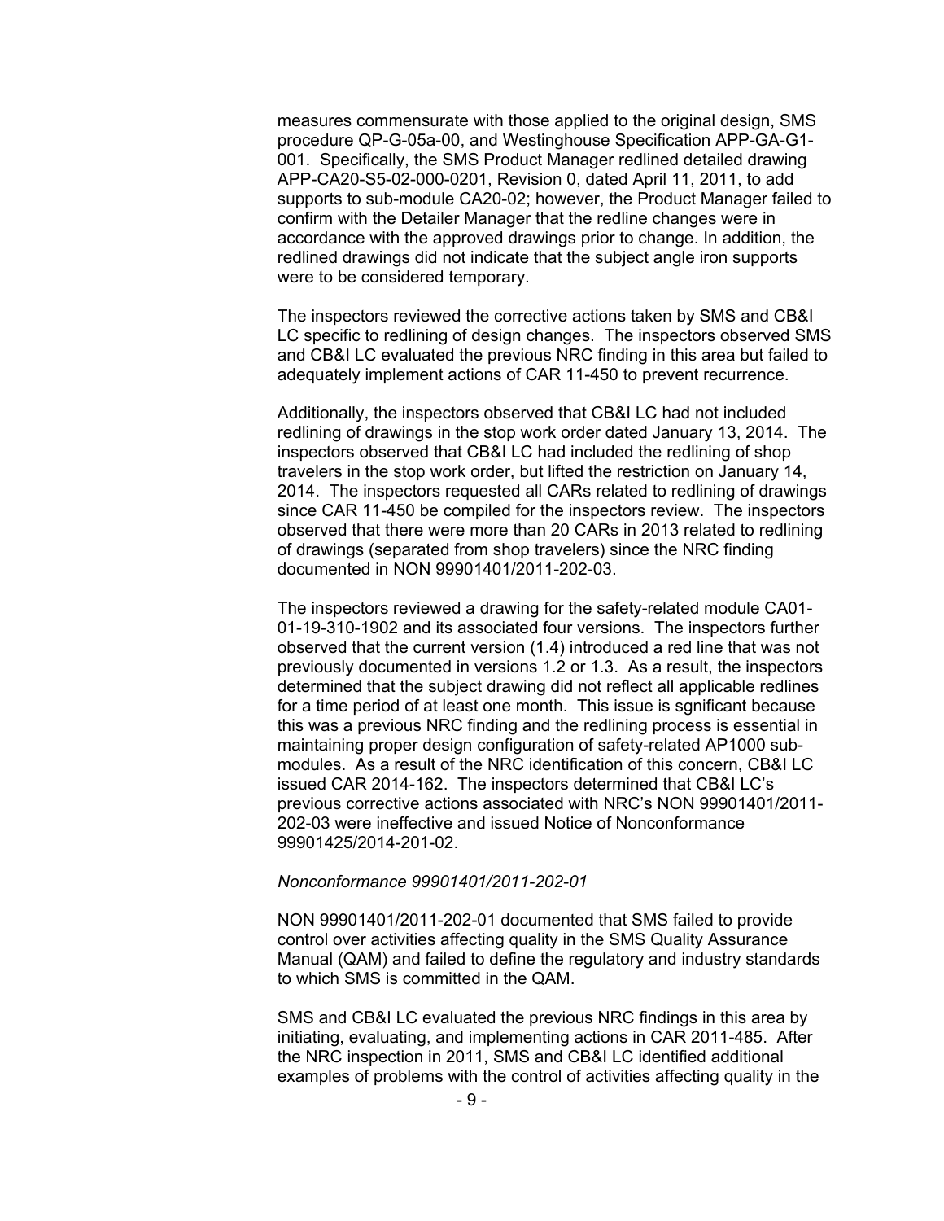measures commensurate with those applied to the original design, SMS procedure QP-G-05a-00, and Westinghouse Specification APP-GA-G1-001. Specifically, the SMS Product Manager redlined detailed drawing APP-CA20-S5-02-000-0201, Revision 0, dated April 11, 2011, to add supports to sub-module CA20-02; however, the Product Manager failed to confirm with the Detailer Manager that the redline changes were in accordance with the approved drawings prior to change. In addition, the redlined drawings did not indicate that the subject angle iron supports were to be considered temporary.

The inspectors reviewed the corrective actions taken by SMS and CB&I LC specific to redlining of design changes. The inspectors observed SMS and CB&I LC evaluated the previous NRC finding in this area but failed to adequately implement actions of CAR 11-450 to prevent recurrence.

Additionally, the inspectors observed that CB&I LC had not included redlining of drawings in the stop work order dated January 13, 2014. The inspectors observed that CB&I LC had included the redlining of shop travelers in the stop work order, but lifted the restriction on January 14, 2014. The inspectors requested all CARs related to redlining of drawings since CAR 11-450 be compiled for the inspectors review. The inspectors observed that there were more than 20 CARs in 2013 related to redlining of drawings (separated from shop travelers) since the NRC finding documented in NON 99901401/2011-202-03.

The inspectors reviewed a drawing for the safety-related module CA01-01-19-310-1902 and its associated four versions. The inspectors further observed that the current version (1.4) introduced a red line that was not previously documented in versions 1.2 or 1.3. As a result, the inspectors determined that the subject drawing did not reflect all applicable redlines for a time period of at least one month. This issue is sgnificant because this was a previous NRC finding and the redlining process is essential in maintaining proper design configuration of safety-related AP1000 sub-modules. As a result of the NRC identification of this concern, CB&I LC issued CAR 2014-162. The inspectors determined that CB&I LC's previous corrective actions associated with NRC's NON 99901401/2011-202-03 were ineffective and issued Notice of Nonconformance 99901425/2014-201-02.

*Nonconformance 99901401/2011-202-01*

NON 99901401/2011-202-01 documented that SMS failed to provide control over activities affecting quality in the SMS Quality Assurance Manual (QAM) and failed to define the regulatory and industry standards to which SMS is committed in the QAM.

SMS and CB&I LC evaluated the previous NRC findings in this area by initiating, evaluating, and implementing actions in CAR 2011-485. After the NRC inspection in 2011, SMS and CB&I LC identified additional examples of problems with the control of activities affecting quality in the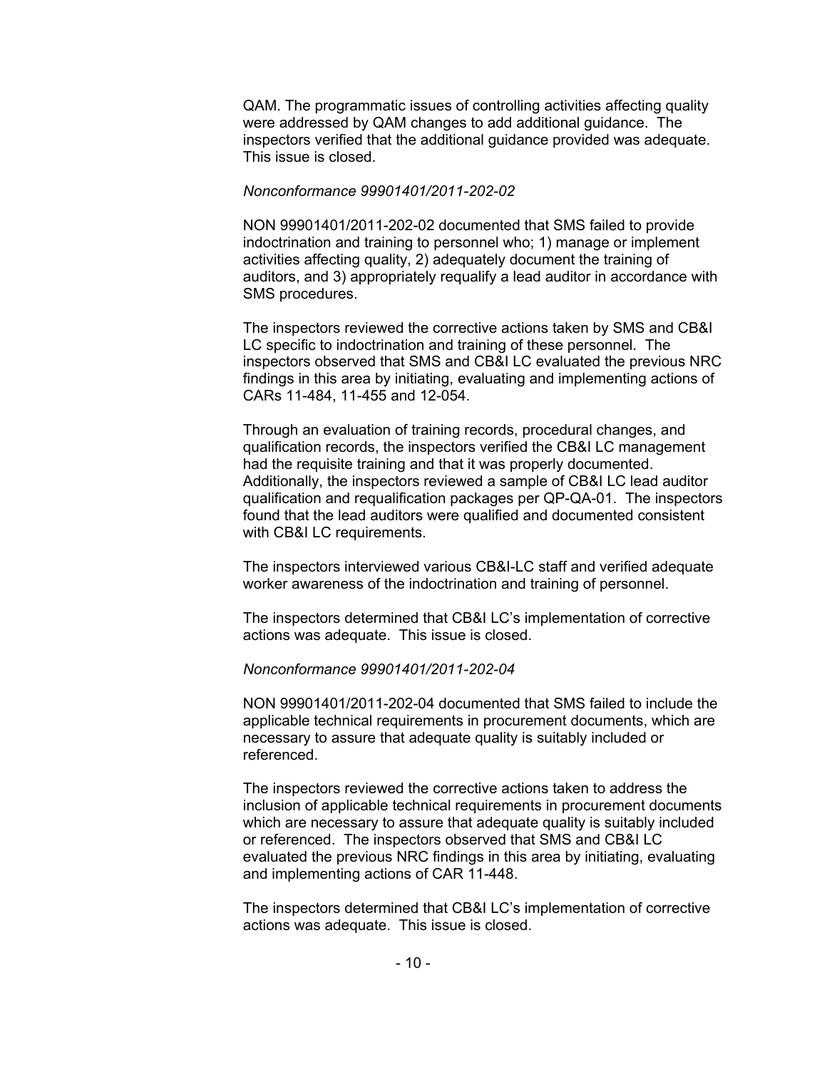QAM. The programmatic issues of controlling activities affecting quality were addressed by QAM changes to add additional guidance. The inspectors verified that the additional guidance provided was adequate. This issue is closed.

*Nonconformance 99901401/2011-202-02*

NON 99901401/2011-202-02 documented that SMS failed to provide indoctrination and training to personnel who; 1) manage or implement activities affecting quality, 2) adequately document the training of auditors, and 3) appropriately requalify a lead auditor in accordance with SMS procedures.

The inspectors reviewed the corrective actions taken by SMS and CB&I LC specific to indoctrination and training of these personnel. The inspectors observed that SMS and CB&I LC evaluated the previous NRC findings in this area by initiating, evaluating and implementing actions of CARs 11-484, 11-455 and 12-054.

Through an evaluation of training records, procedural changes, and qualification records, the inspectors verified the CB&I LC management had the requisite training and that it was properly documented. Additionally, the inspectors reviewed a sample of CB&I LC lead auditor qualification and requalification packages per QP-QA-01. The inspectors found that the lead auditors were qualified and documented consistent with CB&I LC requirements.

The inspectors interviewed various CB&I-LC staff and verified adequate worker awareness of the indoctrination and training of personnel.

The inspectors determined that CB&I LC's implementation of corrective actions was adequate. This issue is closed.

*Nonconformance 99901401/2011-202-04*

NON 99901401/2011-202-04 documented that SMS failed to include the applicable technical requirements in procurement documents, which are necessary to assure that adequate quality is suitably included or referenced.

The inspectors reviewed the corrective actions taken to address the inclusion of applicable technical requirements in procurement documents which are necessary to assure that adequate quality is suitably included or referenced. The inspectors observed that SMS and CB&I LC evaluated the previous NRC findings in this area by initiating, evaluating and implementing actions of CAR 11-448.

The inspectors determined that CB&I LC's implementation of corrective actions was adequate. This issue is closed.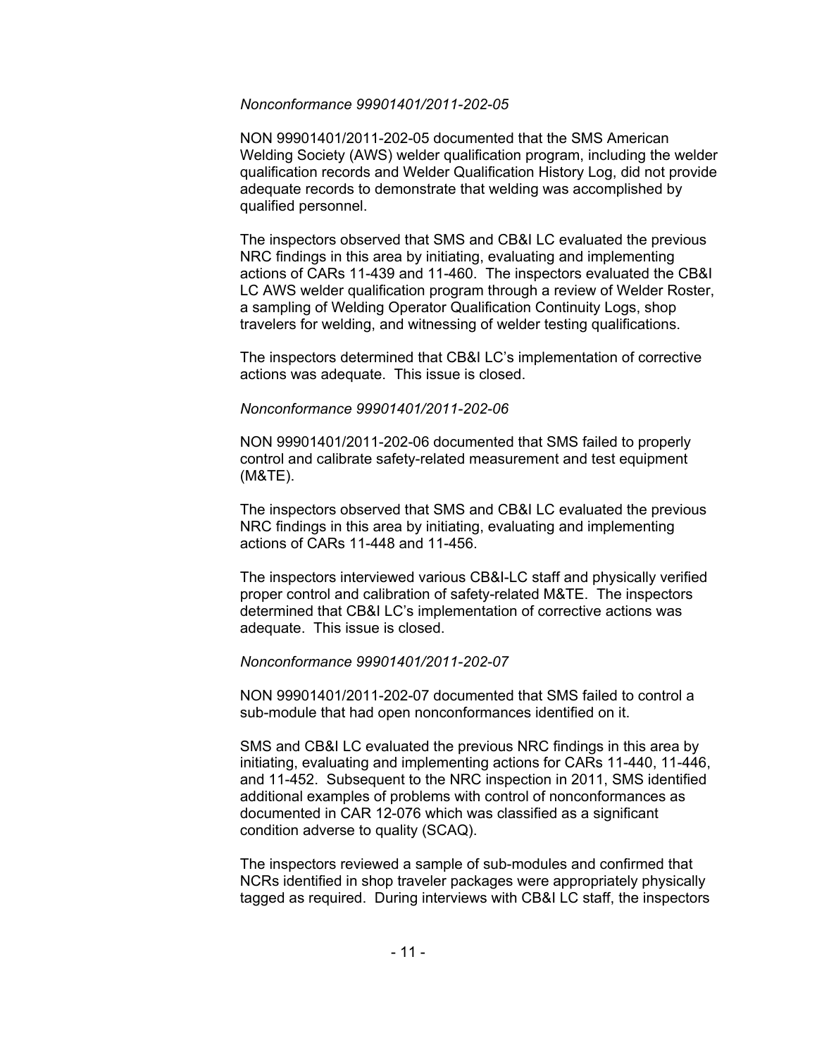*Nonconformance 99901401/2011-202-05*

NON 99901401/2011-202-05 documented that the SMS American Welding Society (AWS) welder qualification program, including the welder qualification records and Welder Qualification History Log, did not provide adequate records to demonstrate that welding was accomplished by qualified personnel.

The inspectors observed that SMS and CB&I LC evaluated the previous NRC findings in this area by initiating, evaluating and implementing actions of CARs 11-439 and 11-460. The inspectors evaluated the CB&I LC AWS welder qualification program through a review of Welder Roster, a sampling of Welding Operator Qualification Continuity Logs, shop travelers for welding, and witnessing of welder testing qualifications.

The inspectors determined that CB&I LC's implementation of corrective actions was adequate. This issue is closed.

*Nonconformance 99901401/2011-202-06*

NON 99901401/2011-202-06 documented that SMS failed to properly control and calibrate safety-related measurement and test equipment (M&TE).

The inspectors observed that SMS and CB&I LC evaluated the previous NRC findings in this area by initiating, evaluating and implementing actions of CARs 11-448 and 11-456.

The inspectors interviewed various CB&I-LC staff and physically verified proper control and calibration of safety-related M&TE. The inspectors determined that CB&I LC's implementation of corrective actions was adequate. This issue is closed.

*Nonconformance 99901401/2011-202-07*

NON 99901401/2011-202-07 documented that SMS failed to control a sub-module that had open nonconformances identified on it.

SMS and CB&I LC evaluated the previous NRC findings in this area by initiating, evaluating and implementing actions for CARs 11-440, 11-446, and 11-452. Subsequent to the NRC inspection in 2011, SMS identified additional examples of problems with control of nonconformances as documented in CAR 12-076 which was classified as a significant condition adverse to quality (SCAQ).

The inspectors reviewed a sample of sub-modules and confirmed that NCRs identified in shop traveler packages were appropriately physically tagged as required. During interviews with CB&I LC staff, the inspectors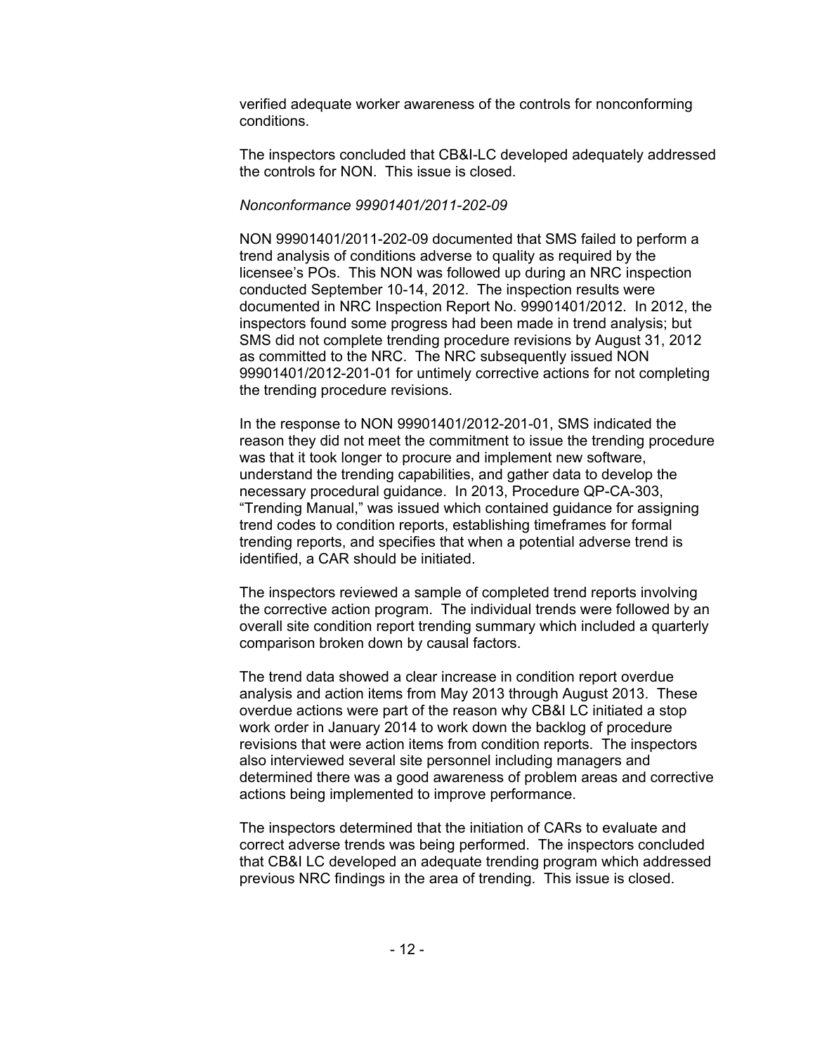verified adequate worker awareness of the controls for nonconforming conditions.

The inspectors concluded that CB&I-LC developed adequately addressed the controls for NON. This issue is closed.

*Nonconformance 99901401/2011-202-09*

NON 99901401/2011-202-09 documented that SMS failed to perform a trend analysis of conditions adverse to quality as required by the licensee's POs. This NON was followed up during an NRC inspection conducted September 10-14, 2012. The inspection results were documented in NRC Inspection Report No. 99901401/2012. In 2012, the inspectors found some progress had been made in trend analysis; but SMS did not complete trending procedure revisions by August 31, 2012 as committed to the NRC. The NRC subsequently issued NON 99901401/2012-201-01 for untimely corrective actions for not completing the trending procedure revisions.

In the response to NON 99901401/2012-201-01, SMS indicated the reason they did not meet the commitment to issue the trending procedure was that it took longer to procure and implement new software, understand the trending capabilities, and gather data to develop the necessary procedural guidance. In 2013, Procedure QP-CA-303, "Trending Manual," was issued which contained guidance for assigning trend codes to condition reports, establishing timeframes for formal trending reports, and specifies that when a potential adverse trend is identified, a CAR should be initiated.

The inspectors reviewed a sample of completed trend reports involving the corrective action program. The individual trends were followed by an overall site condition report trending summary which included a quarterly comparison broken down by causal factors.

The trend data showed a clear increase in condition report overdue analysis and action items from May 2013 through August 2013. These overdue actions were part of the reason why CB&I LC initiated a stop work order in January 2014 to work down the backlog of procedure revisions that were action items from condition reports. The inspectors also interviewed several site personnel including managers and determined there was a good awareness of problem areas and corrective actions being implemented to improve performance.

The inspectors determined that the initiation of CARs to evaluate and correct adverse trends was being performed. The inspectors concluded that CB&I LC developed an adequate trending program which addressed previous NRC findings in the area of trending. This issue is closed.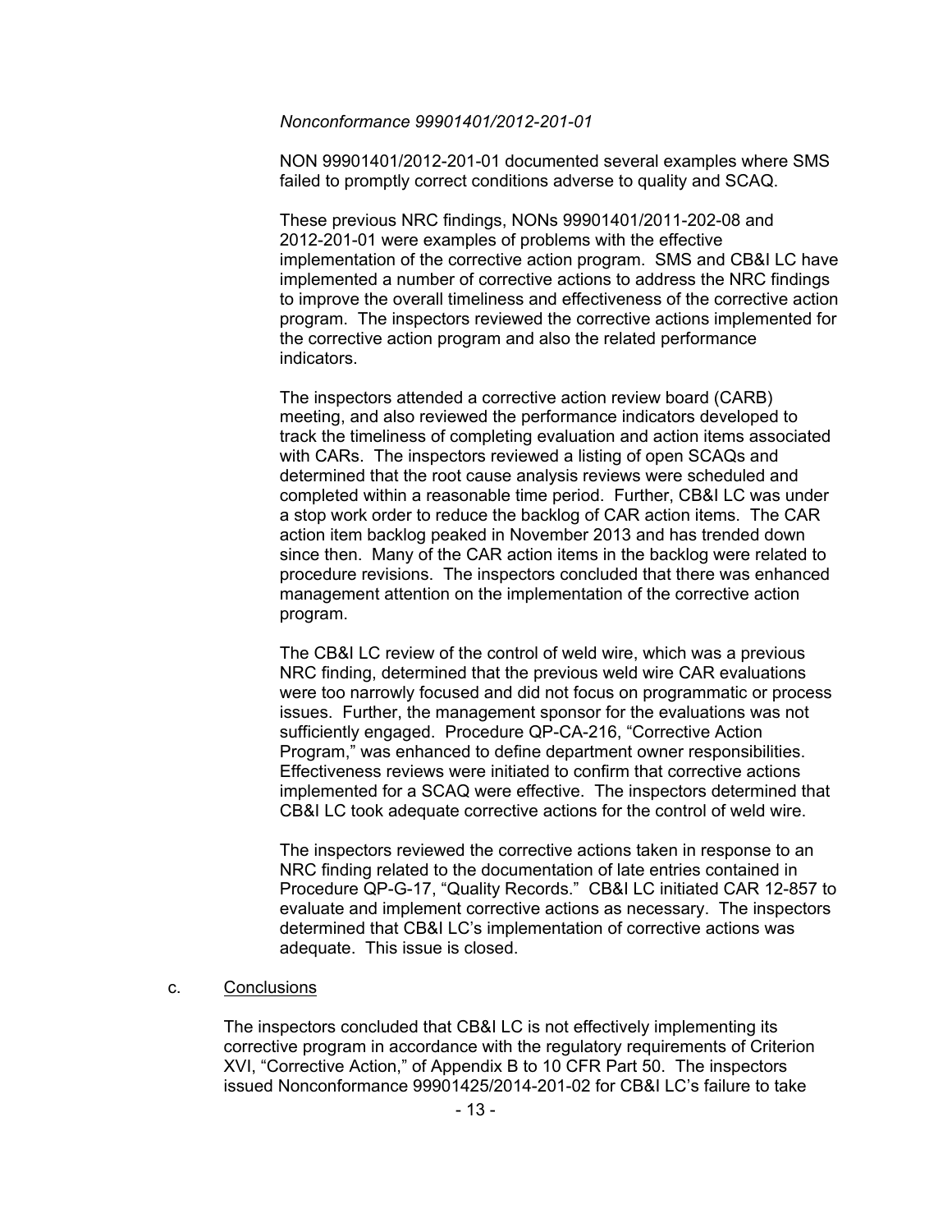*Nonconformance 99901401/2012-201-01*

NON 99901401/2012-201-01 documented several examples where SMS failed to promptly correct conditions adverse to quality and SCAQ.

These previous NRC findings, NONs 99901401/2011-202-08 and 2012-201-01 were examples of problems with the effective implementation of the corrective action program. SMS and CB&I LC have implemented a number of corrective actions to address the NRC findings to improve the overall timeliness and effectiveness of the corrective action program. The inspectors reviewed the corrective actions implemented for the corrective action program and also the related performance indicators.

The inspectors attended a corrective action review board (CARB) meeting, and also reviewed the performance indicators developed to track the timeliness of completing evaluation and action items associated with CARs. The inspectors reviewed a listing of open SCAQs and determined that the root cause analysis reviews were scheduled and completed within a reasonable time period. Further, CB&I LC was under a stop work order to reduce the backlog of CAR action items. The CAR action item backlog peaked in November 2013 and has trended down since then. Many of the CAR action items in the backlog were related to procedure revisions. The inspectors concluded that there was enhanced management attention on the implementation of the corrective action program.

The CB&I LC review of the control of weld wire, which was a previous NRC finding, determined that the previous weld wire CAR evaluations were too narrowly focused and did not focus on programmatic or process issues. Further, the management sponsor for the evaluations was not sufficiently engaged. Procedure QP-CA-216, "Corrective Action Program," was enhanced to define department owner responsibilities. Effectiveness reviews were initiated to confirm that corrective actions implemented for a SCAQ were effective. The inspectors determined that CB&I LC took adequate corrective actions for the control of weld wire.

The inspectors reviewed the corrective actions taken in response to an NRC finding related to the documentation of late entries contained in Procedure QP-G-17, "Quality Records." CB&I LC initiated CAR 12-857 to evaluate and implement corrective actions as necessary. The inspectors determined that CB&I LC's implementation of corrective actions was adequate. This issue is closed.

c. Conclusions

The inspectors concluded that CB&I LC is not effectively implementing its corrective program in accordance with the regulatory requirements of Criterion XVI, "Corrective Action," of Appendix B to 10 CFR Part 50. The inspectors issued Nonconformance 99901425/2014-201-02 for CB&I LC's failure to take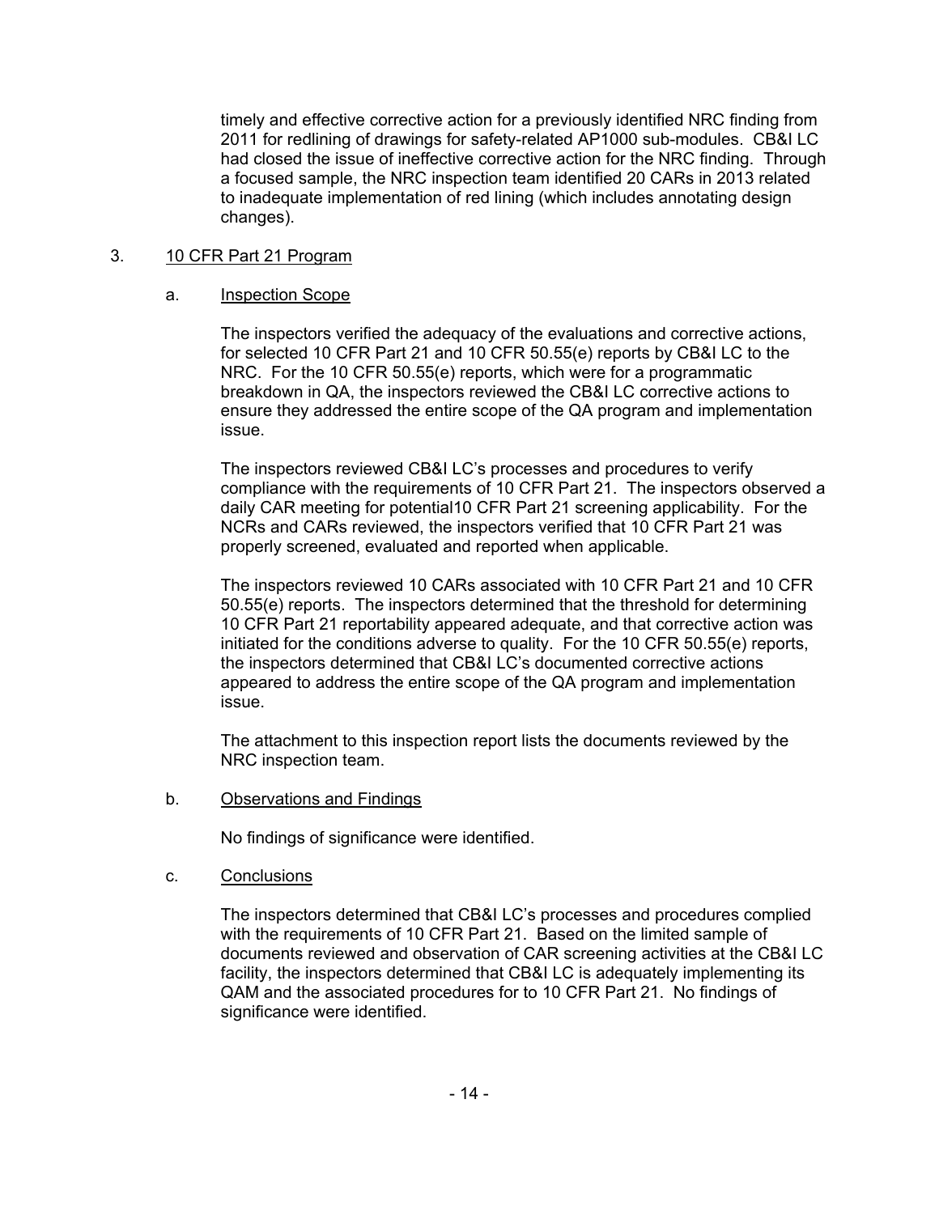timely and effective corrective action for a previously identified NRC finding from 2011 for redlining of drawings for safety-related AP1000 sub-modules. CB&I LC had closed the issue of ineffective corrective action for the NRC finding. Through a focused sample, the NRC inspection team identified 20 CARs in 2013 related to inadequate implementation of red lining (which includes annotating design changes).

3. 10 CFR Part 21 Program

a. Inspection Scope

The inspectors verified the adequacy of the evaluations and corrective actions, for selected 10 CFR Part 21 and 10 CFR 50.55(e) reports by CB&I LC to the NRC. For the 10 CFR 50.55(e) reports, which were for a programmatic breakdown in QA, the inspectors reviewed the CB&I LC corrective actions to ensure they addressed the entire scope of the QA program and implementation issue.

The inspectors reviewed CB&I LC's processes and procedures to verify compliance with the requirements of 10 CFR Part 21. The inspectors observed a daily CAR meeting for potential10 CFR Part 21 screening applicability. For the NCRs and CARs reviewed, the inspectors verified that 10 CFR Part 21 was properly screened, evaluated and reported when applicable.

The inspectors reviewed 10 CARs associated with 10 CFR Part 21 and 10 CFR 50.55(e) reports. The inspectors determined that the threshold for determining 10 CFR Part 21 reportability appeared adequate, and that corrective action was initiated for the conditions adverse to quality. For the 10 CFR 50.55(e) reports, the inspectors determined that CB&I LC's documented corrective actions appeared to address the entire scope of the QA program and implementation issue.

The attachment to this inspection report lists the documents reviewed by the NRC inspection team.

b. Observations and Findings

No findings of significance were identified.

c. Conclusions

The inspectors determined that CB&I LC's processes and procedures complied with the requirements of 10 CFR Part 21. Based on the limited sample of documents reviewed and observation of CAR screening activities at the CB&I LC facility, the inspectors determined that CB&I LC is adequately implementing its QAM and the associated procedures for to 10 CFR Part 21. No findings of significance were identified.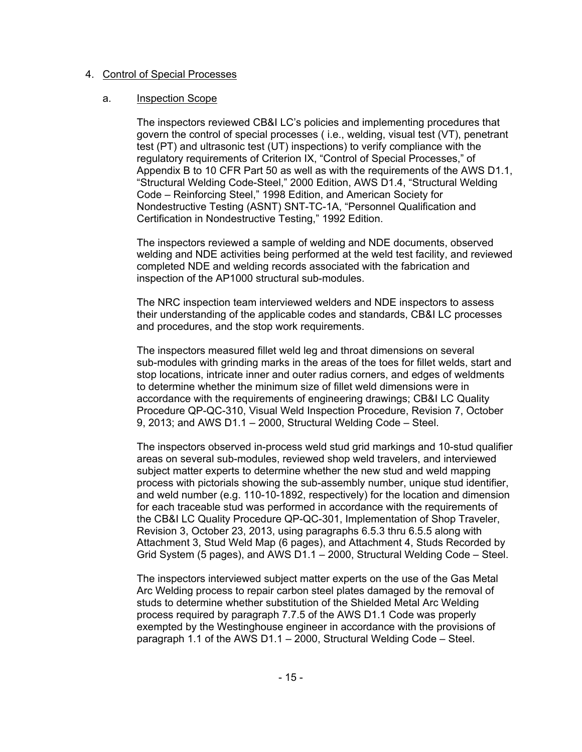## 4. Control of Special Processes

### a. Inspection Scope

The inspectors reviewed CB&I LC's policies and implementing procedures that govern the control of special processes ( i.e., welding, visual test (VT), penetrant test (PT) and ultrasonic test (UT) inspections) to verify compliance with the regulatory requirements of Criterion IX, "Control of Special Processes," of Appendix B to 10 CFR Part 50 as well as with the requirements of the AWS D1.1, "Structural Welding Code-Steel," 2000 Edition, AWS D1.4, "Structural Welding Code – Reinforcing Steel," 1998 Edition, and American Society for Nondestructive Testing (ASNT) SNT-TC-1A, "Personnel Qualification and Certification in Nondestructive Testing," 1992 Edition.

The inspectors reviewed a sample of welding and NDE documents, observed welding and NDE activities being performed at the weld test facility, and reviewed completed NDE and welding records associated with the fabrication and inspection of the AP1000 structural sub-modules.

The NRC inspection team interviewed welders and NDE inspectors to assess their understanding of the applicable codes and standards, CB&I LC processes and procedures, and the stop work requirements.

The inspectors measured fillet weld leg and throat dimensions on several sub-modules with grinding marks in the areas of the toes for fillet welds, start and stop locations, intricate inner and outer radius corners, and edges of weldments to determine whether the minimum size of fillet weld dimensions were in accordance with the requirements of engineering drawings; CB&I LC Quality Procedure QP-QC-310, Visual Weld Inspection Procedure, Revision 7, October 9, 2013; and AWS D1.1 – 2000, Structural Welding Code – Steel.

The inspectors observed in-process weld stud grid markings and 10-stud qualifier areas on several sub-modules, reviewed shop weld travelers, and interviewed subject matter experts to determine whether the new stud and weld mapping process with pictorials showing the sub-assembly number, unique stud identifier, and weld number (e.g. 110-10-1892, respectively) for the location and dimension for each traceable stud was performed in accordance with the requirements of the CB&I LC Quality Procedure QP-QC-301, Implementation of Shop Traveler, Revision 3, October 23, 2013, using paragraphs 6.5.3 thru 6.5.5 along with Attachment 3, Stud Weld Map (6 pages), and Attachment 4, Studs Recorded by Grid System (5 pages), and AWS D1.1 – 2000, Structural Welding Code – Steel.

The inspectors interviewed subject matter experts on the use of the Gas Metal Arc Welding process to repair carbon steel plates damaged by the removal of studs to determine whether substitution of the Shielded Metal Arc Welding process required by paragraph 7.7.5 of the AWS D1.1 Code was properly exempted by the Westinghouse engineer in accordance with the provisions of paragraph 1.1 of the AWS D1.1 – 2000, Structural Welding Code – Steel.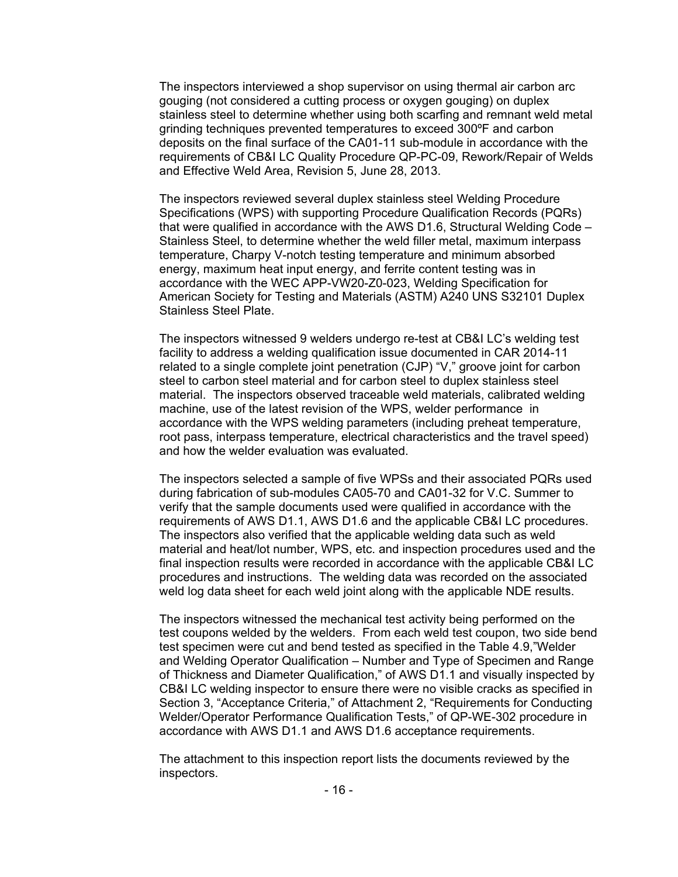The inspectors interviewed a shop supervisor on using thermal air carbon arc gouging (not considered a cutting process or oxygen gouging) on duplex stainless steel to determine whether using both scarfing and remnant weld metal grinding techniques prevented temperatures to exceed 300ºF and carbon deposits on the final surface of the CA01-11 sub-module in accordance with the requirements of CB&I LC Quality Procedure QP-PC-09, Rework/Repair of Welds and Effective Weld Area, Revision 5, June 28, 2013.

The inspectors reviewed several duplex stainless steel Welding Procedure Specifications (WPS) with supporting Procedure Qualification Records (PQRs) that were qualified in accordance with the AWS D1.6, Structural Welding Code – Stainless Steel, to determine whether the weld filler metal, maximum interpass temperature, Charpy V-notch testing temperature and minimum absorbed energy, maximum heat input energy, and ferrite content testing was in accordance with the WEC APP-VW20-Z0-023, Welding Specification for American Society for Testing and Materials (ASTM) A240 UNS S32101 Duplex Stainless Steel Plate.

The inspectors witnessed 9 welders undergo re-test at CB&I LC's welding test facility to address a welding qualification issue documented in CAR 2014-11 related to a single complete joint penetration (CJP) "V," groove joint for carbon steel to carbon steel material and for carbon steel to duplex stainless steel material. The inspectors observed traceable weld materials, calibrated welding machine, use of the latest revision of the WPS, welder performance in accordance with the WPS welding parameters (including preheat temperature, root pass, interpass temperature, electrical characteristics and the travel speed) and how the welder evaluation was evaluated.

The inspectors selected a sample of five WPSs and their associated PQRs used during fabrication of sub-modules CA05-70 and CA01-32 for V.C. Summer to verify that the sample documents used were qualified in accordance with the requirements of AWS D1.1, AWS D1.6 and the applicable CB&I LC procedures. The inspectors also verified that the applicable welding data such as weld material and heat/lot number, WPS, etc. and inspection procedures used and the final inspection results were recorded in accordance with the applicable CB&I LC procedures and instructions. The welding data was recorded on the associated weld log data sheet for each weld joint along with the applicable NDE results.

The inspectors witnessed the mechanical test activity being performed on the test coupons welded by the welders. From each weld test coupon, two side bend test specimen were cut and bend tested as specified in the Table 4.9,"Welder and Welding Operator Qualification – Number and Type of Specimen and Range of Thickness and Diameter Qualification," of AWS D1.1 and visually inspected by CB&I LC welding inspector to ensure there were no visible cracks as specified in Section 3, "Acceptance Criteria," of Attachment 2, "Requirements for Conducting Welder/Operator Performance Qualification Tests," of QP-WE-302 procedure in accordance with AWS D1.1 and AWS D1.6 acceptance requirements.

The attachment to this inspection report lists the documents reviewed by the inspectors.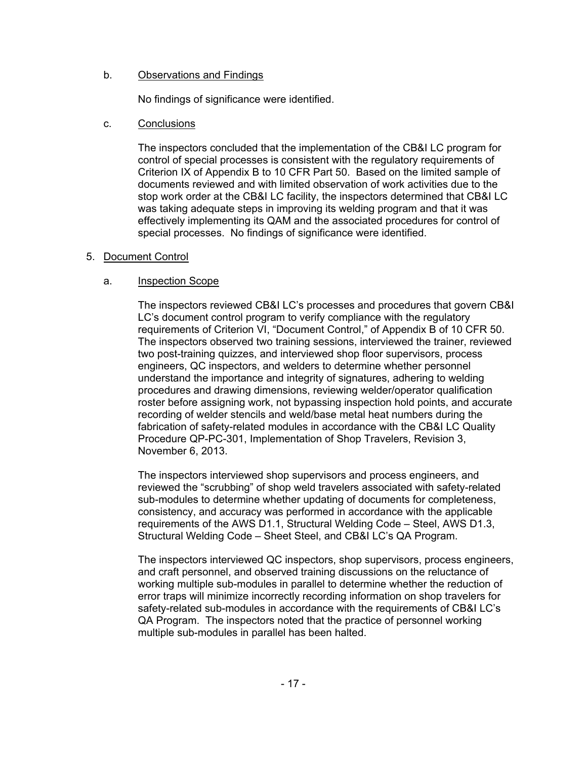b. Observations and Findings

No findings of significance were identified.

c. Conclusions

The inspectors concluded that the implementation of the CB&I LC program for control of special processes is consistent with the regulatory requirements of Criterion IX of Appendix B to 10 CFR Part 50. Based on the limited sample of documents reviewed and with limited observation of work activities due to the stop work order at the CB&I LC facility, the inspectors determined that CB&I LC was taking adequate steps in improving its welding program and that it was effectively implementing its QAM and the associated procedures for control of special processes. No findings of significance were identified.

5. Document Control

a. Inspection Scope

The inspectors reviewed CB&I LC's processes and procedures that govern CB&I LC's document control program to verify compliance with the regulatory requirements of Criterion VI, "Document Control," of Appendix B of 10 CFR 50. The inspectors observed two training sessions, interviewed the trainer, reviewed two post-training quizzes, and interviewed shop floor supervisors, process engineers, QC inspectors, and welders to determine whether personnel understand the importance and integrity of signatures, adhering to welding procedures and drawing dimensions, reviewing welder/operator qualification roster before assigning work, not bypassing inspection hold points, and accurate recording of welder stencils and weld/base metal heat numbers during the fabrication of safety-related modules in accordance with the CB&I LC Quality Procedure QP-PC-301, Implementation of Shop Travelers, Revision 3, November 6, 2013.

The inspectors interviewed shop supervisors and process engineers, and reviewed the "scrubbing" of shop weld travelers associated with safety-related sub-modules to determine whether updating of documents for completeness, consistency, and accuracy was performed in accordance with the applicable requirements of the AWS D1.1, Structural Welding Code – Steel, AWS D1.3, Structural Welding Code – Sheet Steel, and CB&I LC's QA Program.

The inspectors interviewed QC inspectors, shop supervisors, process engineers, and craft personnel, and observed training discussions on the reluctance of working multiple sub-modules in parallel to determine whether the reduction of error traps will minimize incorrectly recording information on shop travelers for safety-related sub-modules in accordance with the requirements of CB&I LC's QA Program. The inspectors noted that the practice of personnel working multiple sub-modules in parallel has been halted.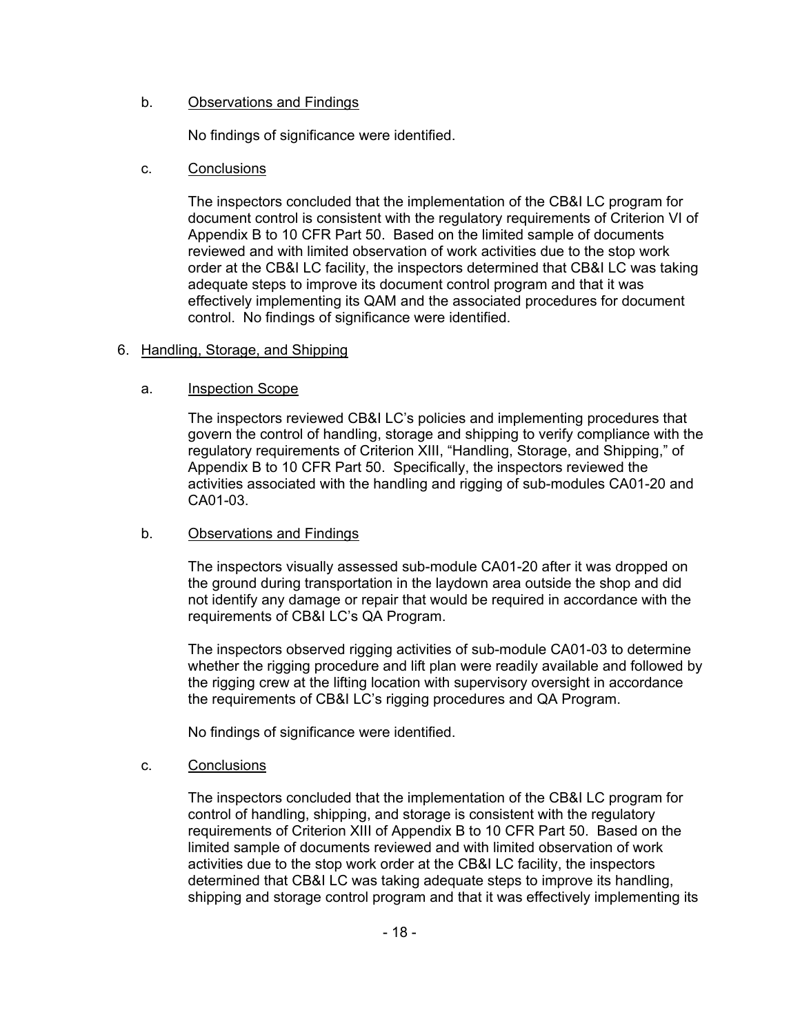b. Observations and Findings

No findings of significance were identified.

c. Conclusions

The inspectors concluded that the implementation of the CB&I LC program for document control is consistent with the regulatory requirements of Criterion VI of Appendix B to 10 CFR Part 50. Based on the limited sample of documents reviewed and with limited observation of work activities due to the stop work order at the CB&I LC facility, the inspectors determined that CB&I LC was taking adequate steps to improve its document control program and that it was effectively implementing its QAM and the associated procedures for document control. No findings of significance were identified.

6. Handling, Storage, and Shipping

a. Inspection Scope

The inspectors reviewed CB&I LC's policies and implementing procedures that govern the control of handling, storage and shipping to verify compliance with the regulatory requirements of Criterion XIII, "Handling, Storage, and Shipping," of Appendix B to 10 CFR Part 50. Specifically, the inspectors reviewed the activities associated with the handling and rigging of sub-modules CA01-20 and CA01-03.

b. Observations and Findings

The inspectors visually assessed sub-module CA01-20 after it was dropped on the ground during transportation in the laydown area outside the shop and did not identify any damage or repair that would be required in accordance with the requirements of CB&I LC's QA Program.

The inspectors observed rigging activities of sub-module CA01-03 to determine whether the rigging procedure and lift plan were readily available and followed by the rigging crew at the lifting location with supervisory oversight in accordance the requirements of CB&I LC's rigging procedures and QA Program.

No findings of significance were identified.

c. Conclusions

The inspectors concluded that the implementation of the CB&I LC program for control of handling, shipping, and storage is consistent with the regulatory requirements of Criterion XIII of Appendix B to 10 CFR Part 50. Based on the limited sample of documents reviewed and with limited observation of work activities due to the stop work order at the CB&I LC facility, the inspectors determined that CB&I LC was taking adequate steps to improve its handling, shipping and storage control program and that it was effectively implementing its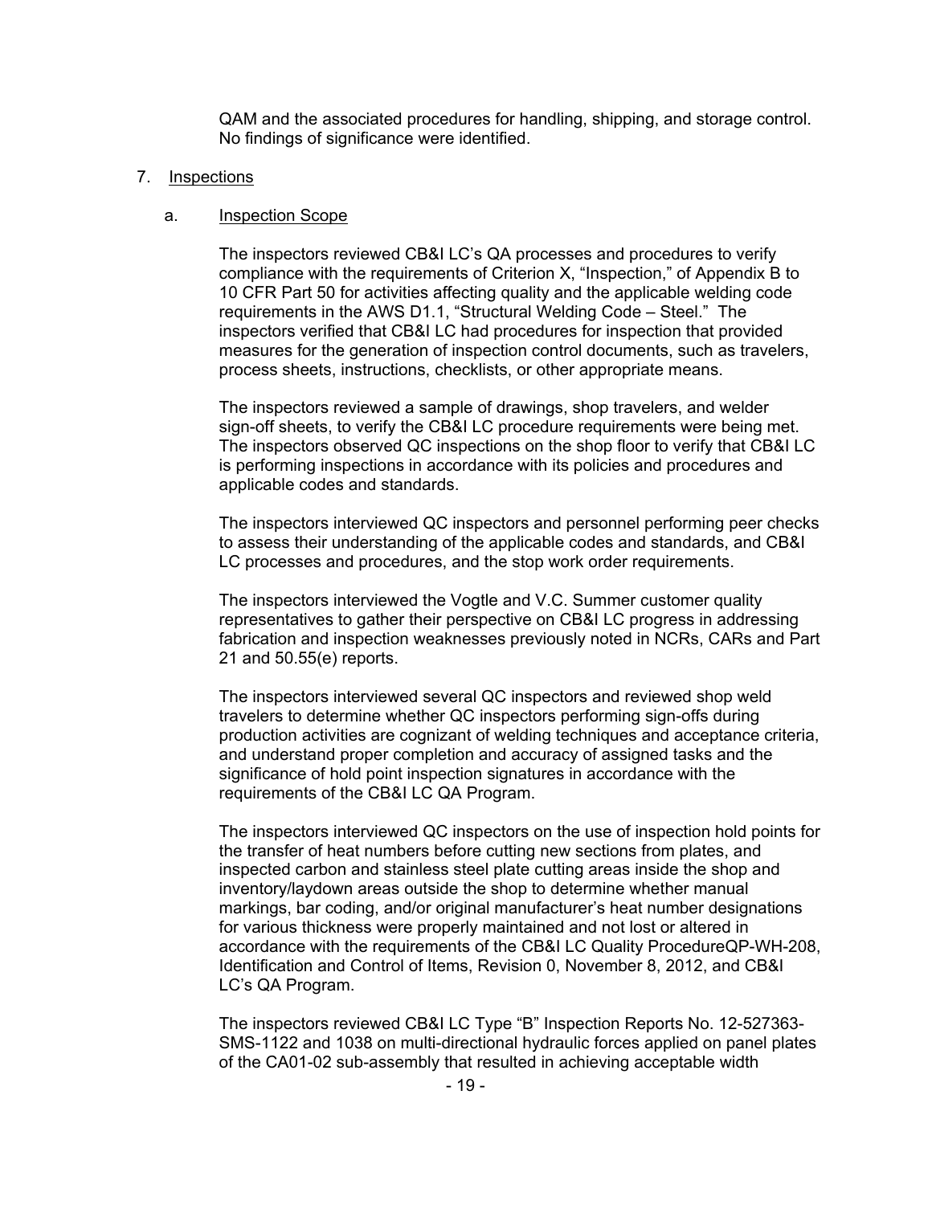QAM and the associated procedures for handling, shipping, and storage control. No findings of significance were identified.

7. Inspections

   a. Inspection Scope

   The inspectors reviewed CB&I LC's QA processes and procedures to verify compliance with the requirements of Criterion X, "Inspection," of Appendix B to 10 CFR Part 50 for activities affecting quality and the applicable welding code requirements in the AWS D1.1, "Structural Welding Code – Steel." The inspectors verified that CB&I LC had procedures for inspection that provided measures for the generation of inspection control documents, such as travelers, process sheets, instructions, checklists, or other appropriate means.

   The inspectors reviewed a sample of drawings, shop travelers, and welder sign-off sheets, to verify the CB&I LC procedure requirements were being met. The inspectors observed QC inspections on the shop floor to verify that CB&I LC is performing inspections in accordance with its policies and procedures and applicable codes and standards.

   The inspectors interviewed QC inspectors and personnel performing peer checks to assess their understanding of the applicable codes and standards, and CB&I LC processes and procedures, and the stop work order requirements.

   The inspectors interviewed the Vogtle and V.C. Summer customer quality representatives to gather their perspective on CB&I LC progress in addressing fabrication and inspection weaknesses previously noted in NCRs, CARs and Part 21 and 50.55(e) reports.

   The inspectors interviewed several QC inspectors and reviewed shop weld travelers to determine whether QC inspectors performing sign-offs during production activities are cognizant of welding techniques and acceptance criteria, and understand proper completion and accuracy of assigned tasks and the significance of hold point inspection signatures in accordance with the requirements of the CB&I LC QA Program.

   The inspectors interviewed QC inspectors on the use of inspection hold points for the transfer of heat numbers before cutting new sections from plates, and inspected carbon and stainless steel plate cutting areas inside the shop and inventory/laydown areas outside the shop to determine whether manual markings, bar coding, and/or original manufacturer's heat number designations for various thickness were properly maintained and not lost or altered in accordance with the requirements of the CB&I LC Quality ProcedureQP-WH-208, Identification and Control of Items, Revision 0, November 8, 2012, and CB&I LC's QA Program.

   The inspectors reviewed CB&I LC Type "B" Inspection Reports No. 12-527363-SMS-1122 and 1038 on multi-directional hydraulic forces applied on panel plates of the CA01-02 sub-assembly that resulted in achieving acceptable width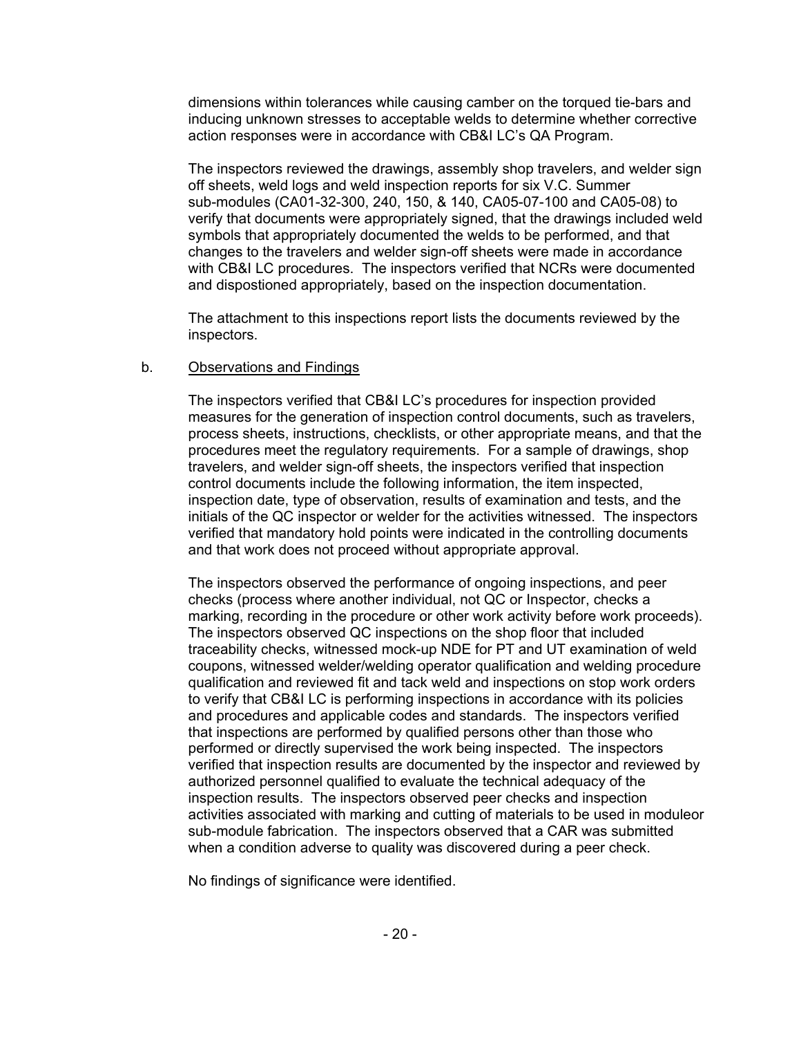dimensions within tolerances while causing camber on the torqued tie-bars and inducing unknown stresses to acceptable welds to determine whether corrective action responses were in accordance with CB&I LC's QA Program.

The inspectors reviewed the drawings, assembly shop travelers, and welder sign off sheets, weld logs and weld inspection reports for six V.C. Summer sub-modules (CA01-32-300, 240, 150, & 140, CA05-07-100 and CA05-08) to verify that documents were appropriately signed, that the drawings included weld symbols that appropriately documented the welds to be performed, and that changes to the travelers and welder sign-off sheets were made in accordance with CB&I LC procedures. The inspectors verified that NCRs were documented and dispostioned appropriately, based on the inspection documentation.

The attachment to this inspections report lists the documents reviewed by the inspectors.

b. Observations and Findings

The inspectors verified that CB&I LC's procedures for inspection provided measures for the generation of inspection control documents, such as travelers, process sheets, instructions, checklists, or other appropriate means, and that the procedures meet the regulatory requirements. For a sample of drawings, shop travelers, and welder sign-off sheets, the inspectors verified that inspection control documents include the following information, the item inspected, inspection date, type of observation, results of examination and tests, and the initials of the QC inspector or welder for the activities witnessed. The inspectors verified that mandatory hold points were indicated in the controlling documents and that work does not proceed without appropriate approval.

The inspectors observed the performance of ongoing inspections, and peer checks (process where another individual, not QC or Inspector, checks a marking, recording in the procedure or other work activity before work proceeds). The inspectors observed QC inspections on the shop floor that included traceability checks, witnessed mock-up NDE for PT and UT examination of weld coupons, witnessed welder/welding operator qualification and welding procedure qualification and reviewed fit and tack weld and inspections on stop work orders to verify that CB&I LC is performing inspections in accordance with its policies and procedures and applicable codes and standards. The inspectors verified that inspections are performed by qualified persons other than those who performed or directly supervised the work being inspected. The inspectors verified that inspection results are documented by the inspector and reviewed by authorized personnel qualified to evaluate the technical adequacy of the inspection results. The inspectors observed peer checks and inspection activities associated with marking and cutting of materials to be used in moduleor sub-module fabrication. The inspectors observed that a CAR was submitted when a condition adverse to quality was discovered during a peer check.

No findings of significance were identified.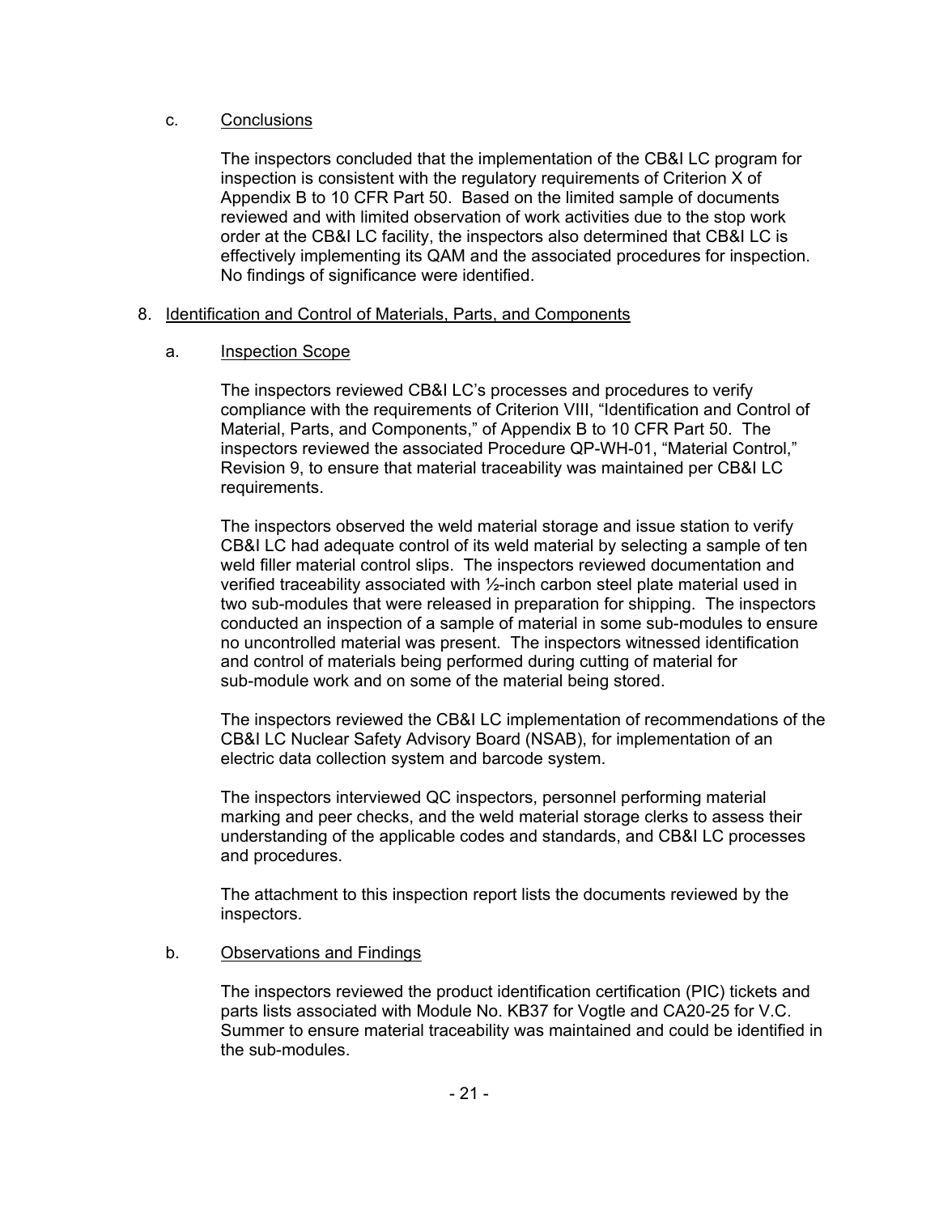c. Conclusions

The inspectors concluded that the implementation of the CB&I LC program for inspection is consistent with the regulatory requirements of Criterion X of Appendix B to 10 CFR Part 50. Based on the limited sample of documents reviewed and with limited observation of work activities due to the stop work order at the CB&I LC facility, the inspectors also determined that CB&I LC is effectively implementing its QAM and the associated procedures for inspection. No findings of significance were identified.

8. Identification and Control of Materials, Parts, and Components

a. Inspection Scope

The inspectors reviewed CB&I LC's processes and procedures to verify compliance with the requirements of Criterion VIII, "Identification and Control of Material, Parts, and Components," of Appendix B to 10 CFR Part 50. The inspectors reviewed the associated Procedure QP-WH-01, "Material Control," Revision 9, to ensure that material traceability was maintained per CB&I LC requirements.

The inspectors observed the weld material storage and issue station to verify CB&I LC had adequate control of its weld material by selecting a sample of ten weld filler material control slips. The inspectors reviewed documentation and verified traceability associated with ½-inch carbon steel plate material used in two sub-modules that were released in preparation for shipping. The inspectors conducted an inspection of a sample of material in some sub-modules to ensure no uncontrolled material was present. The inspectors witnessed identification and control of materials being performed during cutting of material for sub-module work and on some of the material being stored.

The inspectors reviewed the CB&I LC implementation of recommendations of the CB&I LC Nuclear Safety Advisory Board (NSAB), for implementation of an electric data collection system and barcode system.

The inspectors interviewed QC inspectors, personnel performing material marking and peer checks, and the weld material storage clerks to assess their understanding of the applicable codes and standards, and CB&I LC processes and procedures.

The attachment to this inspection report lists the documents reviewed by the inspectors.

b. Observations and Findings

The inspectors reviewed the product identification certification (PIC) tickets and parts lists associated with Module No. KB37 for Vogtle and CA20-25 for V.C. Summer to ensure material traceability was maintained and could be identified in the sub-modules.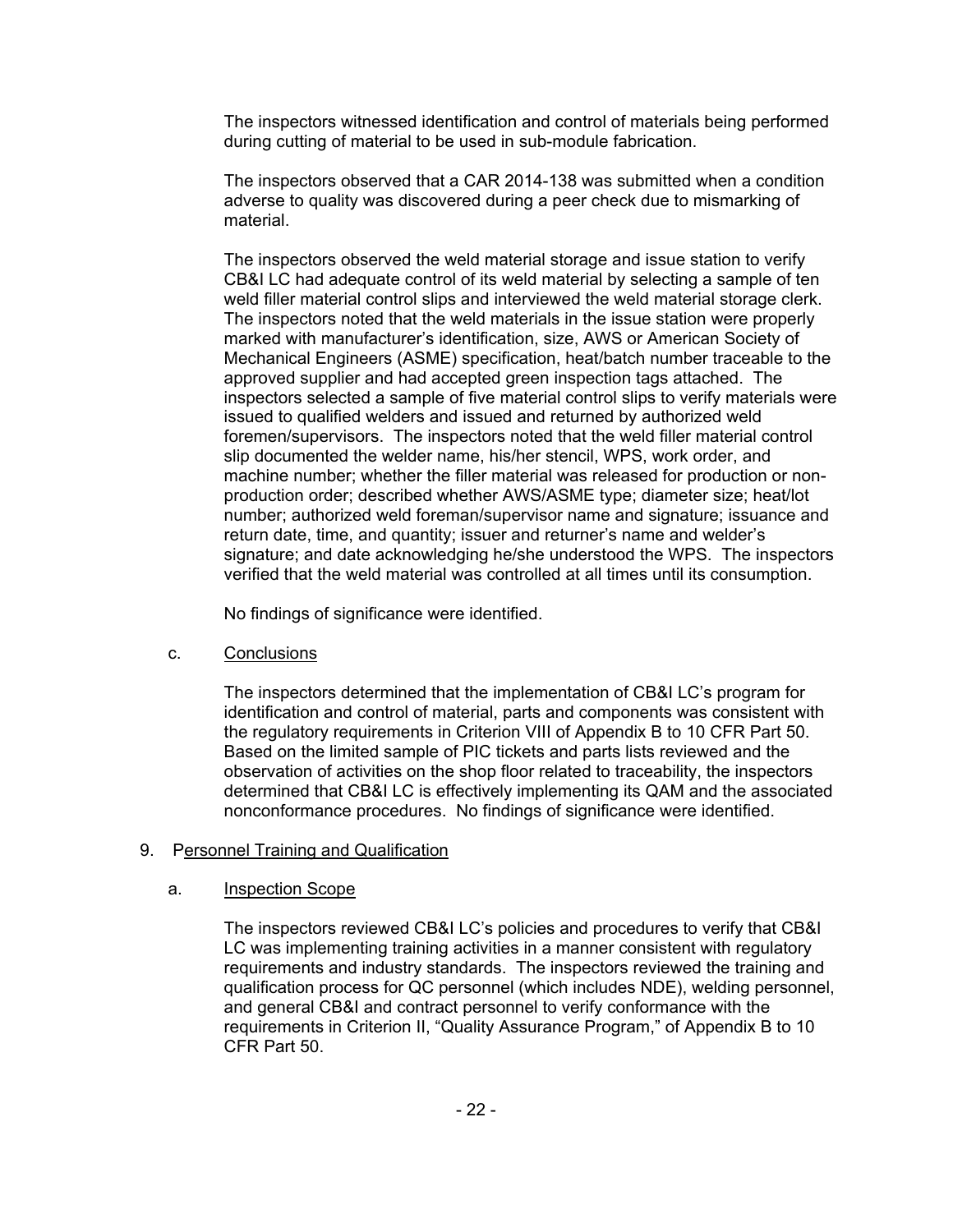The inspectors witnessed identification and control of materials being performed during cutting of material to be used in sub-module fabrication.

The inspectors observed that a CAR 2014-138 was submitted when a condition adverse to quality was discovered during a peer check due to mismarking of material.

The inspectors observed the weld material storage and issue station to verify CB&I LC had adequate control of its weld material by selecting a sample of ten weld filler material control slips and interviewed the weld material storage clerk. The inspectors noted that the weld materials in the issue station were properly marked with manufacturer's identification, size, AWS or American Society of Mechanical Engineers (ASME) specification, heat/batch number traceable to the approved supplier and had accepted green inspection tags attached. The inspectors selected a sample of five material control slips to verify materials were issued to qualified welders and issued and returned by authorized weld foremen/supervisors. The inspectors noted that the weld filler material control slip documented the welder name, his/her stencil, WPS, work order, and machine number; whether the filler material was released for production or non-production order; described whether AWS/ASME type; diameter size; heat/lot number; authorized weld foreman/supervisor name and signature; issuance and return date, time, and quantity; issuer and returner's name and welder's signature; and date acknowledging he/she understood the WPS. The inspectors verified that the weld material was controlled at all times until its consumption.

No findings of significance were identified.

c. Conclusions

The inspectors determined that the implementation of CB&I LC's program for identification and control of material, parts and components was consistent with the regulatory requirements in Criterion VIII of Appendix B to 10 CFR Part 50. Based on the limited sample of PIC tickets and parts lists reviewed and the observation of activities on the shop floor related to traceability, the inspectors determined that CB&I LC is effectively implementing its QAM and the associated nonconformance procedures. No findings of significance were identified.

## 9. Personnel Training and Qualification

a. Inspection Scope

The inspectors reviewed CB&I LC's policies and procedures to verify that CB&I LC was implementing training activities in a manner consistent with regulatory requirements and industry standards. The inspectors reviewed the training and qualification process for QC personnel (which includes NDE), welding personnel, and general CB&I and contract personnel to verify conformance with the requirements in Criterion II, "Quality Assurance Program," of Appendix B to 10 CFR Part 50.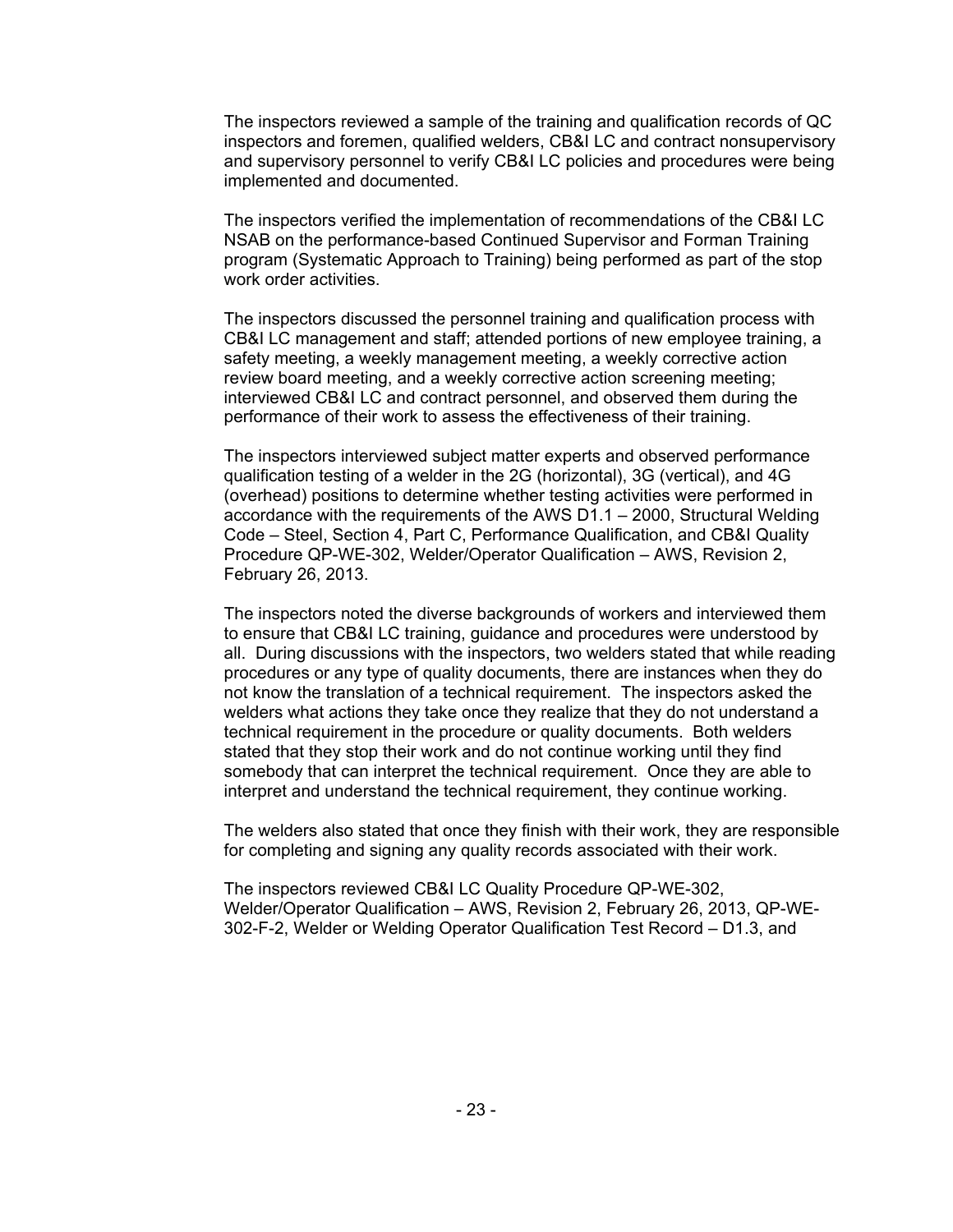The inspectors reviewed a sample of the training and qualification records of QC inspectors and foremen, qualified welders, CB&I LC and contract nonsupervisory and supervisory personnel to verify CB&I LC policies and procedures were being implemented and documented.

The inspectors verified the implementation of recommendations of the CB&I LC NSAB on the performance-based Continued Supervisor and Forman Training program (Systematic Approach to Training) being performed as part of the stop work order activities.

The inspectors discussed the personnel training and qualification process with CB&I LC management and staff; attended portions of new employee training, a safety meeting, a weekly management meeting, a weekly corrective action review board meeting, and a weekly corrective action screening meeting; interviewed CB&I LC and contract personnel, and observed them during the performance of their work to assess the effectiveness of their training.

The inspectors interviewed subject matter experts and observed performance qualification testing of a welder in the 2G (horizontal), 3G (vertical), and 4G (overhead) positions to determine whether testing activities were performed in accordance with the requirements of the AWS D1.1 – 2000, Structural Welding Code – Steel, Section 4, Part C, Performance Qualification, and CB&I Quality Procedure QP-WE-302, Welder/Operator Qualification – AWS, Revision 2, February 26, 2013.

The inspectors noted the diverse backgrounds of workers and interviewed them to ensure that CB&I LC training, guidance and procedures were understood by all. During discussions with the inspectors, two welders stated that while reading procedures or any type of quality documents, there are instances when they do not know the translation of a technical requirement. The inspectors asked the welders what actions they take once they realize that they do not understand a technical requirement in the procedure or quality documents. Both welders stated that they stop their work and do not continue working until they find somebody that can interpret the technical requirement. Once they are able to interpret and understand the technical requirement, they continue working.

The welders also stated that once they finish with their work, they are responsible for completing and signing any quality records associated with their work.

The inspectors reviewed CB&I LC Quality Procedure QP-WE-302, Welder/Operator Qualification – AWS, Revision 2, February 26, 2013, QP-WE-302-F-2, Welder or Welding Operator Qualification Test Record – D1.3, and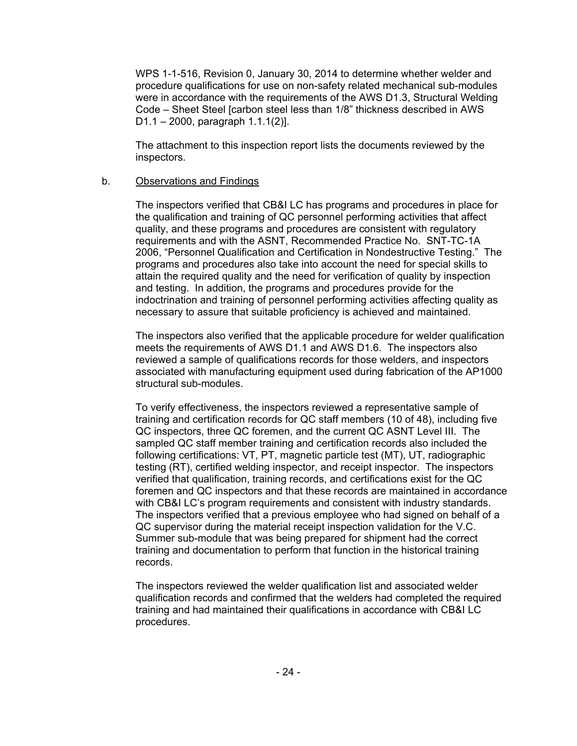WPS 1-1-516, Revision 0, January 30, 2014 to determine whether welder and procedure qualifications for use on non-safety related mechanical sub-modules were in accordance with the requirements of the AWS D1.3, Structural Welding Code – Sheet Steel [carbon steel less than 1/8" thickness described in AWS D1.1 – 2000, paragraph 1.1.1(2)].

The attachment to this inspection report lists the documents reviewed by the inspectors.

b. Observations and Findings

The inspectors verified that CB&I LC has programs and procedures in place for the qualification and training of QC personnel performing activities that affect quality, and these programs and procedures are consistent with regulatory requirements and with the ASNT, Recommended Practice No. SNT-TC-1A 2006, "Personnel Qualification and Certification in Nondestructive Testing." The programs and procedures also take into account the need for special skills to attain the required quality and the need for verification of quality by inspection and testing. In addition, the programs and procedures provide for the indoctrination and training of personnel performing activities affecting quality as necessary to assure that suitable proficiency is achieved and maintained.

The inspectors also verified that the applicable procedure for welder qualification meets the requirements of AWS D1.1 and AWS D1.6. The inspectors also reviewed a sample of qualifications records for those welders, and inspectors associated with manufacturing equipment used during fabrication of the AP1000 structural sub-modules.

To verify effectiveness, the inspectors reviewed a representative sample of training and certification records for QC staff members (10 of 48), including five QC inspectors, three QC foremen, and the current QC ASNT Level III. The sampled QC staff member training and certification records also included the following certifications: VT, PT, magnetic particle test (MT), UT, radiographic testing (RT), certified welding inspector, and receipt inspector. The inspectors verified that qualification, training records, and certifications exist for the QC foremen and QC inspectors and that these records are maintained in accordance with CB&I LC's program requirements and consistent with industry standards. The inspectors verified that a previous employee who had signed on behalf of a QC supervisor during the material receipt inspection validation for the V.C. Summer sub-module that was being prepared for shipment had the correct training and documentation to perform that function in the historical training records.

The inspectors reviewed the welder qualification list and associated welder qualification records and confirmed that the welders had completed the required training and had maintained their qualifications in accordance with CB&I LC procedures.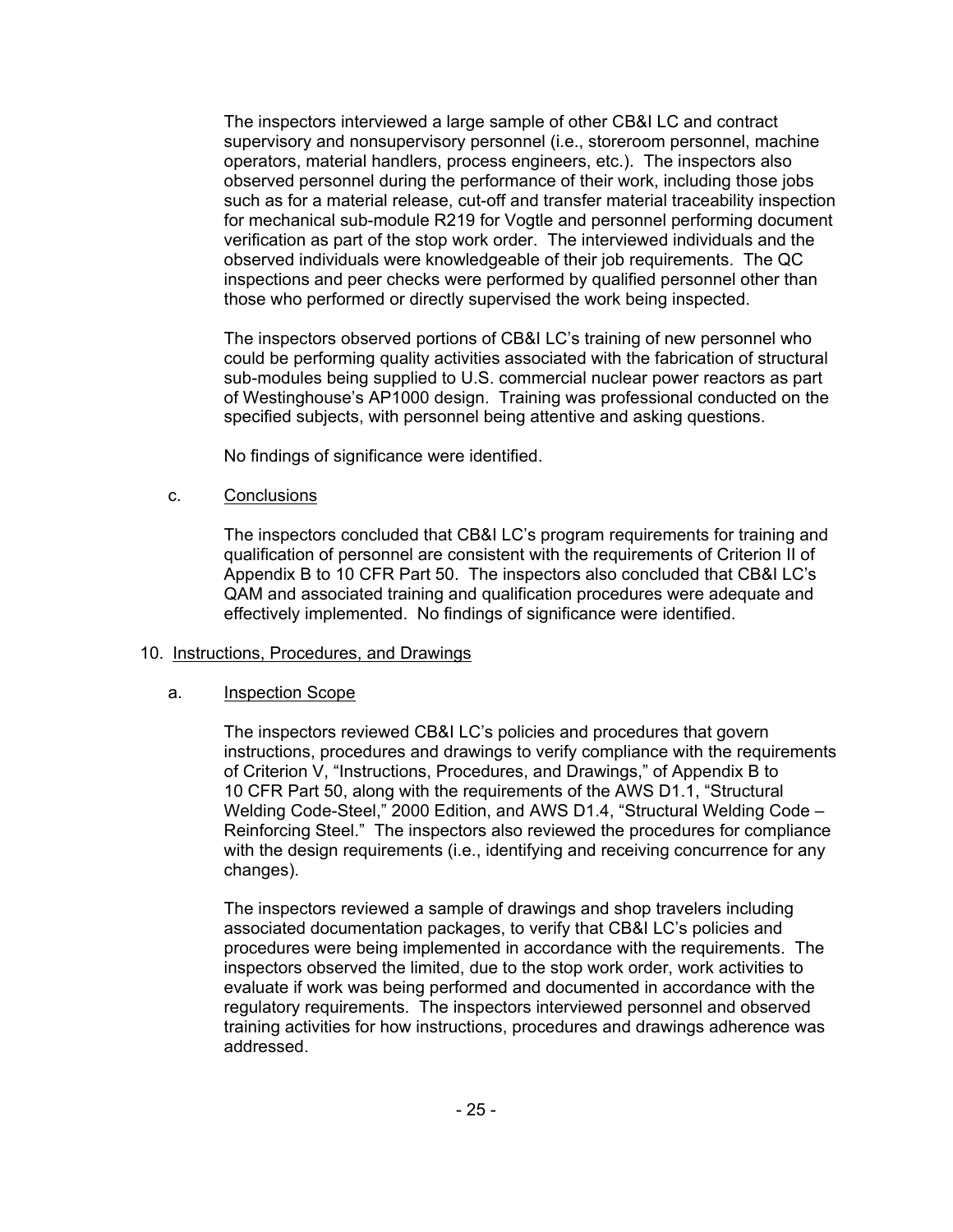The inspectors interviewed a large sample of other CB&I LC and contract supervisory and nonsupervisory personnel (i.e., storeroom personnel, machine operators, material handlers, process engineers, etc.). The inspectors also observed personnel during the performance of their work, including those jobs such as for a material release, cut-off and transfer material traceability inspection for mechanical sub-module R219 for Vogtle and personnel performing document verification as part of the stop work order. The interviewed individuals and the observed individuals were knowledgeable of their job requirements. The QC inspections and peer checks were performed by qualified personnel other than those who performed or directly supervised the work being inspected.

The inspectors observed portions of CB&I LC's training of new personnel who could be performing quality activities associated with the fabrication of structural sub-modules being supplied to U.S. commercial nuclear power reactors as part of Westinghouse's AP1000 design. Training was professional conducted on the specified subjects, with personnel being attentive and asking questions.

No findings of significance were identified.

c. Conclusions

The inspectors concluded that CB&I LC's program requirements for training and qualification of personnel are consistent with the requirements of Criterion II of Appendix B to 10 CFR Part 50. The inspectors also concluded that CB&I LC's QAM and associated training and qualification procedures were adequate and effectively implemented. No findings of significance were identified.

## 10. Instructions, Procedures, and Drawings

a. Inspection Scope

The inspectors reviewed CB&I LC's policies and procedures that govern instructions, procedures and drawings to verify compliance with the requirements of Criterion V, "Instructions, Procedures, and Drawings," of Appendix B to 10 CFR Part 50, along with the requirements of the AWS D1.1, "Structural Welding Code-Steel," 2000 Edition, and AWS D1.4, "Structural Welding Code – Reinforcing Steel." The inspectors also reviewed the procedures for compliance with the design requirements (i.e., identifying and receiving concurrence for any changes).

The inspectors reviewed a sample of drawings and shop travelers including associated documentation packages, to verify that CB&I LC's policies and procedures were being implemented in accordance with the requirements. The inspectors observed the limited, due to the stop work order, work activities to evaluate if work was being performed and documented in accordance with the regulatory requirements. The inspectors interviewed personnel and observed training activities for how instructions, procedures and drawings adherence was addressed.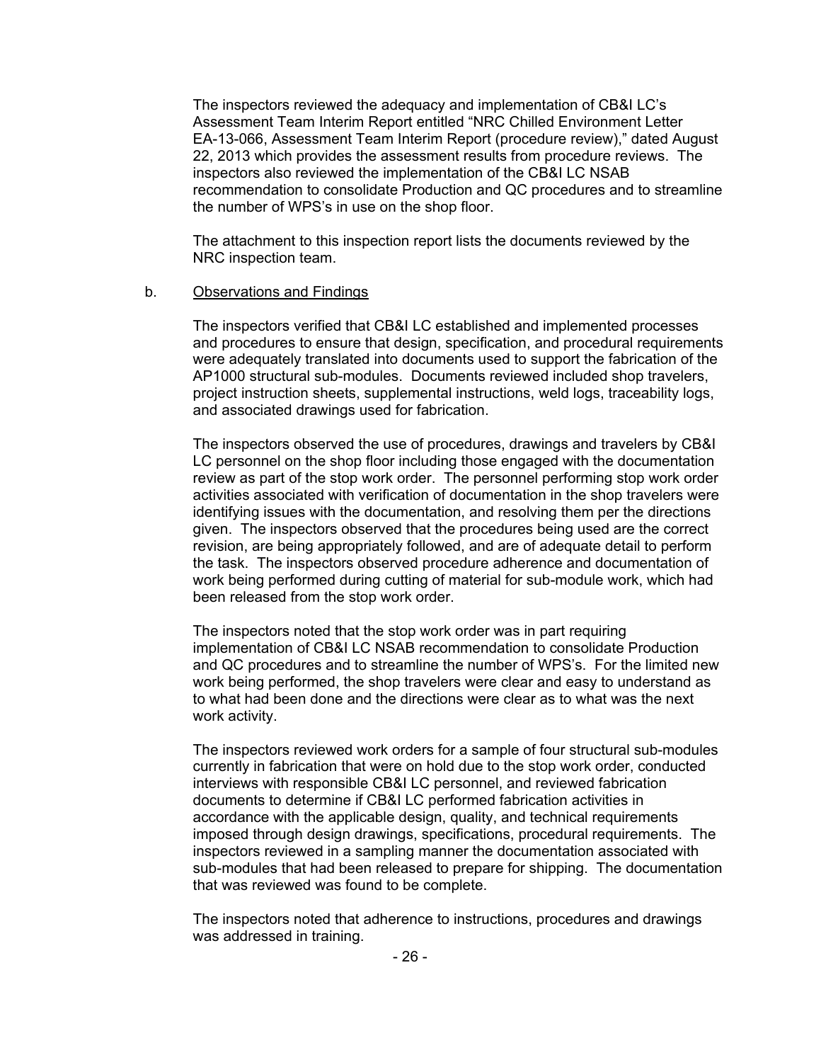The inspectors reviewed the adequacy and implementation of CB&I LC's Assessment Team Interim Report entitled "NRC Chilled Environment Letter EA-13-066, Assessment Team Interim Report (procedure review)," dated August 22, 2013 which provides the assessment results from procedure reviews. The inspectors also reviewed the implementation of the CB&I LC NSAB recommendation to consolidate Production and QC procedures and to streamline the number of WPS's in use on the shop floor.

The attachment to this inspection report lists the documents reviewed by the NRC inspection team.

b. Observations and Findings

The inspectors verified that CB&I LC established and implemented processes and procedures to ensure that design, specification, and procedural requirements were adequately translated into documents used to support the fabrication of the AP1000 structural sub-modules. Documents reviewed included shop travelers, project instruction sheets, supplemental instructions, weld logs, traceability logs, and associated drawings used for fabrication.

The inspectors observed the use of procedures, drawings and travelers by CB&I LC personnel on the shop floor including those engaged with the documentation review as part of the stop work order. The personnel performing stop work order activities associated with verification of documentation in the shop travelers were identifying issues with the documentation, and resolving them per the directions given. The inspectors observed that the procedures being used are the correct revision, are being appropriately followed, and are of adequate detail to perform the task. The inspectors observed procedure adherence and documentation of work being performed during cutting of material for sub-module work, which had been released from the stop work order.

The inspectors noted that the stop work order was in part requiring implementation of CB&I LC NSAB recommendation to consolidate Production and QC procedures and to streamline the number of WPS's. For the limited new work being performed, the shop travelers were clear and easy to understand as to what had been done and the directions were clear as to what was the next work activity.

The inspectors reviewed work orders for a sample of four structural sub-modules currently in fabrication that were on hold due to the stop work order, conducted interviews with responsible CB&I LC personnel, and reviewed fabrication documents to determine if CB&I LC performed fabrication activities in accordance with the applicable design, quality, and technical requirements imposed through design drawings, specifications, procedural requirements. The inspectors reviewed in a sampling manner the documentation associated with sub-modules that had been released to prepare for shipping. The documentation that was reviewed was found to be complete.

The inspectors noted that adherence to instructions, procedures and drawings was addressed in training.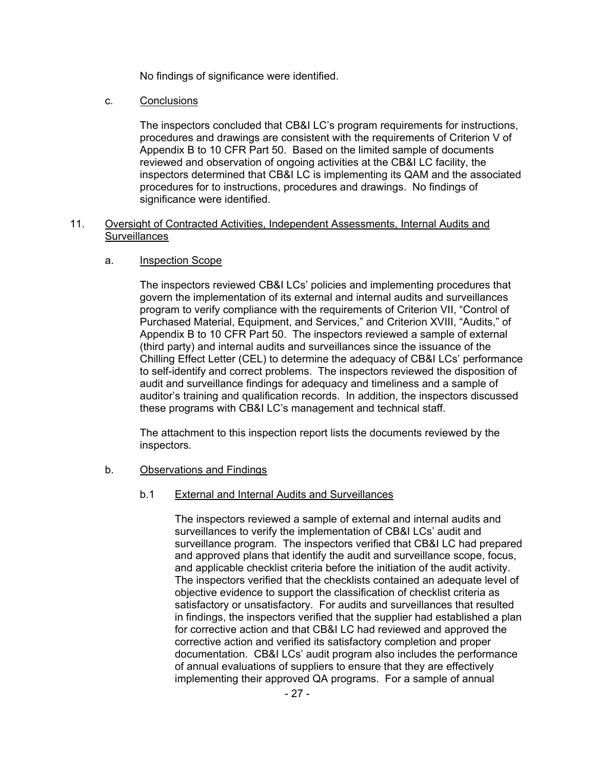No findings of significance were identified.

c. Conclusions

The inspectors concluded that CB&I LC's program requirements for instructions, procedures and drawings are consistent with the requirements of Criterion V of Appendix B to 10 CFR Part 50. Based on the limited sample of documents reviewed and observation of ongoing activities at the CB&I LC facility, the inspectors determined that CB&I LC is implementing its QAM and the associated procedures for to instructions, procedures and drawings. No findings of significance were identified.

## 11. Oversight of Contracted Activities, Independent Assessments, Internal Audits and Surveillances

a. Inspection Scope

The inspectors reviewed CB&I LCs' policies and implementing procedures that govern the implementation of its external and internal audits and surveillances program to verify compliance with the requirements of Criterion VII, "Control of Purchased Material, Equipment, and Services," and Criterion XVIII, "Audits," of Appendix B to 10 CFR Part 50. The inspectors reviewed a sample of external (third party) and internal audits and surveillances since the issuance of the Chilling Effect Letter (CEL) to determine the adequacy of CB&I LCs' performance to self-identify and correct problems. The inspectors reviewed the disposition of audit and surveillance findings for adequacy and timeliness and a sample of auditor's training and qualification records. In addition, the inspectors discussed these programs with CB&I LC's management and technical staff.

The attachment to this inspection report lists the documents reviewed by the inspectors.

b. Observations and Findings

b.1 External and Internal Audits and Surveillances

The inspectors reviewed a sample of external and internal audits and surveillances to verify the implementation of CB&I LCs' audit and surveillance program. The inspectors verified that CB&I LC had prepared and approved plans that identify the audit and surveillance scope, focus, and applicable checklist criteria before the initiation of the audit activity. The inspectors verified that the checklists contained an adequate level of objective evidence to support the classification of checklist criteria as satisfactory or unsatisfactory. For audits and surveillances that resulted in findings, the inspectors verified that the supplier had established a plan for corrective action and that CB&I LC had reviewed and approved the corrective action and verified its satisfactory completion and proper documentation. CB&I LCs' audit program also includes the performance of annual evaluations of suppliers to ensure that they are effectively implementing their approved QA programs. For a sample of annual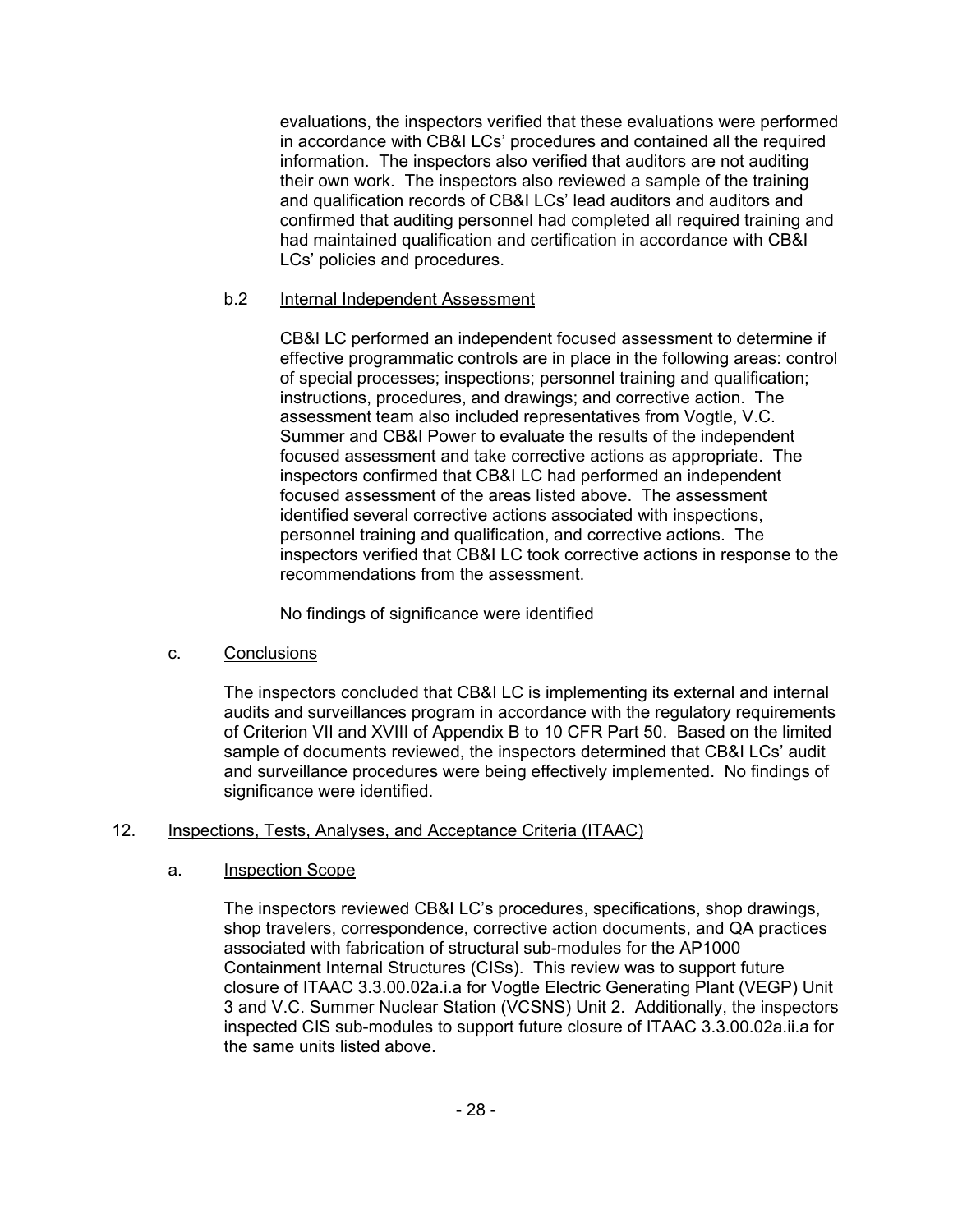evaluations, the inspectors verified that these evaluations were performed in accordance with CB&I LCs' procedures and contained all the required information. The inspectors also verified that auditors are not auditing their own work. The inspectors also reviewed a sample of the training and qualification records of CB&I LCs' lead auditors and auditors and confirmed that auditing personnel had completed all required training and had maintained qualification and certification in accordance with CB&I LCs' policies and procedures.

b.2 Internal Independent Assessment

CB&I LC performed an independent focused assessment to determine if effective programmatic controls are in place in the following areas: control of special processes; inspections; personnel training and qualification; instructions, procedures, and drawings; and corrective action. The assessment team also included representatives from Vogtle, V.C. Summer and CB&I Power to evaluate the results of the independent focused assessment and take corrective actions as appropriate. The inspectors confirmed that CB&I LC had performed an independent focused assessment of the areas listed above. The assessment identified several corrective actions associated with inspections, personnel training and qualification, and corrective actions. The inspectors verified that CB&I LC took corrective actions in response to the recommendations from the assessment.

No findings of significance were identified

c. Conclusions

The inspectors concluded that CB&I LC is implementing its external and internal audits and surveillances program in accordance with the regulatory requirements of Criterion VII and XVIII of Appendix B to 10 CFR Part 50. Based on the limited sample of documents reviewed, the inspectors determined that CB&I LCs' audit and surveillance procedures were being effectively implemented. No findings of significance were identified.

## 12. Inspections, Tests, Analyses, and Acceptance Criteria (ITAAC)

a. Inspection Scope

The inspectors reviewed CB&I LC's procedures, specifications, shop drawings, shop travelers, correspondence, corrective action documents, and QA practices associated with fabrication of structural sub-modules for the AP1000 Containment Internal Structures (CISs). This review was to support future closure of ITAAC 3.3.00.02a.i.a for Vogtle Electric Generating Plant (VEGP) Unit 3 and V.C. Summer Nuclear Station (VCSNS) Unit 2. Additionally, the inspectors inspected CIS sub-modules to support future closure of ITAAC 3.3.00.02a.ii.a for the same units listed above.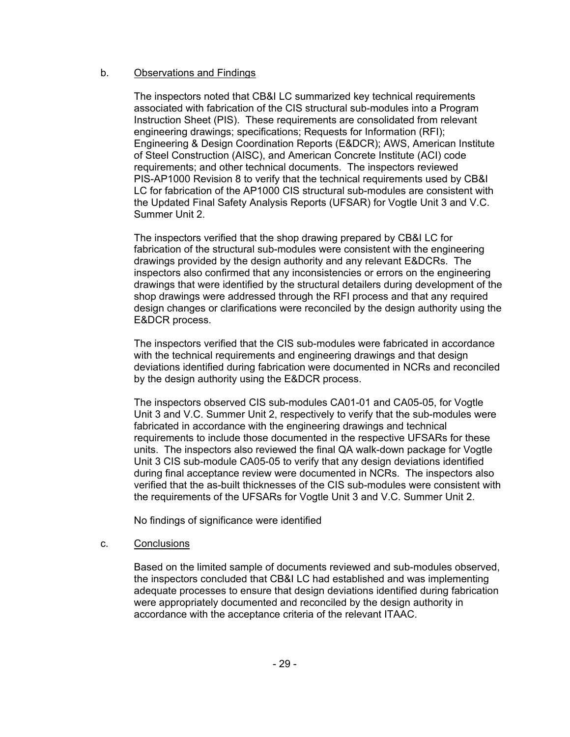b. Observations and Findings

The inspectors noted that CB&I LC summarized key technical requirements associated with fabrication of the CIS structural sub-modules into a Program Instruction Sheet (PIS). These requirements are consolidated from relevant engineering drawings; specifications; Requests for Information (RFI); Engineering & Design Coordination Reports (E&DCR); AWS, American Institute of Steel Construction (AISC), and American Concrete Institute (ACI) code requirements; and other technical documents. The inspectors reviewed PIS-AP1000 Revision 8 to verify that the technical requirements used by CB&I LC for fabrication of the AP1000 CIS structural sub-modules are consistent with the Updated Final Safety Analysis Reports (UFSAR) for Vogtle Unit 3 and V.C. Summer Unit 2.

The inspectors verified that the shop drawing prepared by CB&I LC for fabrication of the structural sub-modules were consistent with the engineering drawings provided by the design authority and any relevant E&DCRs. The inspectors also confirmed that any inconsistencies or errors on the engineering drawings that were identified by the structural detailers during development of the shop drawings were addressed through the RFI process and that any required design changes or clarifications were reconciled by the design authority using the E&DCR process.

The inspectors verified that the CIS sub-modules were fabricated in accordance with the technical requirements and engineering drawings and that design deviations identified during fabrication were documented in NCRs and reconciled by the design authority using the E&DCR process.

The inspectors observed CIS sub-modules CA01-01 and CA05-05, for Vogtle Unit 3 and V.C. Summer Unit 2, respectively to verify that the sub-modules were fabricated in accordance with the engineering drawings and technical requirements to include those documented in the respective UFSARs for these units. The inspectors also reviewed the final QA walk-down package for Vogtle Unit 3 CIS sub-module CA05-05 to verify that any design deviations identified during final acceptance review were documented in NCRs. The inspectors also verified that the as-built thicknesses of the CIS sub-modules were consistent with the requirements of the UFSARs for Vogtle Unit 3 and V.C. Summer Unit 2.

No findings of significance were identified

c. Conclusions

Based on the limited sample of documents reviewed and sub-modules observed, the inspectors concluded that CB&I LC had established and was implementing adequate processes to ensure that design deviations identified during fabrication were appropriately documented and reconciled by the design authority in accordance with the acceptance criteria of the relevant ITAAC.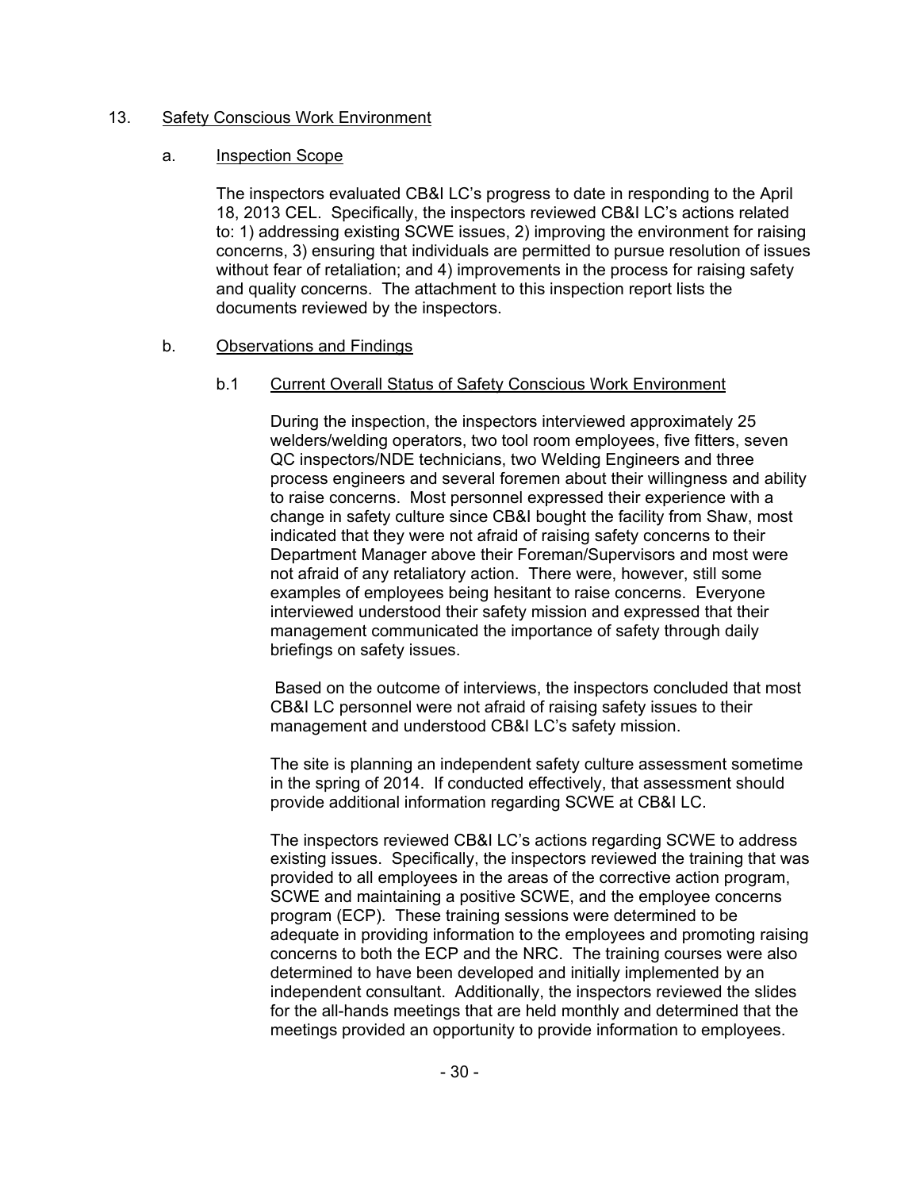13. Safety Conscious Work Environment

a. Inspection Scope

The inspectors evaluated CB&I LC's progress to date in responding to the April 18, 2013 CEL. Specifically, the inspectors reviewed CB&I LC's actions related to: 1) addressing existing SCWE issues, 2) improving the environment for raising concerns, 3) ensuring that individuals are permitted to pursue resolution of issues without fear of retaliation; and 4) improvements in the process for raising safety and quality concerns. The attachment to this inspection report lists the documents reviewed by the inspectors.

b. Observations and Findings

b.1 Current Overall Status of Safety Conscious Work Environment

During the inspection, the inspectors interviewed approximately 25 welders/welding operators, two tool room employees, five fitters, seven QC inspectors/NDE technicians, two Welding Engineers and three process engineers and several foremen about their willingness and ability to raise concerns. Most personnel expressed their experience with a change in safety culture since CB&I bought the facility from Shaw, most indicated that they were not afraid of raising safety concerns to their Department Manager above their Foreman/Supervisors and most were not afraid of any retaliatory action. There were, however, still some examples of employees being hesitant to raise concerns. Everyone interviewed understood their safety mission and expressed that their management communicated the importance of safety through daily briefings on safety issues.

Based on the outcome of interviews, the inspectors concluded that most CB&I LC personnel were not afraid of raising safety issues to their management and understood CB&I LC's safety mission.

The site is planning an independent safety culture assessment sometime in the spring of 2014. If conducted effectively, that assessment should provide additional information regarding SCWE at CB&I LC.

The inspectors reviewed CB&I LC's actions regarding SCWE to address existing issues. Specifically, the inspectors reviewed the training that was provided to all employees in the areas of the corrective action program, SCWE and maintaining a positive SCWE, and the employee concerns program (ECP). These training sessions were determined to be adequate in providing information to the employees and promoting raising concerns to both the ECP and the NRC. The training courses were also determined to have been developed and initially implemented by an independent consultant. Additionally, the inspectors reviewed the slides for the all-hands meetings that are held monthly and determined that the meetings provided an opportunity to provide information to employees.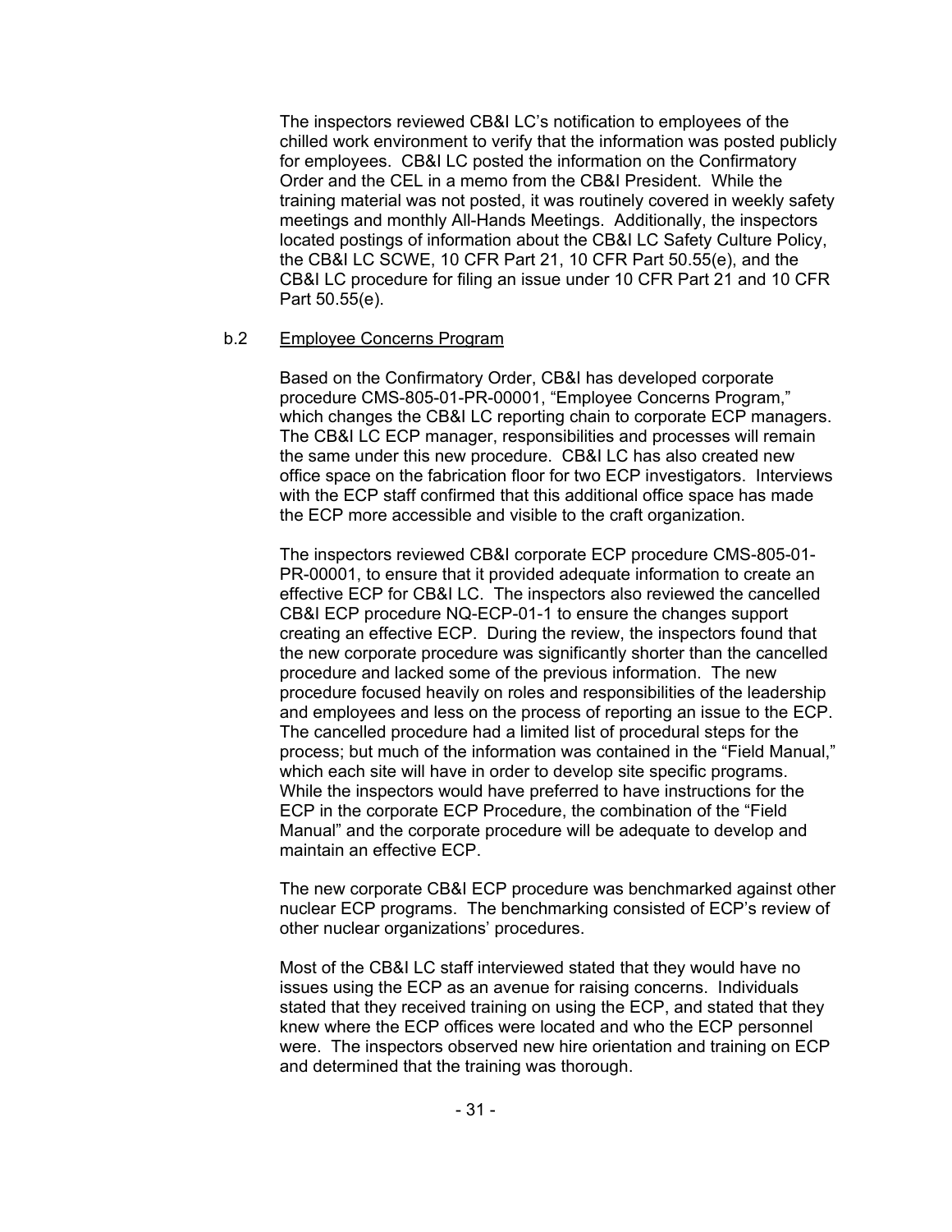The inspectors reviewed CB&I LC's notification to employees of the chilled work environment to verify that the information was posted publicly for employees. CB&I LC posted the information on the Confirmatory Order and the CEL in a memo from the CB&I President. While the training material was not posted, it was routinely covered in weekly safety meetings and monthly All-Hands Meetings. Additionally, the inspectors located postings of information about the CB&I LC Safety Culture Policy, the CB&I LC SCWE, 10 CFR Part 21, 10 CFR Part 50.55(e), and the CB&I LC procedure for filing an issue under 10 CFR Part 21 and 10 CFR Part 50.55(e).

b.2 Employee Concerns Program

Based on the Confirmatory Order, CB&I has developed corporate procedure CMS-805-01-PR-00001, "Employee Concerns Program," which changes the CB&I LC reporting chain to corporate ECP managers. The CB&I LC ECP manager, responsibilities and processes will remain the same under this new procedure. CB&I LC has also created new office space on the fabrication floor for two ECP investigators. Interviews with the ECP staff confirmed that this additional office space has made the ECP more accessible and visible to the craft organization.

The inspectors reviewed CB&I corporate ECP procedure CMS-805-01-PR-00001, to ensure that it provided adequate information to create an effective ECP for CB&I LC. The inspectors also reviewed the cancelled CB&I ECP procedure NQ-ECP-01-1 to ensure the changes support creating an effective ECP. During the review, the inspectors found that the new corporate procedure was significantly shorter than the cancelled procedure and lacked some of the previous information. The new procedure focused heavily on roles and responsibilities of the leadership and employees and less on the process of reporting an issue to the ECP. The cancelled procedure had a limited list of procedural steps for the process; but much of the information was contained in the "Field Manual," which each site will have in order to develop site specific programs. While the inspectors would have preferred to have instructions for the ECP in the corporate ECP Procedure, the combination of the "Field Manual" and the corporate procedure will be adequate to develop and maintain an effective ECP.

The new corporate CB&I ECP procedure was benchmarked against other nuclear ECP programs. The benchmarking consisted of ECP's review of other nuclear organizations' procedures.

Most of the CB&I LC staff interviewed stated that they would have no issues using the ECP as an avenue for raising concerns. Individuals stated that they received training on using the ECP, and stated that they knew where the ECP offices were located and who the ECP personnel were. The inspectors observed new hire orientation and training on ECP and determined that the training was thorough.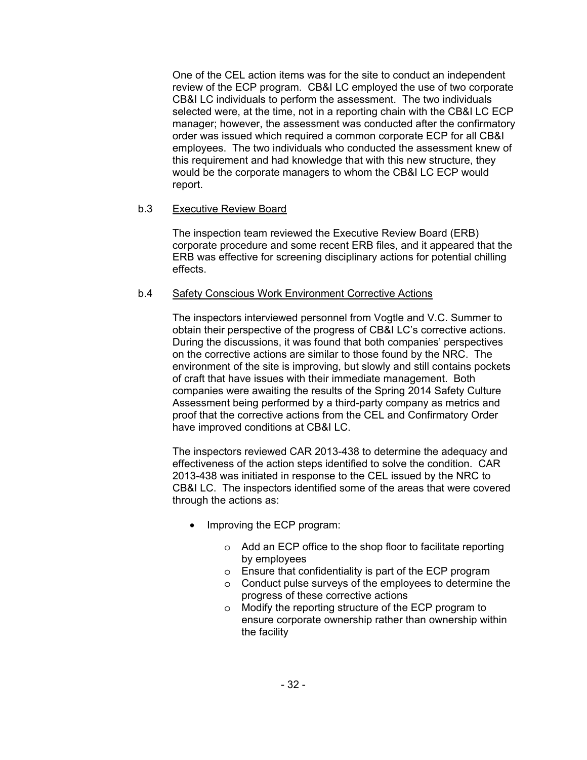One of the CEL action items was for the site to conduct an independent review of the ECP program. CB&I LC employed the use of two corporate CB&I LC individuals to perform the assessment. The two individuals selected were, at the time, not in a reporting chain with the CB&I LC ECP manager; however, the assessment was conducted after the confirmatory order was issued which required a common corporate ECP for all CB&I employees. The two individuals who conducted the assessment knew of this requirement and had knowledge that with this new structure, they would be the corporate managers to whom the CB&I LC ECP would report.

b.3 <u>Executive Review Board</u>

The inspection team reviewed the Executive Review Board (ERB) corporate procedure and some recent ERB files, and it appeared that the ERB was effective for screening disciplinary actions for potential chilling effects.

b.4 <u>Safety Conscious Work Environment Corrective Actions</u>

The inspectors interviewed personnel from Vogtle and V.C. Summer to obtain their perspective of the progress of CB&I LC's corrective actions. During the discussions, it was found that both companies' perspectives on the corrective actions are similar to those found by the NRC. The environment of the site is improving, but slowly and still contains pockets of craft that have issues with their immediate management. Both companies were awaiting the results of the Spring 2014 Safety Culture Assessment being performed by a third-party company as metrics and proof that the corrective actions from the CEL and Confirmatory Order have improved conditions at CB&I LC.

The inspectors reviewed CAR 2013-438 to determine the adequacy and effectiveness of the action steps identified to solve the condition. CAR 2013-438 was initiated in response to the CEL issued by the NRC to CB&I LC. The inspectors identified some of the areas that were covered through the actions as:

- Improving the ECP program:
  - Add an ECP office to the shop floor to facilitate reporting by employees
  - Ensure that confidentiality is part of the ECP program
  - Conduct pulse surveys of the employees to determine the progress of these corrective actions
  - Modify the reporting structure of the ECP program to ensure corporate ownership rather than ownership within the facility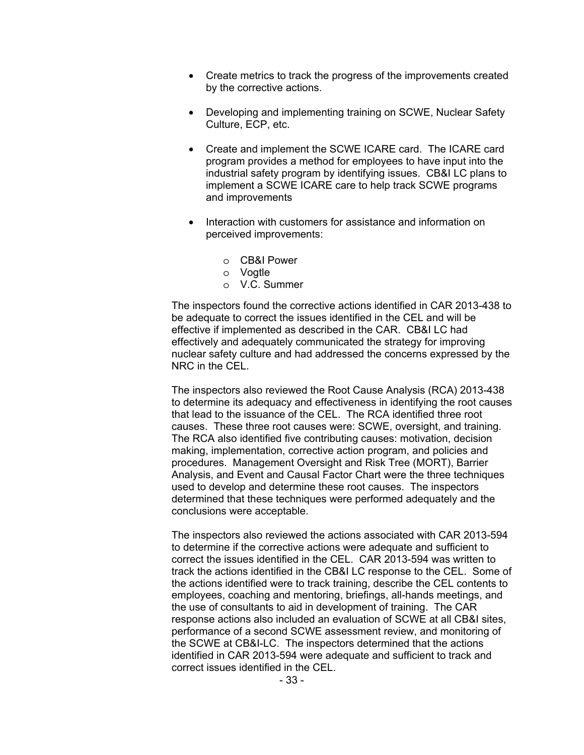- Create metrics to track the progress of the improvements created by the corrective actions.

- Developing and implementing training on SCWE, Nuclear Safety Culture, ECP, etc.

- Create and implement the SCWE ICARE card. The ICARE card program provides a method for employees to have input into the industrial safety program by identifying issues. CB&I LC plans to implement a SCWE ICARE care to help track SCWE programs and improvements

- Interaction with customers for assistance and information on perceived improvements:

    - CB&I Power
    - Vogtle
    - V.C. Summer

The inspectors found the corrective actions identified in CAR 2013-438 to be adequate to correct the issues identified in the CEL and will be effective if implemented as described in the CAR. CB&I LC had effectively and adequately communicated the strategy for improving nuclear safety culture and had addressed the concerns expressed by the NRC in the CEL.

The inspectors also reviewed the Root Cause Analysis (RCA) 2013-438 to determine its adequacy and effectiveness in identifying the root causes that lead to the issuance of the CEL. The RCA identified three root causes. These three root causes were: SCWE, oversight, and training. The RCA also identified five contributing causes: motivation, decision making, implementation, corrective action program, and policies and procedures. Management Oversight and Risk Tree (MORT), Barrier Analysis, and Event and Causal Factor Chart were the three techniques used to develop and determine these root causes. The inspectors determined that these techniques were performed adequately and the conclusions were acceptable.

The inspectors also reviewed the actions associated with CAR 2013-594 to determine if the corrective actions were adequate and sufficient to correct the issues identified in the CEL. CAR 2013-594 was written to track the actions identified in the CB&I LC response to the CEL. Some of the actions identified were to track training, describe the CEL contents to employees, coaching and mentoring, briefings, all-hands meetings, and the use of consultants to aid in development of training. The CAR response actions also included an evaluation of SCWE at all CB&I sites, performance of a second SCWE assessment review, and monitoring of the SCWE at CB&I-LC. The inspectors determined that the actions identified in CAR 2013-594 were adequate and sufficient to track and correct issues identified in the CEL.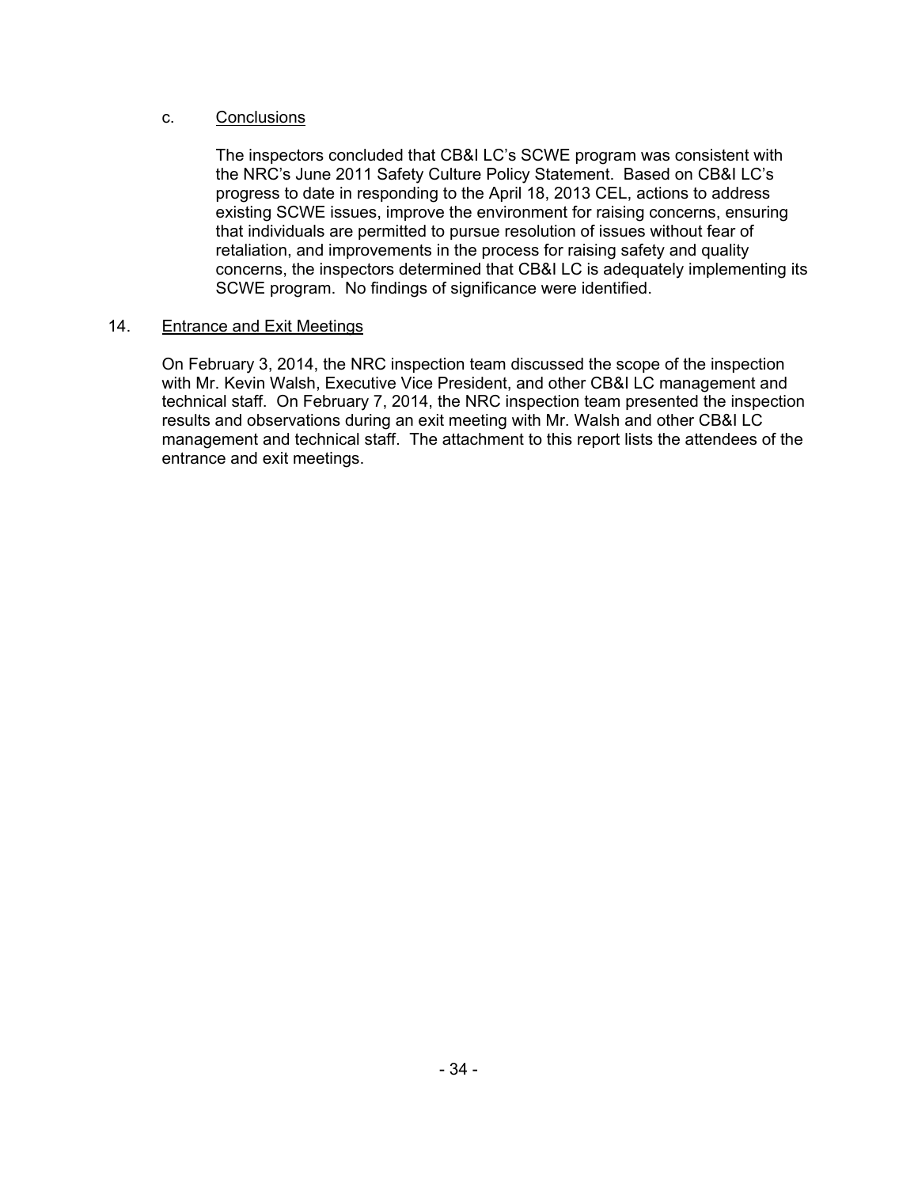c. Conclusions

The inspectors concluded that CB&I LC's SCWE program was consistent with the NRC's June 2011 Safety Culture Policy Statement. Based on CB&I LC's progress to date in responding to the April 18, 2013 CEL, actions to address existing SCWE issues, improve the environment for raising concerns, ensuring that individuals are permitted to pursue resolution of issues without fear of retaliation, and improvements in the process for raising safety and quality concerns, the inspectors determined that CB&I LC is adequately implementing its SCWE program. No findings of significance were identified.

14. Entrance and Exit Meetings

On February 3, 2014, the NRC inspection team discussed the scope of the inspection with Mr. Kevin Walsh, Executive Vice President, and other CB&I LC management and technical staff. On February 7, 2014, the NRC inspection team presented the inspection results and observations during an exit meeting with Mr. Walsh and other CB&I LC management and technical staff. The attachment to this report lists the attendees of the entrance and exit meetings.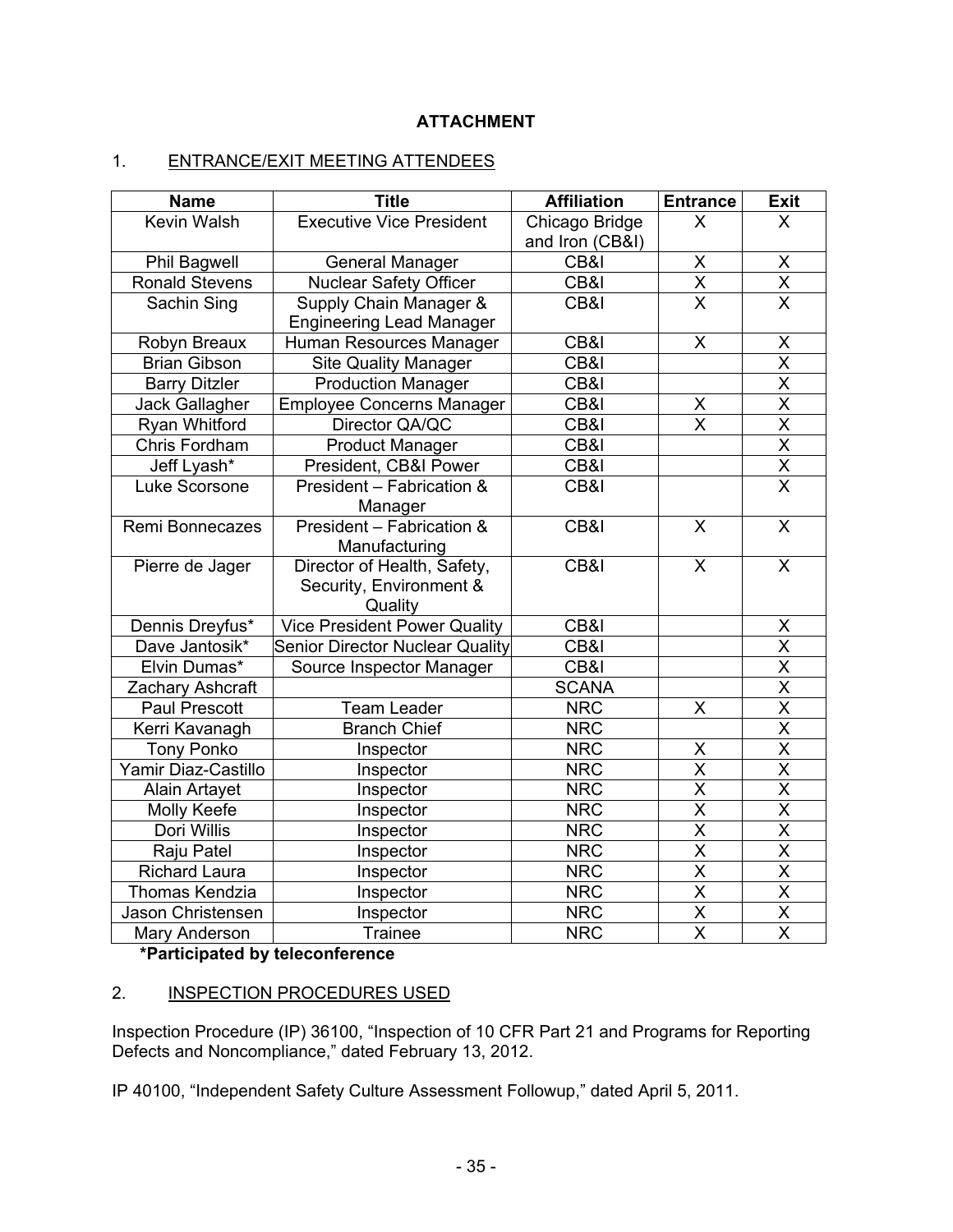**ATTACHMENT**

1. ENTRANCE/EXIT MEETING ATTENDEES

| Name | Title | Affiliation | Entrance | Exit |
|---|---|---|---|---|
| Kevin Walsh | Executive Vice President | Chicago Bridge and Iron (CB&I) | X | X |
| Phil Bagwell | General Manager | CB&I | X | X |
| Ronald Stevens | Nuclear Safety Officer | CB&I | X | X |
| Sachin Sing | Supply Chain Manager & Engineering Lead Manager | CB&I | X | X |
| Robyn Breaux | Human Resources Manager | CB&I | X | X |
| Brian Gibson | Site Quality Manager | CB&I | | X |
| Barry Ditzler | Production Manager | CB&I | | X |
| Jack Gallagher | Employee Concerns Manager | CB&I | X | X |
| Ryan Whitford | Director QA/QC | CB&I | X | X |
| Chris Fordham | Product Manager | CB&I | | X |
| Jeff Lyash* | President, CB&I Power | CB&I | | X |
| Luke Scorsone | President – Fabrication & Manager | CB&I | | X |
| Remi Bonnecazes | President – Fabrication & Manufacturing | CB&I | X | X |
| Pierre de Jager | Director of Health, Safety, Security, Environment & Quality | CB&I | X | X |
| Dennis Dreyfus* | Vice President Power Quality | CB&I | | X |
| Dave Jantosik* | Senior Director Nuclear Quality | CB&I | | X |
| Elvin Dumas* | Source Inspector Manager | CB&I | | X |
| Zachary Ashcraft | | SCANA | | X |
| Paul Prescott | Team Leader | NRC | X | X |
| Kerri Kavanagh | Branch Chief | NRC | | X |
| Tony Ponko | Inspector | NRC | X | X |
| Yamir Diaz-Castillo | Inspector | NRC | X | X |
| Alain Artayet | Inspector | NRC | X | X |
| Molly Keefe | Inspector | NRC | X | X |
| Dori Willis | Inspector | NRC | X | X |
| Raju Patel | Inspector | NRC | X | X |
| Richard Laura | Inspector | NRC | X | X |
| Thomas Kendzia | Inspector | NRC | X | X |
| Jason Christensen | Inspector | NRC | X | X |
| Mary Anderson | Trainee | NRC | X | X |

**\*Participated by teleconference**

2. INSPECTION PROCEDURES USED

Inspection Procedure (IP) 36100, "Inspection of 10 CFR Part 21 and Programs for Reporting Defects and Noncompliance," dated February 13, 2012.

IP 40100, "Independent Safety Culture Assessment Followup," dated April 5, 2011.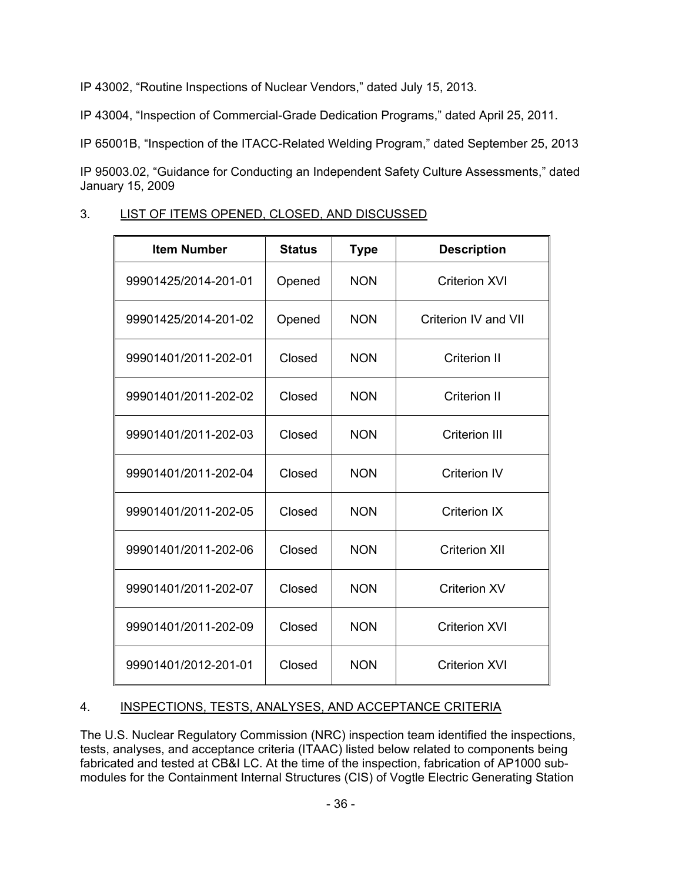IP 43002, “Routine Inspections of Nuclear Vendors,” dated July 15, 2013.

IP 43004, “Inspection of Commercial-Grade Dedication Programs,” dated April 25, 2011.

IP 65001B, “Inspection of the ITACC-Related Welding Program,” dated September 25, 2013

IP 95003.02, “Guidance for Conducting an Independent Safety Culture Assessments,” dated January 15, 2009

3. LIST OF ITEMS OPENED, CLOSED, AND DISCUSSED

| Item Number | Status | Type | Description |
|---|---|---|---|
| 99901425/2014-201-01 | Opened | NON | Criterion XVI |
| 99901425/2014-201-02 | Opened | NON | Criterion IV and VII |
| 99901401/2011-202-01 | Closed | NON | Criterion II |
| 99901401/2011-202-02 | Closed | NON | Criterion II |
| 99901401/2011-202-03 | Closed | NON | Criterion III |
| 99901401/2011-202-04 | Closed | NON | Criterion IV |
| 99901401/2011-202-05 | Closed | NON | Criterion IX |
| 99901401/2011-202-06 | Closed | NON | Criterion XII |
| 99901401/2011-202-07 | Closed | NON | Criterion XV |
| 99901401/2011-202-09 | Closed | NON | Criterion XVI |
| 99901401/2012-201-01 | Closed | NON | Criterion XVI |

4. INSPECTIONS, TESTS, ANALYSES, AND ACCEPTANCE CRITERIA

The U.S. Nuclear Regulatory Commission (NRC) inspection team identified the inspections, tests, analyses, and acceptance criteria (ITAAC) listed below related to components being fabricated and tested at CB&I LC. At the time of the inspection, fabrication of AP1000 sub-modules for the Containment Internal Structures (CIS) of Vogtle Electric Generating Station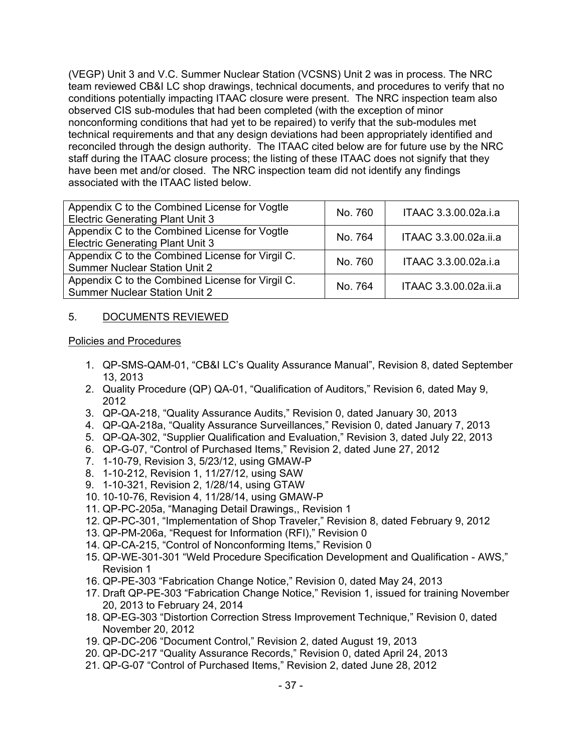(VEGP) Unit 3 and V.C. Summer Nuclear Station (VCSNS) Unit 2 was in process. The NRC team reviewed CB&I LC shop drawings, technical documents, and procedures to verify that no conditions potentially impacting ITAAC closure were present. The NRC inspection team also observed CIS sub-modules that had been completed (with the exception of minor nonconforming conditions that had yet to be repaired) to verify that the sub-modules met technical requirements and that any design deviations had been appropriately identified and reconciled through the design authority. The ITAAC cited below are for future use by the NRC staff during the ITAAC closure process; the listing of these ITAAC does not signify that they have been met and/or closed. The NRC inspection team did not identify any findings associated with the ITAAC listed below.

| | | |
|---|---|---|
| Appendix C to the Combined License for Vogtle Electric Generating Plant Unit 3 | No. 760 | ITAAC 3.3.00.02a.i.a |
| Appendix C to the Combined License for Vogtle Electric Generating Plant Unit 3 | No. 764 | ITAAC 3.3.00.02a.ii.a |
| Appendix C to the Combined License for Virgil C. Summer Nuclear Station Unit 2 | No. 760 | ITAAC 3.3.00.02a.i.a |
| Appendix C to the Combined License for Virgil C. Summer Nuclear Station Unit 2 | No. 764 | ITAAC 3.3.00.02a.ii.a |

## 5. DOCUMENTS REVIEWED

Policies and Procedures

1. QP-SMS-QAM-01, "CB&I LC's Quality Assurance Manual", Revision 8, dated September 13, 2013
2. Quality Procedure (QP) QA-01, "Qualification of Auditors," Revision 6, dated May 9, 2012
3. QP-QA-218, "Quality Assurance Audits," Revision 0, dated January 30, 2013
4. QP-QA-218a, "Quality Assurance Surveillances," Revision 0, dated January 7, 2013
5. QP-QA-302, "Supplier Qualification and Evaluation," Revision 3, dated July 22, 2013
6. QP-G-07, "Control of Purchased Items," Revision 2, dated June 27, 2012
7. 1-10-79, Revision 3, 5/23/12, using GMAW-P
8. 1-10-212, Revision 1, 11/27/12, using SAW
9. 1-10-321, Revision 2, 1/28/14, using GTAW
10. 10-10-76, Revision 4, 11/28/14, using GMAW-P
11. QP-PC-205a, "Managing Detail Drawings,, Revision 1
12. QP-PC-301, "Implementation of Shop Traveler," Revision 8, dated February 9, 2012
13. QP-PM-206a, "Request for Information (RFI)," Revision 0
14. QP-CA-215, "Control of Nonconforming Items," Revision 0
15. QP-WE-301-301 "Weld Procedure Specification Development and Qualification - AWS," Revision 1
16. QP-PE-303 "Fabrication Change Notice," Revision 0, dated May 24, 2013
17. Draft QP-PE-303 "Fabrication Change Notice," Revision 1, issued for training November 20, 2013 to February 24, 2014
18. QP-EG-303 "Distortion Correction Stress Improvement Technique," Revision 0, dated November 20, 2012
19. QP-DC-206 "Document Control," Revision 2, dated August 19, 2013
20. QP-DC-217 "Quality Assurance Records," Revision 0, dated April 24, 2013
21. QP-G-07 "Control of Purchased Items," Revision 2, dated June 28, 2012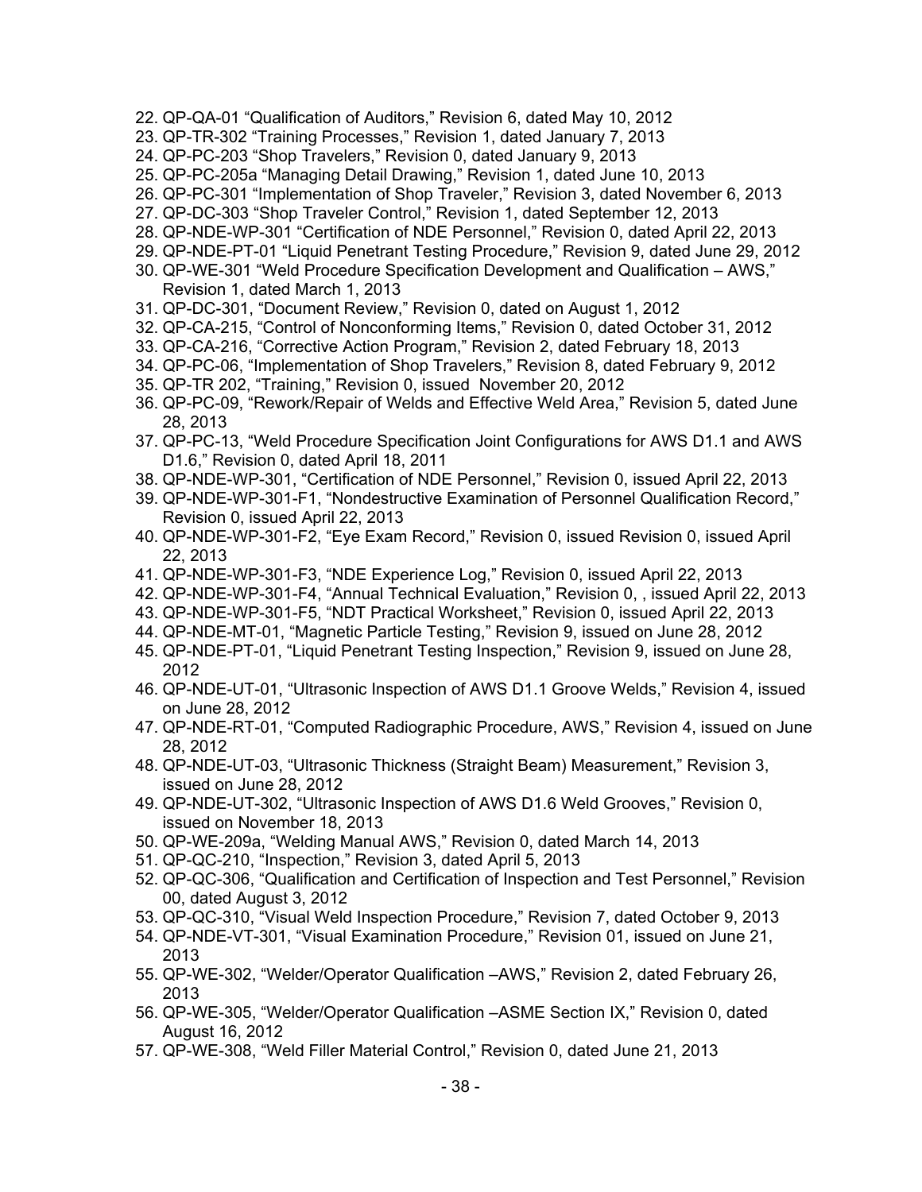22. QP-QA-01 “Qualification of Auditors,” Revision 6, dated May 10, 2012
23. QP-TR-302 “Training Processes,” Revision 1, dated January 7, 2013
24. QP-PC-203 “Shop Travelers,” Revision 0, dated January 9, 2013
25. QP-PC-205a “Managing Detail Drawing,” Revision 1, dated June 10, 2013
26. QP-PC-301 “Implementation of Shop Traveler,” Revision 3, dated November 6, 2013
27. QP-DC-303 “Shop Traveler Control,” Revision 1, dated September 12, 2013
28. QP-NDE-WP-301 “Certification of NDE Personnel,” Revision 0, dated April 22, 2013
29. QP-NDE-PT-01 “Liquid Penetrant Testing Procedure,” Revision 9, dated June 29, 2012
30. QP-WE-301 “Weld Procedure Specification Development and Qualification – AWS,” Revision 1, dated March 1, 2013
31. QP-DC-301, “Document Review,” Revision 0, dated on August 1, 2012
32. QP-CA-215, “Control of Nonconforming Items,” Revision 0, dated October 31, 2012
33. QP-CA-216, “Corrective Action Program,” Revision 2, dated February 18, 2013
34. QP-PC-06, “Implementation of Shop Travelers,” Revision 8, dated February 9, 2012
35. QP-TR 202, “Training,” Revision 0, issued November 20, 2012
36. QP-PC-09, “Rework/Repair of Welds and Effective Weld Area,” Revision 5, dated June 28, 2013
37. QP-PC-13, “Weld Procedure Specification Joint Configurations for AWS D1.1 and AWS D1.6,” Revision 0, dated April 18, 2011
38. QP-NDE-WP-301, “Certification of NDE Personnel,” Revision 0, issued April 22, 2013
39. QP-NDE-WP-301-F1, “Nondestructive Examination of Personnel Qualification Record,” Revision 0, issued April 22, 2013
40. QP-NDE-WP-301-F2, “Eye Exam Record,” Revision 0, issued Revision 0, issued April 22, 2013
41. QP-NDE-WP-301-F3, “NDE Experience Log,” Revision 0, issued April 22, 2013
42. QP-NDE-WP-301-F4, “Annual Technical Evaluation,” Revision 0, , issued April 22, 2013
43. QP-NDE-WP-301-F5, “NDT Practical Worksheet,” Revision 0, issued April 22, 2013
44. QP-NDE-MT-01, “Magnetic Particle Testing,” Revision 9, issued on June 28, 2012
45. QP-NDE-PT-01, “Liquid Penetrant Testing Inspection,” Revision 9, issued on June 28, 2012
46. QP-NDE-UT-01, “Ultrasonic Inspection of AWS D1.1 Groove Welds,” Revision 4, issued on June 28, 2012
47. QP-NDE-RT-01, “Computed Radiographic Procedure, AWS,” Revision 4, issued on June 28, 2012
48. QP-NDE-UT-03, “Ultrasonic Thickness (Straight Beam) Measurement,” Revision 3, issued on June 28, 2012
49. QP-NDE-UT-302, “Ultrasonic Inspection of AWS D1.6 Weld Grooves,” Revision 0, issued on November 18, 2013
50. QP-WE-209a, “Welding Manual AWS,” Revision 0, dated March 14, 2013
51. QP-QC-210, “Inspection,” Revision 3, dated April 5, 2013
52. QP-QC-306, “Qualification and Certification of Inspection and Test Personnel,” Revision 00, dated August 3, 2012
53. QP-QC-310, “Visual Weld Inspection Procedure,” Revision 7, dated October 9, 2013
54. QP-NDE-VT-301, “Visual Examination Procedure,” Revision 01, issued on June 21, 2013
55. QP-WE-302, “Welder/Operator Qualification –AWS,” Revision 2, dated February 26, 2013
56. QP-WE-305, “Welder/Operator Qualification –ASME Section IX,” Revision 0, dated August 16, 2012
57. QP-WE-308, “Weld Filler Material Control,” Revision 0, dated June 21, 2013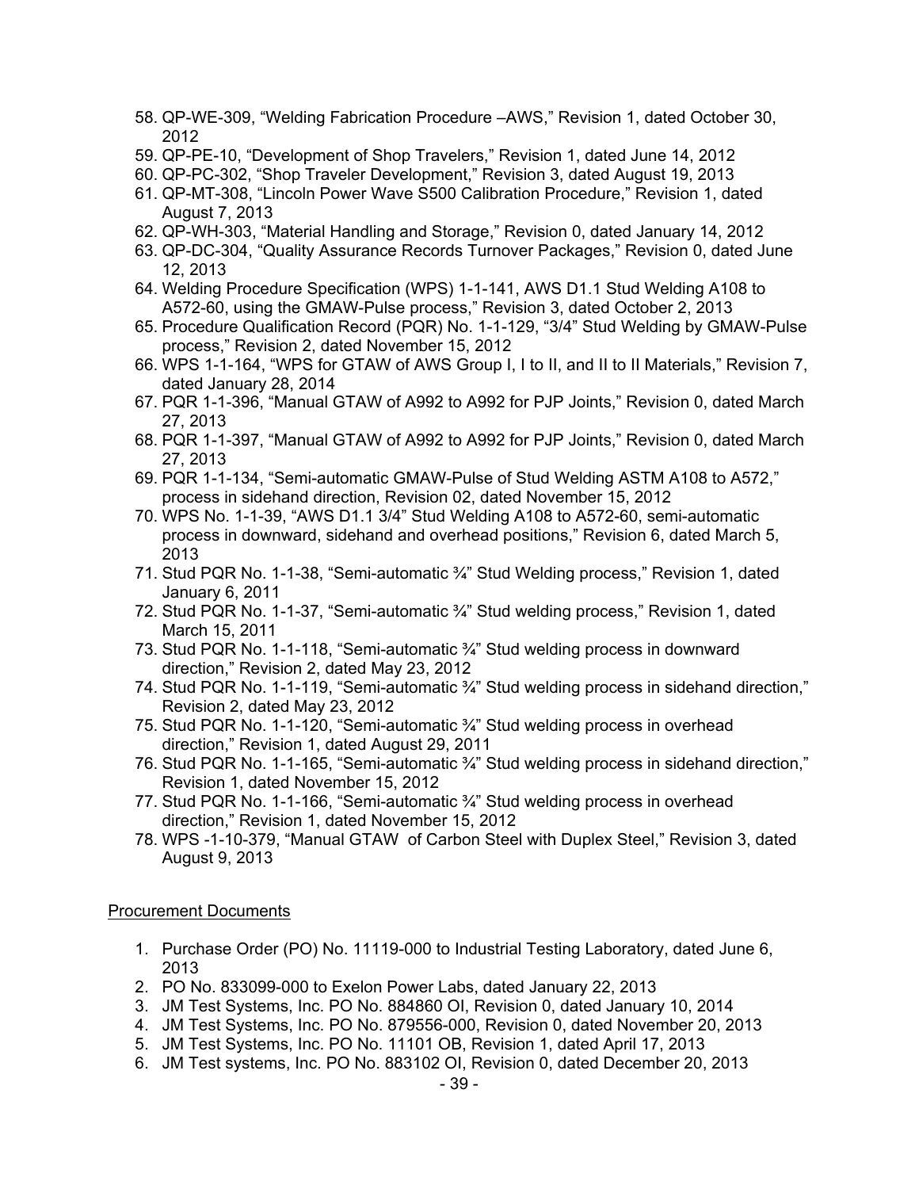58. QP-WE-309, “Welding Fabrication Procedure –AWS,” Revision 1, dated October 30, 2012
59. QP-PE-10, “Development of Shop Travelers,” Revision 1, dated June 14, 2012
60. QP-PC-302, “Shop Traveler Development,” Revision 3, dated August 19, 2013
61. QP-MT-308, “Lincoln Power Wave S500 Calibration Procedure,” Revision 1, dated August 7, 2013
62. QP-WH-303, “Material Handling and Storage,” Revision 0, dated January 14, 2012
63. QP-DC-304, “Quality Assurance Records Turnover Packages,” Revision 0, dated June 12, 2013
64. Welding Procedure Specification (WPS) 1-1-141, AWS D1.1 Stud Welding A108 to A572-60, using the GMAW-Pulse process,” Revision 3, dated October 2, 2013
65. Procedure Qualification Record (PQR) No. 1-1-129, “3/4” Stud Welding by GMAW-Pulse process,” Revision 2, dated November 15, 2012
66. WPS 1-1-164, “WPS for GTAW of AWS Group I, I to II, and II to II Materials,” Revision 7, dated January 28, 2014
67. PQR 1-1-396, “Manual GTAW of A992 to A992 for PJP Joints,” Revision 0, dated March 27, 2013
68. PQR 1-1-397, “Manual GTAW of A992 to A992 for PJP Joints,” Revision 0, dated March 27, 2013
69. PQR 1-1-134, “Semi-automatic GMAW-Pulse of Stud Welding ASTM A108 to A572,” process in sidehand direction, Revision 02, dated November 15, 2012
70. WPS No. 1-1-39, “AWS D1.1 3/4” Stud Welding A108 to A572-60, semi-automatic process in downward, sidehand and overhead positions,” Revision 6, dated March 5, 2013
71. Stud PQR No. 1-1-38, “Semi-automatic ¾” Stud Welding process,” Revision 1, dated January 6, 2011
72. Stud PQR No. 1-1-37, “Semi-automatic ¾” Stud welding process,” Revision 1, dated March 15, 2011
73. Stud PQR No. 1-1-118, “Semi-automatic ¾” Stud welding process in downward direction,” Revision 2, dated May 23, 2012
74. Stud PQR No. 1-1-119, “Semi-automatic ¾” Stud welding process in sidehand direction,” Revision 2, dated May 23, 2012
75. Stud PQR No. 1-1-120, “Semi-automatic ¾” Stud welding process in overhead direction,” Revision 1, dated August 29, 2011
76. Stud PQR No. 1-1-165, “Semi-automatic ¾” Stud welding process in sidehand direction,” Revision 1, dated November 15, 2012
77. Stud PQR No. 1-1-166, “Semi-automatic ¾” Stud welding process in overhead direction,” Revision 1, dated November 15, 2012
78. WPS -1-10-379, “Manual GTAW of Carbon Steel with Duplex Steel,” Revision 3, dated August 9, 2013

Procurement Documents

1. Purchase Order (PO) No. 11119-000 to Industrial Testing Laboratory, dated June 6, 2013
2. PO No. 833099-000 to Exelon Power Labs, dated January 22, 2013
3. JM Test Systems, Inc. PO No. 884860 OI, Revision 0, dated January 10, 2014
4. JM Test Systems, Inc. PO No. 879556-000, Revision 0, dated November 20, 2013
5. JM Test Systems, Inc. PO No. 11101 OB, Revision 1, dated April 17, 2013
6. JM Test systems, Inc. PO No. 883102 OI, Revision 0, dated December 20, 2013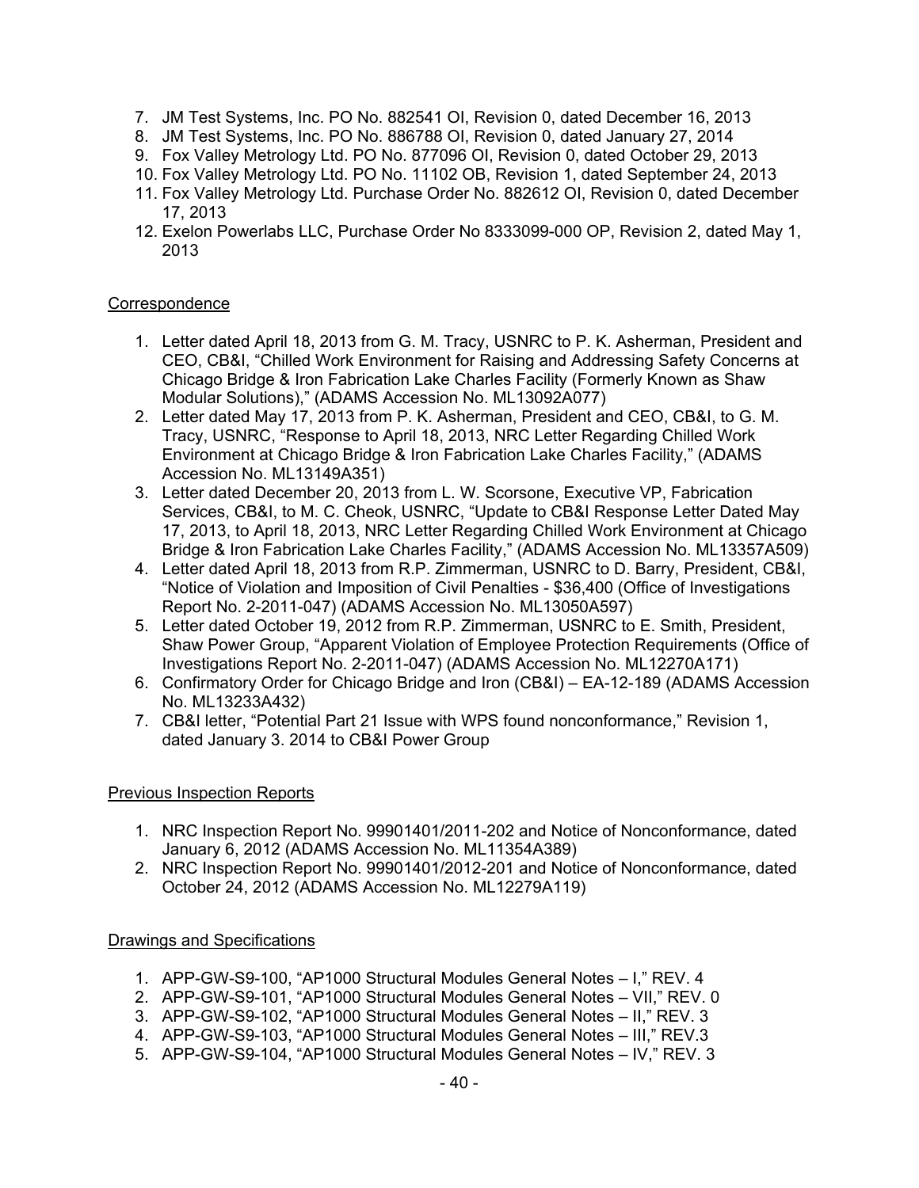7. JM Test Systems, Inc. PO No. 882541 OI, Revision 0, dated December 16, 2013
8. JM Test Systems, Inc. PO No. 886788 OI, Revision 0, dated January 27, 2014
9. Fox Valley Metrology Ltd. PO No. 877096 OI, Revision 0, dated October 29, 2013
10. Fox Valley Metrology Ltd. PO No. 11102 OB, Revision 1, dated September 24, 2013
11. Fox Valley Metrology Ltd. Purchase Order No. 882612 OI, Revision 0, dated December 17, 2013
12. Exelon Powerlabs LLC, Purchase Order No 8333099-000 OP, Revision 2, dated May 1, 2013

<u>Correspondence</u>

1. Letter dated April 18, 2013 from G. M. Tracy, USNRC to P. K. Asherman, President and CEO, CB&I, "Chilled Work Environment for Raising and Addressing Safety Concerns at Chicago Bridge & Iron Fabrication Lake Charles Facility (Formerly Known as Shaw Modular Solutions)," (ADAMS Accession No. ML13092A077)
2. Letter dated May 17, 2013 from P. K. Asherman, President and CEO, CB&I, to G. M. Tracy, USNRC, "Response to April 18, 2013, NRC Letter Regarding Chilled Work Environment at Chicago Bridge & Iron Fabrication Lake Charles Facility," (ADAMS Accession No. ML13149A351)
3. Letter dated December 20, 2013 from L. W. Scorsone, Executive VP, Fabrication Services, CB&I, to M. C. Cheok, USNRC, "Update to CB&I Response Letter Dated May 17, 2013, to April 18, 2013, NRC Letter Regarding Chilled Work Environment at Chicago Bridge & Iron Fabrication Lake Charles Facility," (ADAMS Accession No. ML13357A509)
4. Letter dated April 18, 2013 from R.P. Zimmerman, USNRC to D. Barry, President, CB&I, "Notice of Violation and Imposition of Civil Penalties - $36,400 (Office of Investigations Report No. 2-2011-047) (ADAMS Accession No. ML13050A597)
5. Letter dated October 19, 2012 from R.P. Zimmerman, USNRC to E. Smith, President, Shaw Power Group, "Apparent Violation of Employee Protection Requirements (Office of Investigations Report No. 2-2011-047) (ADAMS Accession No. ML12270A171)
6. Confirmatory Order for Chicago Bridge and Iron (CB&I) – EA-12-189 (ADAMS Accession No. ML13233A432)
7. CB&I letter, "Potential Part 21 Issue with WPS found nonconformance," Revision 1, dated January 3. 2014 to CB&I Power Group

<u>Previous Inspection Reports</u>

1. NRC Inspection Report No. 99901401/2011-202 and Notice of Nonconformance, dated January 6, 2012 (ADAMS Accession No. ML11354A389)
2. NRC Inspection Report No. 99901401/2012-201 and Notice of Nonconformance, dated October 24, 2012 (ADAMS Accession No. ML12279A119)

<u>Drawings and Specifications</u>

1. APP-GW-S9-100, "AP1000 Structural Modules General Notes – I," REV. 4
2. APP-GW-S9-101, "AP1000 Structural Modules General Notes – VII," REV. 0
3. APP-GW-S9-102, "AP1000 Structural Modules General Notes – II," REV. 3
4. APP-GW-S9-103, "AP1000 Structural Modules General Notes – III," REV.3
5. APP-GW-S9-104, "AP1000 Structural Modules General Notes – IV," REV. 3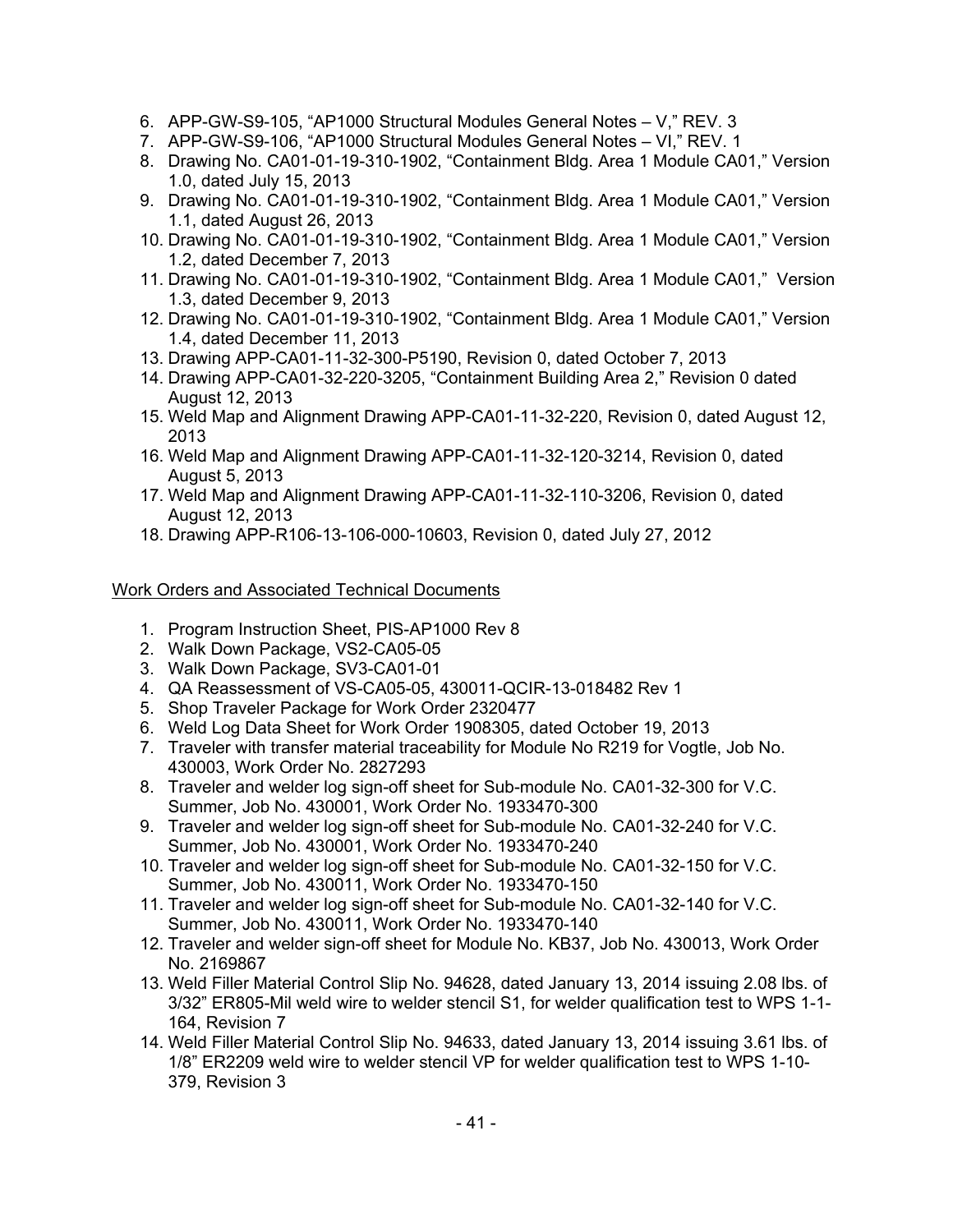6. APP-GW-S9-105, "AP1000 Structural Modules General Notes – V," REV. 3
7. APP-GW-S9-106, "AP1000 Structural Modules General Notes – VI," REV. 1
8. Drawing No. CA01-01-19-310-1902, "Containment Bldg. Area 1 Module CA01," Version 1.0, dated July 15, 2013
9. Drawing No. CA01-01-19-310-1902, "Containment Bldg. Area 1 Module CA01," Version 1.1, dated August 26, 2013
10. Drawing No. CA01-01-19-310-1902, "Containment Bldg. Area 1 Module CA01," Version 1.2, dated December 7, 2013
11. Drawing No. CA01-01-19-310-1902, "Containment Bldg. Area 1 Module CA01," Version 1.3, dated December 9, 2013
12. Drawing No. CA01-01-19-310-1902, "Containment Bldg. Area 1 Module CA01," Version 1.4, dated December 11, 2013
13. Drawing APP-CA01-11-32-300-P5190, Revision 0, dated October 7, 2013
14. Drawing APP-CA01-32-220-3205, "Containment Building Area 2," Revision 0 dated August 12, 2013
15. Weld Map and Alignment Drawing APP-CA01-11-32-220, Revision 0, dated August 12, 2013
16. Weld Map and Alignment Drawing APP-CA01-11-32-120-3214, Revision 0, dated August 5, 2013
17. Weld Map and Alignment Drawing APP-CA01-11-32-110-3206, Revision 0, dated August 12, 2013
18. Drawing APP-R106-13-106-000-10603, Revision 0, dated July 27, 2012

Work Orders and Associated Technical Documents

1. Program Instruction Sheet, PIS-AP1000 Rev 8
2. Walk Down Package, VS2-CA05-05
3. Walk Down Package, SV3-CA01-01
4. QA Reassessment of VS-CA05-05, 430011-QCIR-13-018482 Rev 1
5. Shop Traveler Package for Work Order 2320477
6. Weld Log Data Sheet for Work Order 1908305, dated October 19, 2013
7. Traveler with transfer material traceability for Module No R219 for Vogtle, Job No. 430003, Work Order No. 2827293
8. Traveler and welder log sign-off sheet for Sub-module No. CA01-32-300 for V.C. Summer, Job No. 430001, Work Order No. 1933470-300
9. Traveler and welder log sign-off sheet for Sub-module No. CA01-32-240 for V.C. Summer, Job No. 430001, Work Order No. 1933470-240
10. Traveler and welder log sign-off sheet for Sub-module No. CA01-32-150 for V.C. Summer, Job No. 430011, Work Order No. 1933470-150
11. Traveler and welder log sign-off sheet for Sub-module No. CA01-32-140 for V.C. Summer, Job No. 430011, Work Order No. 1933470-140
12. Traveler and welder sign-off sheet for Module No. KB37, Job No. 430013, Work Order No. 2169867
13. Weld Filler Material Control Slip No. 94628, dated January 13, 2014 issuing 2.08 lbs. of 3/32" ER805-Mil weld wire to welder stencil S1, for welder qualification test to WPS 1-1-164, Revision 7
14. Weld Filler Material Control Slip No. 94633, dated January 13, 2014 issuing 3.61 lbs. of 1/8" ER2209 weld wire to welder stencil VP for welder qualification test to WPS 1-10-379, Revision 3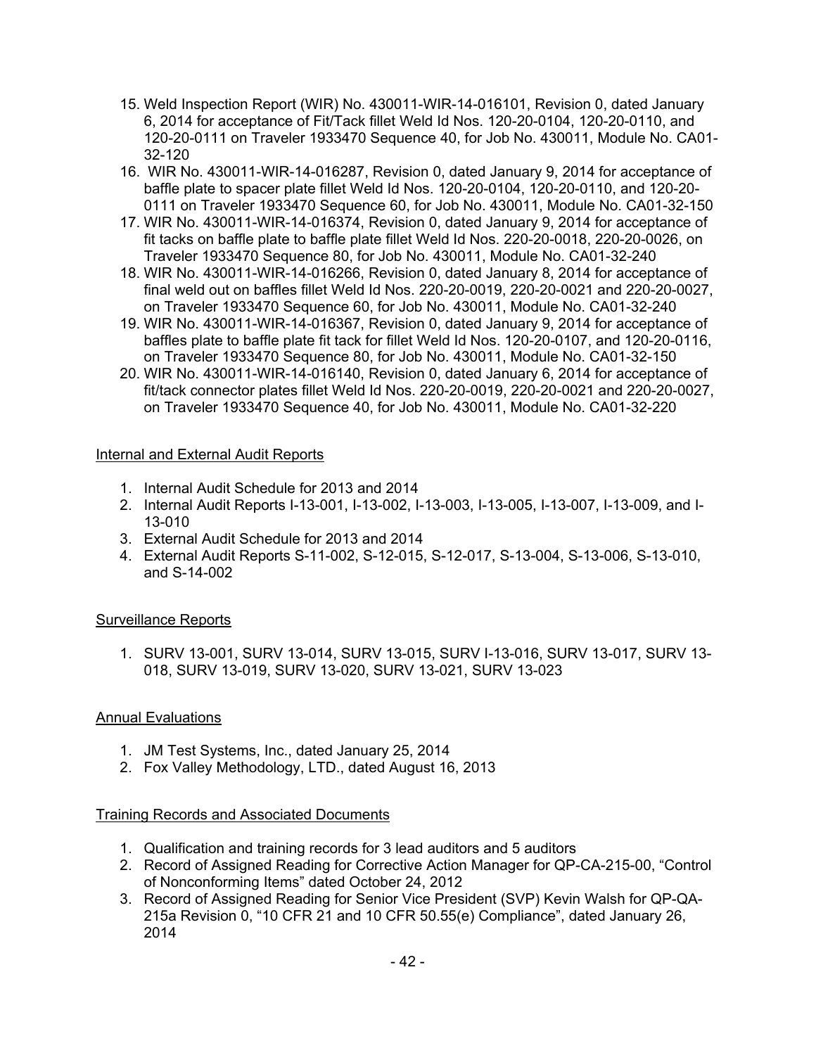15. Weld Inspection Report (WIR) No. 430011-WIR-14-016101, Revision 0, dated January 6, 2014 for acceptance of Fit/Tack fillet Weld Id Nos. 120-20-0104, 120-20-0110, and 120-20-0111 on Traveler 1933470 Sequence 40, for Job No. 430011, Module No. CA01-32-120
16. WIR No. 430011-WIR-14-016287, Revision 0, dated January 9, 2014 for acceptance of baffle plate to spacer plate fillet Weld Id Nos. 120-20-0104, 120-20-0110, and 120-20-0111 on Traveler 1933470 Sequence 60, for Job No. 430011, Module No. CA01-32-150
17. WIR No. 430011-WIR-14-016374, Revision 0, dated January 9, 2014 for acceptance of fit tacks on baffle plate to baffle plate fillet Weld Id Nos. 220-20-0018, 220-20-0026, on Traveler 1933470 Sequence 80, for Job No. 430011, Module No. CA01-32-240
18. WIR No. 430011-WIR-14-016266, Revision 0, dated January 8, 2014 for acceptance of final weld out on baffles fillet Weld Id Nos. 220-20-0019, 220-20-0021 and 220-20-0027, on Traveler 1933470 Sequence 60, for Job No. 430011, Module No. CA01-32-240
19. WIR No. 430011-WIR-14-016367, Revision 0, dated January 9, 2014 for acceptance of baffles plate to baffle plate fit tack for fillet Weld Id Nos. 120-20-0107, and 120-20-0116, on Traveler 1933470 Sequence 80, for Job No. 430011, Module No. CA01-32-150
20. WIR No. 430011-WIR-14-016140, Revision 0, dated January 6, 2014 for acceptance of fit/tack connector plates fillet Weld Id Nos. 220-20-0019, 220-20-0021 and 220-20-0027, on Traveler 1933470 Sequence 40, for Job No. 430011, Module No. CA01-32-220

Internal and External Audit Reports

1. Internal Audit Schedule for 2013 and 2014
2. Internal Audit Reports I-13-001, I-13-002, I-13-003, I-13-005, I-13-007, I-13-009, and I-13-010
3. External Audit Schedule for 2013 and 2014
4. External Audit Reports S-11-002, S-12-015, S-12-017, S-13-004, S-13-006, S-13-010, and S-14-002

Surveillance Reports

1. SURV 13-001, SURV 13-014, SURV 13-015, SURV I-13-016, SURV 13-017, SURV 13-018, SURV 13-019, SURV 13-020, SURV 13-021, SURV 13-023

Annual Evaluations

1. JM Test Systems, Inc., dated January 25, 2014
2. Fox Valley Methodology, LTD., dated August 16, 2013

Training Records and Associated Documents

1. Qualification and training records for 3 lead auditors and 5 auditors
2. Record of Assigned Reading for Corrective Action Manager for QP-CA-215-00, "Control of Nonconforming Items" dated October 24, 2012
3. Record of Assigned Reading for Senior Vice President (SVP) Kevin Walsh for QP-QA-215a Revision 0, "10 CFR 21 and 10 CFR 50.55(e) Compliance", dated January 26, 2014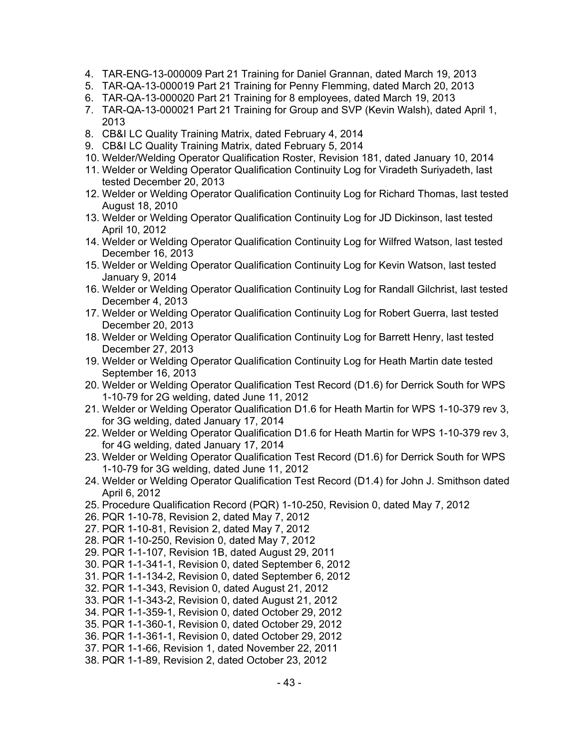4. TAR-ENG-13-000009 Part 21 Training for Daniel Grannan, dated March 19, 2013
5. TAR-QA-13-000019 Part 21 Training for Penny Flemming, dated March 20, 2013
6. TAR-QA-13-000020 Part 21 Training for 8 employees, dated March 19, 2013
7. TAR-QA-13-000021 Part 21 Training for Group and SVP (Kevin Walsh), dated April 1, 2013
8. CB&I LC Quality Training Matrix, dated February 4, 2014
9. CB&I LC Quality Training Matrix, dated February 5, 2014
10. Welder/Welding Operator Qualification Roster, Revision 181, dated January 10, 2014
11. Welder or Welding Operator Qualification Continuity Log for Viradeth Suriyadeth, last tested December 20, 2013
12. Welder or Welding Operator Qualification Continuity Log for Richard Thomas, last tested August 18, 2010
13. Welder or Welding Operator Qualification Continuity Log for JD Dickinson, last tested April 10, 2012
14. Welder or Welding Operator Qualification Continuity Log for Wilfred Watson, last tested December 16, 2013
15. Welder or Welding Operator Qualification Continuity Log for Kevin Watson, last tested January 9, 2014
16. Welder or Welding Operator Qualification Continuity Log for Randall Gilchrist, last tested December 4, 2013
17. Welder or Welding Operator Qualification Continuity Log for Robert Guerra, last tested December 20, 2013
18. Welder or Welding Operator Qualification Continuity Log for Barrett Henry, last tested December 27, 2013
19. Welder or Welding Operator Qualification Continuity Log for Heath Martin date tested September 16, 2013
20. Welder or Welding Operator Qualification Test Record (D1.6) for Derrick South for WPS 1-10-79 for 2G welding, dated June 11, 2012
21. Welder or Welding Operator Qualification D1.6 for Heath Martin for WPS 1-10-379 rev 3, for 3G welding, dated January 17, 2014
22. Welder or Welding Operator Qualification D1.6 for Heath Martin for WPS 1-10-379 rev 3, for 4G welding, dated January 17, 2014
23. Welder or Welding Operator Qualification Test Record (D1.6) for Derrick South for WPS 1-10-79 for 3G welding, dated June 11, 2012
24. Welder or Welding Operator Qualification Test Record (D1.4) for John J. Smithson dated April 6, 2012
25. Procedure Qualification Record (PQR) 1-10-250, Revision 0, dated May 7, 2012
26. PQR 1-10-78, Revision 2, dated May 7, 2012
27. PQR 1-10-81, Revision 2, dated May 7, 2012
28. PQR 1-10-250, Revision 0, dated May 7, 2012
29. PQR 1-1-107, Revision 1B, dated August 29, 2011
30. PQR 1-1-341-1, Revision 0, dated September 6, 2012
31. PQR 1-1-134-2, Revision 0, dated September 6, 2012
32. PQR 1-1-343, Revision 0, dated August 21, 2012
33. PQR 1-1-343-2, Revision 0, dated August 21, 2012
34. PQR 1-1-359-1, Revision 0, dated October 29, 2012
35. PQR 1-1-360-1, Revision 0, dated October 29, 2012
36. PQR 1-1-361-1, Revision 0, dated October 29, 2012
37. PQR 1-1-66, Revision 1, dated November 22, 2011
38. PQR 1-1-89, Revision 2, dated October 23, 2012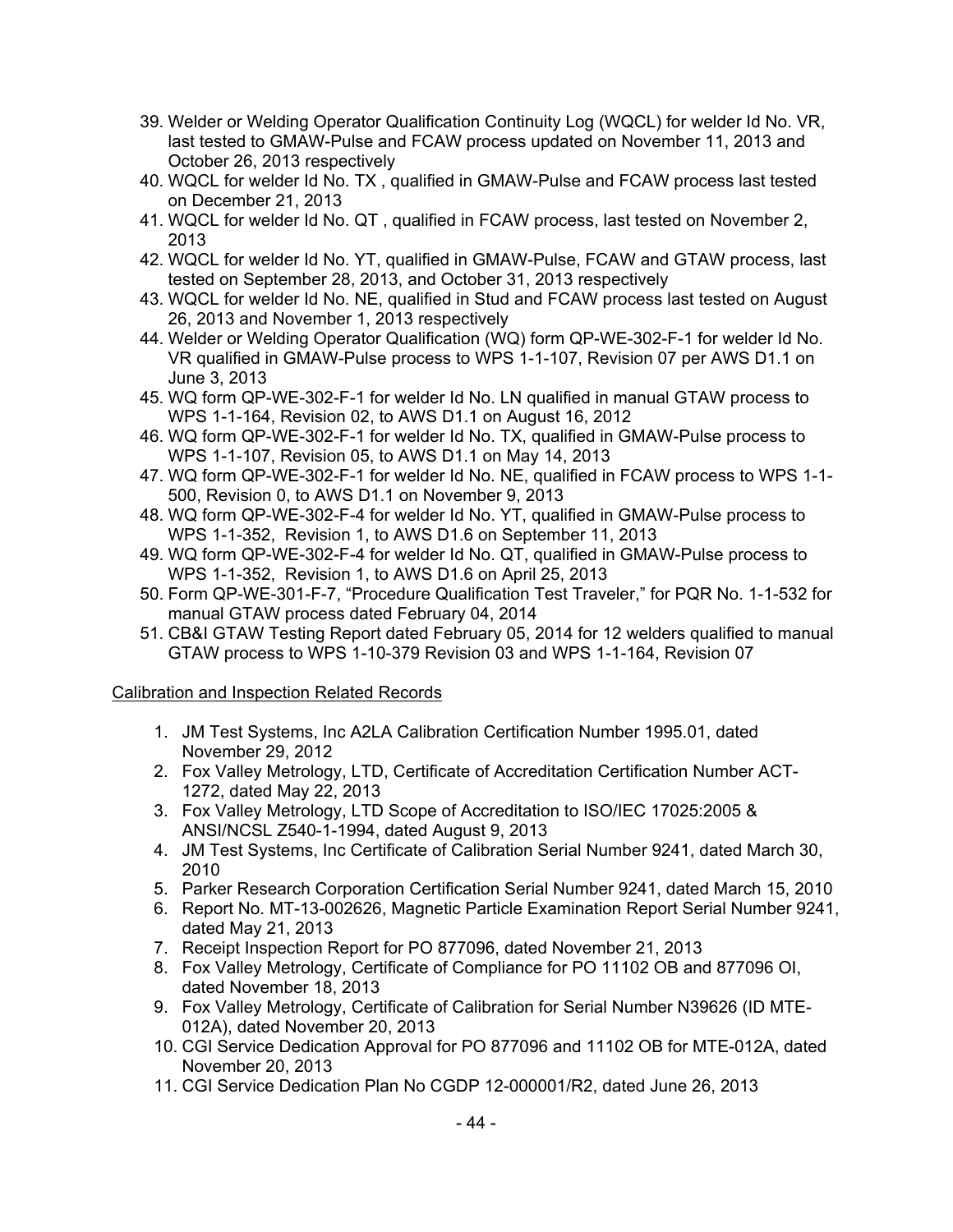39. Welder or Welding Operator Qualification Continuity Log (WQCL) for welder Id No. VR, last tested to GMAW-Pulse and FCAW process updated on November 11, 2013 and October 26, 2013 respectively
40. WQCL for welder Id No. TX , qualified in GMAW-Pulse and FCAW process last tested on December 21, 2013
41. WQCL for welder Id No. QT , qualified in FCAW process, last tested on November 2, 2013
42. WQCL for welder Id No. YT, qualified in GMAW-Pulse, FCAW and GTAW process, last tested on September 28, 2013, and October 31, 2013 respectively
43. WQCL for welder Id No. NE, qualified in Stud and FCAW process last tested on August 26, 2013 and November 1, 2013 respectively
44. Welder or Welding Operator Qualification (WQ) form QP-WE-302-F-1 for welder Id No. VR qualified in GMAW-Pulse process to WPS 1-1-107, Revision 07 per AWS D1.1 on June 3, 2013
45. WQ form QP-WE-302-F-1 for welder Id No. LN qualified in manual GTAW process to WPS 1-1-164, Revision 02, to AWS D1.1 on August 16, 2012
46. WQ form QP-WE-302-F-1 for welder Id No. TX, qualified in GMAW-Pulse process to WPS 1-1-107, Revision 05, to AWS D1.1 on May 14, 2013
47. WQ form QP-WE-302-F-1 for welder Id No. NE, qualified in FCAW process to WPS 1-1-500, Revision 0, to AWS D1.1 on November 9, 2013
48. WQ form QP-WE-302-F-4 for welder Id No. YT, qualified in GMAW-Pulse process to WPS 1-1-352, Revision 1, to AWS D1.6 on September 11, 2013
49. WQ form QP-WE-302-F-4 for welder Id No. QT, qualified in GMAW-Pulse process to WPS 1-1-352, Revision 1, to AWS D1.6 on April 25, 2013
50. Form QP-WE-301-F-7, "Procedure Qualification Test Traveler," for PQR No. 1-1-532 for manual GTAW process dated February 04, 2014
51. CB&I GTAW Testing Report dated February 05, 2014 for 12 welders qualified to manual GTAW process to WPS 1-10-379 Revision 03 and WPS 1-1-164, Revision 07

Calibration and Inspection Related Records

1. JM Test Systems, Inc A2LA Calibration Certification Number 1995.01, dated November 29, 2012
2. Fox Valley Metrology, LTD, Certificate of Accreditation Certification Number ACT-1272, dated May 22, 2013
3. Fox Valley Metrology, LTD Scope of Accreditation to ISO/IEC 17025:2005 & ANSI/NCSL Z540-1-1994, dated August 9, 2013
4. JM Test Systems, Inc Certificate of Calibration Serial Number 9241, dated March 30, 2010
5. Parker Research Corporation Certification Serial Number 9241, dated March 15, 2010
6. Report No. MT-13-002626, Magnetic Particle Examination Report Serial Number 9241, dated May 21, 2013
7. Receipt Inspection Report for PO 877096, dated November 21, 2013
8. Fox Valley Metrology, Certificate of Compliance for PO 11102 OB and 877096 OI, dated November 18, 2013
9. Fox Valley Metrology, Certificate of Calibration for Serial Number N39626 (ID MTE-012A), dated November 20, 2013
10. CGI Service Dedication Approval for PO 877096 and 11102 OB for MTE-012A, dated November 20, 2013
11. CGI Service Dedication Plan No CGDP 12-000001/R2, dated June 26, 2013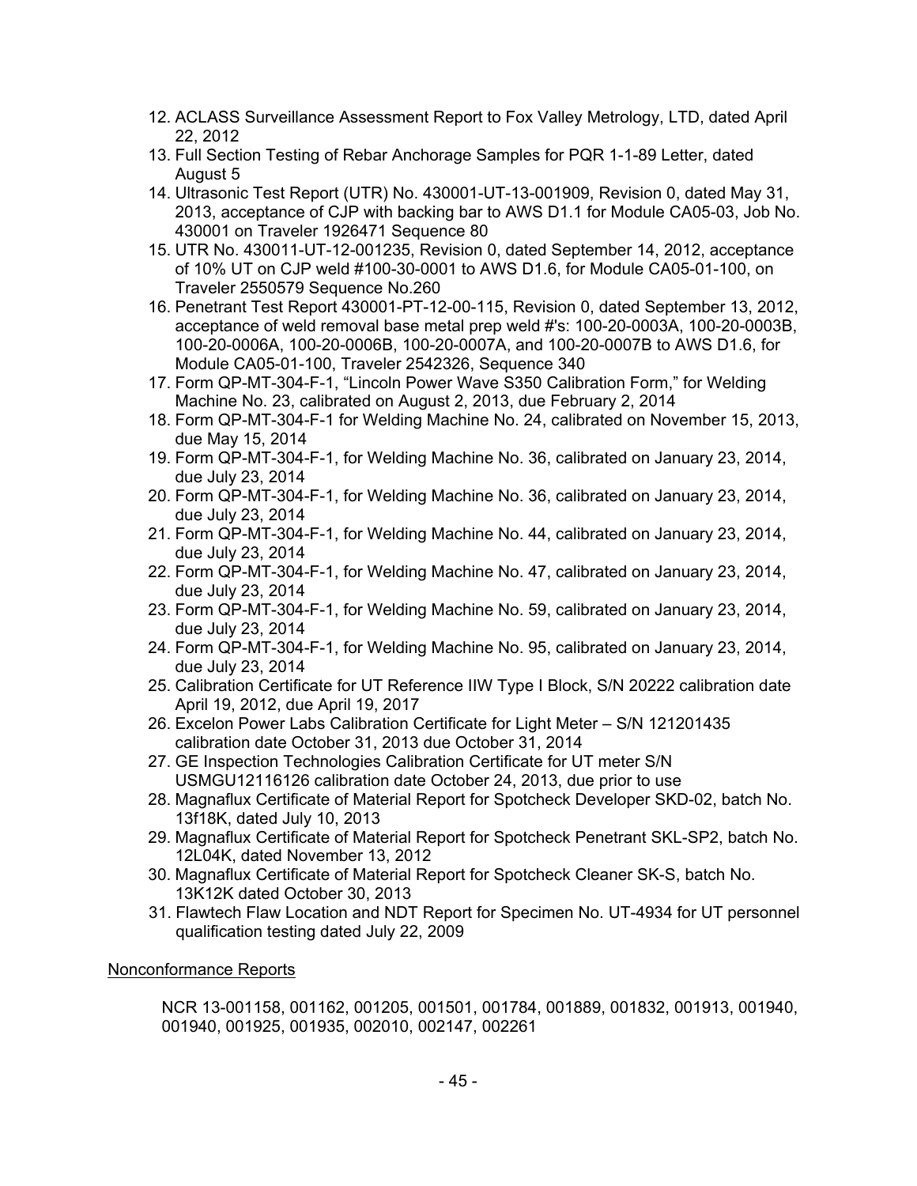12. ACLASS Surveillance Assessment Report to Fox Valley Metrology, LTD, dated April 22, 2012
13. Full Section Testing of Rebar Anchorage Samples for PQR 1-1-89 Letter, dated August 5
14. Ultrasonic Test Report (UTR) No. 430001-UT-13-001909, Revision 0, dated May 31, 2013, acceptance of CJP with backing bar to AWS D1.1 for Module CA05-03, Job No. 430001 on Traveler 1926471 Sequence 80
15. UTR No. 430011-UT-12-001235, Revision 0, dated September 14, 2012, acceptance of 10% UT on CJP weld #100-30-0001 to AWS D1.6, for Module CA05-01-100, on Traveler 2550579 Sequence No.260
16. Penetrant Test Report 430001-PT-12-00-115, Revision 0, dated September 13, 2012, acceptance of weld removal base metal prep weld #'s: 100-20-0003A, 100-20-0003B, 100-20-0006A, 100-20-0006B, 100-20-0007A, and 100-20-0007B to AWS D1.6, for Module CA05-01-100, Traveler 2542326, Sequence 340
17. Form QP-MT-304-F-1, "Lincoln Power Wave S350 Calibration Form," for Welding Machine No. 23, calibrated on August 2, 2013, due February 2, 2014
18. Form QP-MT-304-F-1 for Welding Machine No. 24, calibrated on November 15, 2013, due May 15, 2014
19. Form QP-MT-304-F-1, for Welding Machine No. 36, calibrated on January 23, 2014, due July 23, 2014
20. Form QP-MT-304-F-1, for Welding Machine No. 36, calibrated on January 23, 2014, due July 23, 2014
21. Form QP-MT-304-F-1, for Welding Machine No. 44, calibrated on January 23, 2014, due July 23, 2014
22. Form QP-MT-304-F-1, for Welding Machine No. 47, calibrated on January 23, 2014, due July 23, 2014
23. Form QP-MT-304-F-1, for Welding Machine No. 59, calibrated on January 23, 2014, due July 23, 2014
24. Form QP-MT-304-F-1, for Welding Machine No. 95, calibrated on January 23, 2014, due July 23, 2014
25. Calibration Certificate for UT Reference IIW Type I Block, S/N 20222 calibration date April 19, 2012, due April 19, 2017
26. Excelon Power Labs Calibration Certificate for Light Meter – S/N 121201435 calibration date October 31, 2013 due October 31, 2014
27. GE Inspection Technologies Calibration Certificate for UT meter S/N USMGU12116126 calibration date October 24, 2013, due prior to use
28. Magnaflux Certificate of Material Report for Spotcheck Developer SKD-02, batch No. 13f18K, dated July 10, 2013
29. Magnaflux Certificate of Material Report for Spotcheck Penetrant SKL-SP2, batch No. 12L04K, dated November 13, 2012
30. Magnaflux Certificate of Material Report for Spotcheck Cleaner SK-S, batch No. 13K12K dated October 30, 2013
31. Flawtech Flaw Location and NDT Report for Specimen No. UT-4934 for UT personnel qualification testing dated July 22, 2009

Nonconformance Reports

NCR 13-001158, 001162, 001205, 001501, 001784, 001889, 001832, 001913, 001940, 001940, 001925, 001935, 002010, 002147, 002261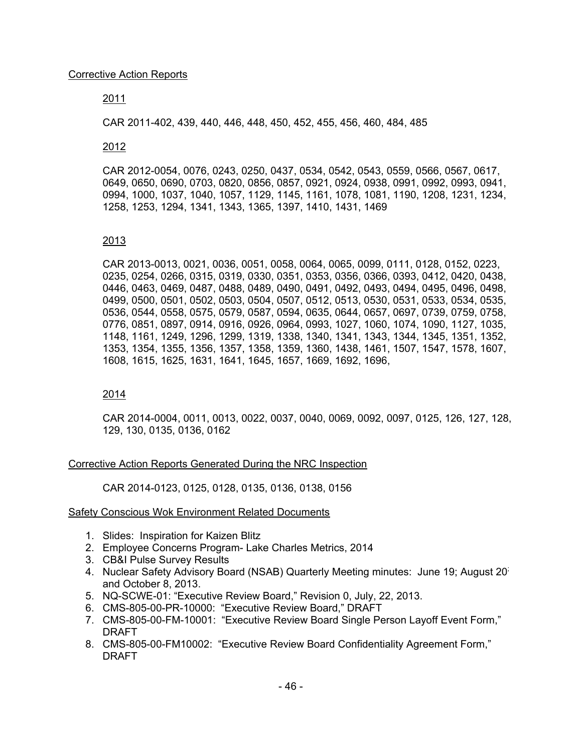Corrective Action Reports

2011

CAR 2011-402, 439, 440, 446, 448, 450, 452, 455, 456, 460, 484, 485

2012

CAR 2012-0054, 0076, 0243, 0250, 0437, 0534, 0542, 0543, 0559, 0566, 0567, 0617, 0649, 0650, 0690, 0703, 0820, 0856, 0857, 0921, 0924, 0938, 0991, 0992, 0993, 0941, 0994, 1000, 1037, 1040, 1057, 1129, 1145, 1161, 1078, 1081, 1190, 1208, 1231, 1234, 1258, 1253, 1294, 1341, 1343, 1365, 1397, 1410, 1431, 1469

2013

CAR 2013-0013, 0021, 0036, 0051, 0058, 0064, 0065, 0099, 0111, 0128, 0152, 0223, 0235, 0254, 0266, 0315, 0319, 0330, 0351, 0353, 0356, 0366, 0393, 0412, 0420, 0438, 0446, 0463, 0469, 0487, 0488, 0489, 0490, 0491, 0492, 0493, 0494, 0495, 0496, 0498, 0499, 0500, 0501, 0502, 0503, 0504, 0507, 0512, 0513, 0530, 0531, 0533, 0534, 0535, 0536, 0544, 0558, 0575, 0579, 0587, 0594, 0635, 0644, 0657, 0697, 0739, 0759, 0758, 0776, 0851, 0897, 0914, 0916, 0926, 0964, 0993, 1027, 1060, 1074, 1090, 1127, 1035, 1148, 1161, 1249, 1296, 1299, 1319, 1338, 1340, 1341, 1343, 1344, 1345, 1351, 1352, 1353, 1354, 1355, 1356, 1357, 1358, 1359, 1360, 1438, 1461, 1507, 1547, 1578, 1607, 1608, 1615, 1625, 1631, 1641, 1645, 1657, 1669, 1692, 1696,

2014

CAR 2014-0004, 0011, 0013, 0022, 0037, 0040, 0069, 0092, 0097, 0125, 126, 127, 128, 129, 130, 0135, 0136, 0162

Corrective Action Reports Generated During the NRC Inspection

CAR 2014-0123, 0125, 0128, 0135, 0136, 0138, 0156

Safety Conscious Wok Environment Related Documents

1. Slides: Inspiration for Kaizen Blitz
2. Employee Concerns Program- Lake Charles Metrics, 2014
3. CB&I Pulse Survey Results
4. Nuclear Safety Advisory Board (NSAB) Quarterly Meeting minutes: June 19; August 20; and October 8, 2013.
5. NQ-SCWE-01: "Executive Review Board," Revision 0, July, 22, 2013.
6. CMS-805-00-PR-10000: "Executive Review Board," DRAFT
7. CMS-805-00-FM-10001: "Executive Review Board Single Person Layoff Event Form," DRAFT
8. CMS-805-00-FM10002: "Executive Review Board Confidentiality Agreement Form," DRAFT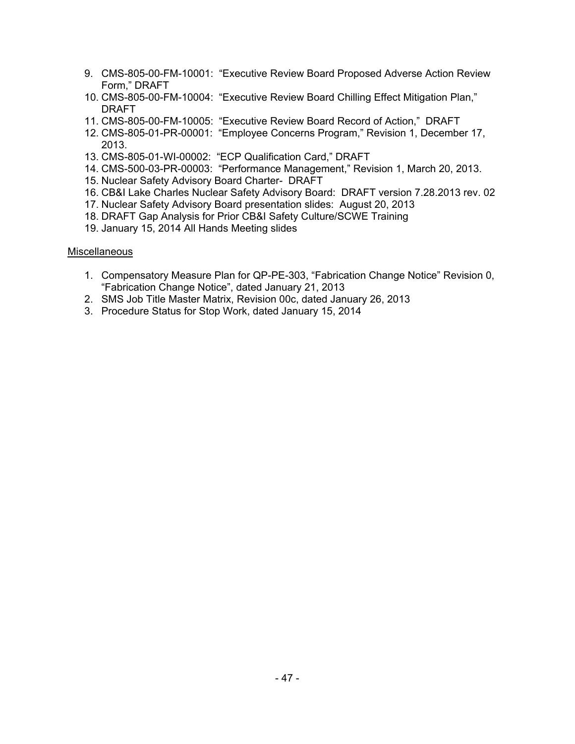9. CMS-805-00-FM-10001: "Executive Review Board Proposed Adverse Action Review Form," DRAFT
10. CMS-805-00-FM-10004: "Executive Review Board Chilling Effect Mitigation Plan," DRAFT
11. CMS-805-00-FM-10005: "Executive Review Board Record of Action," DRAFT
12. CMS-805-01-PR-00001: "Employee Concerns Program," Revision 1, December 17, 2013.
13. CMS-805-01-WI-00002: "ECP Qualification Card," DRAFT
14. CMS-500-03-PR-00003: "Performance Management," Revision 1, March 20, 2013.
15. Nuclear Safety Advisory Board Charter- DRAFT
16. CB&I Lake Charles Nuclear Safety Advisory Board: DRAFT version 7.28.2013 rev. 02
17. Nuclear Safety Advisory Board presentation slides: August 20, 2013
18. DRAFT Gap Analysis for Prior CB&I Safety Culture/SCWE Training
19. January 15, 2014 All Hands Meeting slides

<u>Miscellaneous</u>

1. Compensatory Measure Plan for QP-PE-303, "Fabrication Change Notice" Revision 0, "Fabrication Change Notice", dated January 21, 2013
2. SMS Job Title Master Matrix, Revision 00c, dated January 26, 2013
3. Procedure Status for Stop Work, dated January 15, 2014